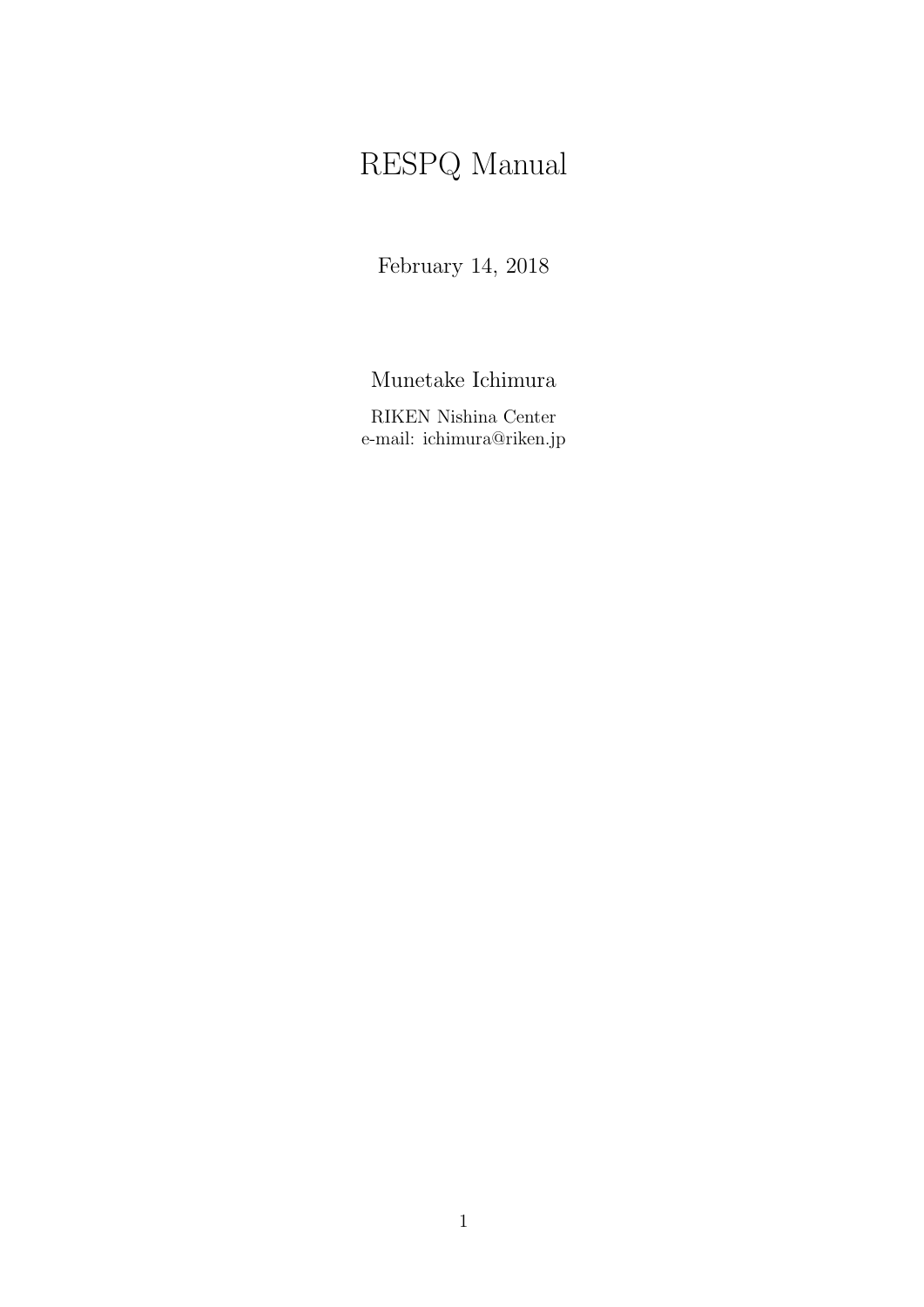# RESPQ Manual

February 14, 2018

Munetake Ichimura

RIKEN Nishina Center
e-mail: ichimura@riken.jp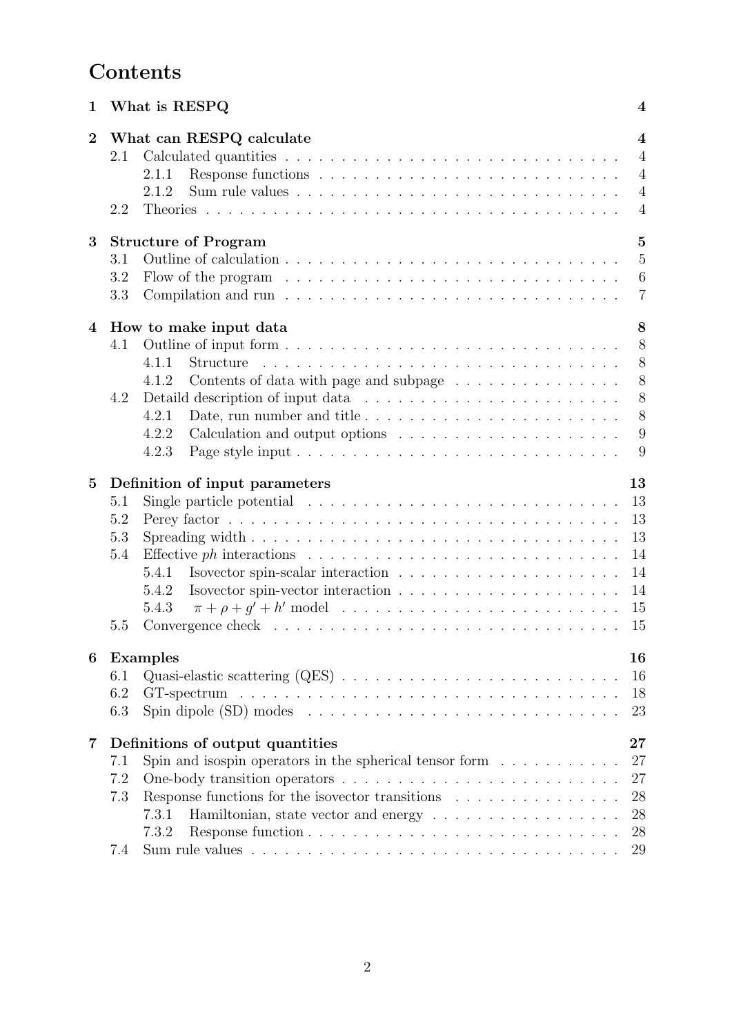# Contents

1 What is RESPQ 4

2 What can RESPQ calculate 4
- 2.1 Calculated quantities 4
  - 2.1.1 Response functions 4
  - 2.1.2 Sum rule values 4
- 2.2 Theories 4

3 Structure of Program 5
- 3.1 Outline of calculation 5
- 3.2 Flow of the program 6
- 3.3 Compilation and run 7

4 How to make input data 8
- 4.1 Outline of input form 8
  - 4.1.1 Structure 8
  - 4.1.2 Contents of data with page and subpage 8
- 4.2 Detaild description of input data 8
  - 4.2.1 Date, run number and title 8
  - 4.2.2 Calculation and output options 9
  - 4.2.3 Page style input 9

5 Definition of input parameters 13
- 5.1 Single particle potential 13
- 5.2 Perey factor 13
- 5.3 Spreading width 13
- 5.4 Effective *ph* interactions 14
  - 5.4.1 Isovector spin-scalar interaction 14
  - 5.4.2 Isovector spin-vector interaction 14
  - 5.4.3 $\pi + \rho + g' + h'$ model 15
- 5.5 Convergence check 15

6 Examples 16
- 6.1 Quasi-elastic scattering (QES) 16
- 6.2 GT-spectrum 18
- 6.3 Spin dipole (SD) modes 23

7 Definitions of output quantities 27
- 7.1 Spin and isospin operators in the spherical tensor form 27
- 7.2 One-body transition operators 27
- 7.3 Response functions for the isovector transitions 28
  - 7.3.1 Hamiltonian, state vector and energy 28
  - 7.3.2 Response function 28
- 7.4 Sum rule values 29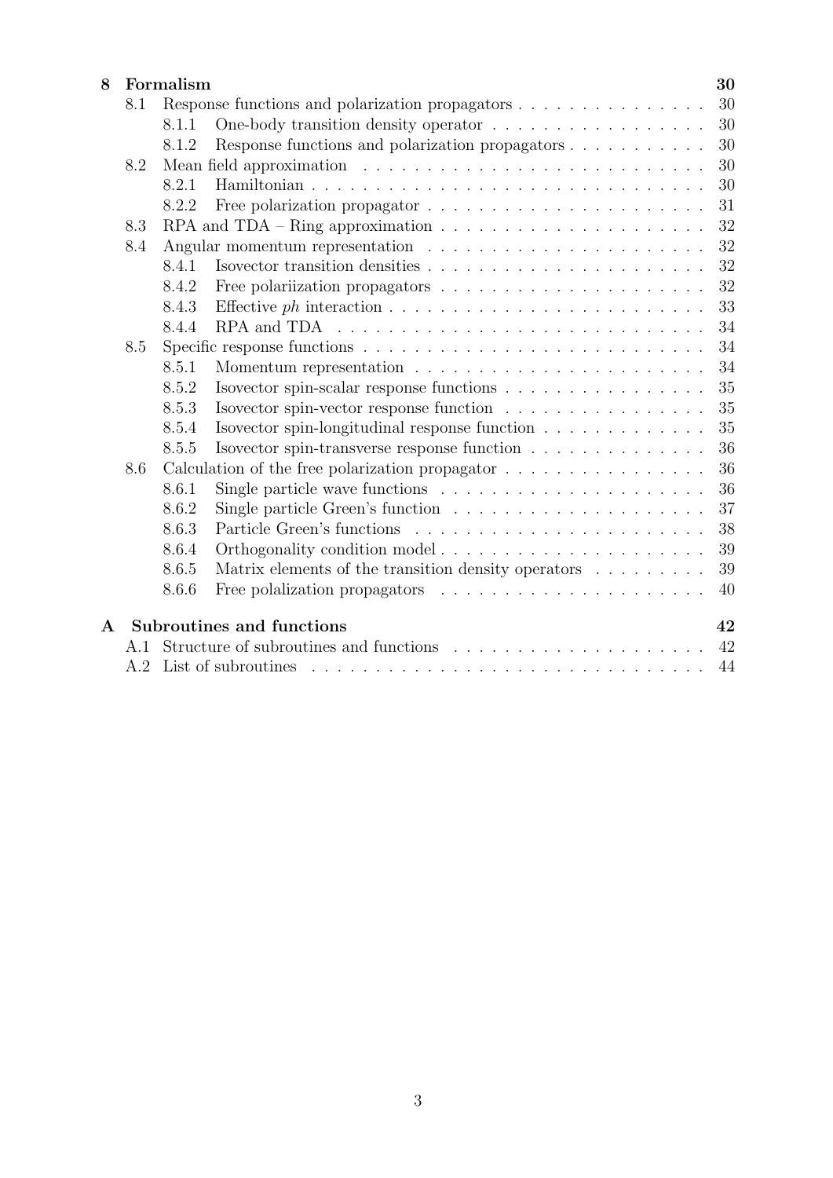**8 Formalism** 30

- 8.1 Response functions and polarization propagators . . . 30
  - 8.1.1 One-body transition density operator . . . 30
  - 8.1.2 Response functions and polarization propagators . . . 30
- 8.2 Mean field approximation . . . 30
  - 8.2.1 Hamiltonian . . . 30
  - 8.2.2 Free polarization propagator . . . 31
- 8.3 RPA and TDA – Ring approximation . . . 32
- 8.4 Angular momentum representation . . . 32
  - 8.4.1 Isovector transition densities . . . 32
  - 8.4.2 Free polariization propagators . . . 32
  - 8.4.3 Effective *ph* interaction . . . 33
  - 8.4.4 RPA and TDA . . . 34
- 8.5 Specific response functions . . . 34
  - 8.5.1 Momentum representation . . . 34
  - 8.5.2 Isovector spin-scalar response functions . . . 35
  - 8.5.3 Isovector spin-vector response function . . . 35
  - 8.5.4 Isovector spin-longitudinal response function . . . 35
  - 8.5.5 Isovector spin-transverse response function . . . 36
- 8.6 Calculation of the free polarization propagator . . . 36
  - 8.6.1 Single particle wave functions . . . 36
  - 8.6.2 Single particle Green's function . . . 37
  - 8.6.3 Particle Green's functions . . . 38
  - 8.6.4 Orthogonality condition model . . . 39
  - 8.6.5 Matrix elements of the transition density operators . . . 39
  - 8.6.6 Free polalization propagators . . . 40

**A Subroutines and functions** 42

- A.1 Structure of subroutines and functions . . . 42
- A.2 List of subroutines . . . 44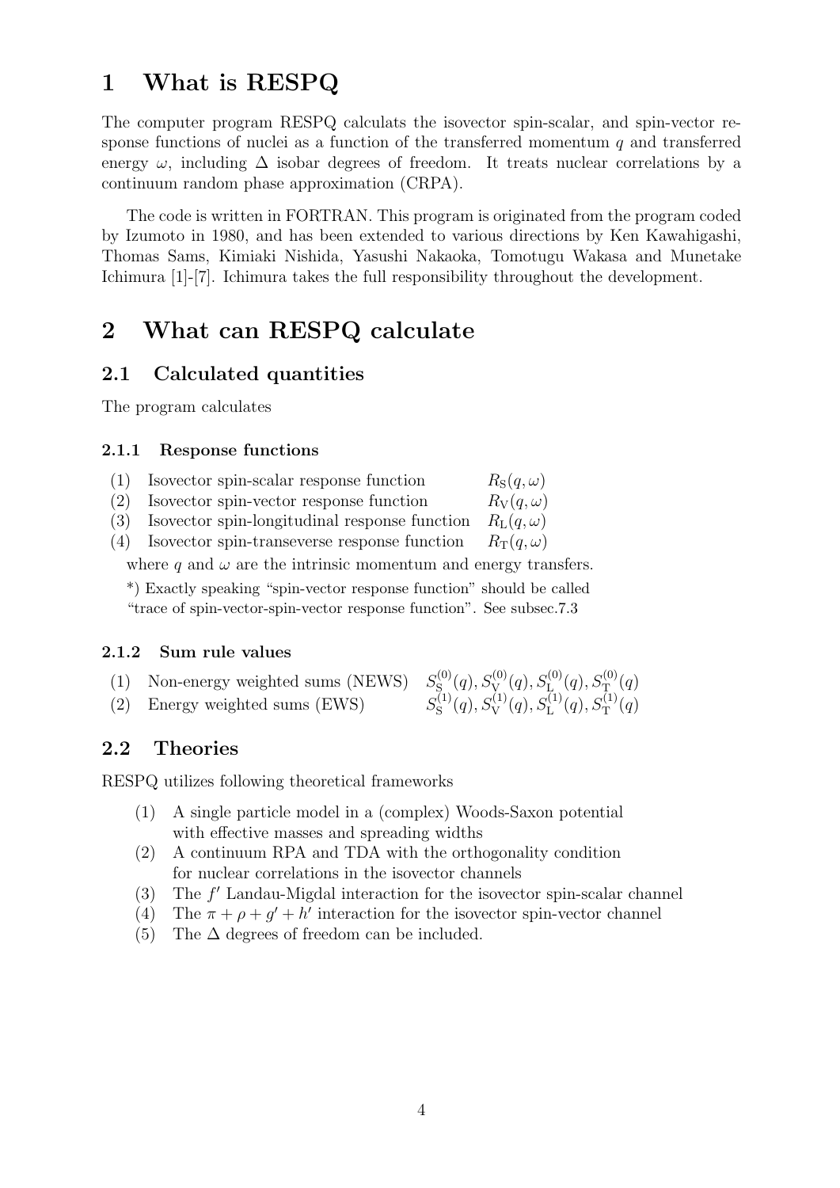# 1 What is RESPQ

The computer program RESPQ calculats the isovector spin-scalar, and spin-vector response functions of nuclei as a function of the transferred momentum $q$ and transferred energy $\omega$, including $\Delta$ isobar degrees of freedom. It treats nuclear correlations by a continuum random phase approximation (CRPA).

The code is written in FORTRAN. This program is originated from the program coded by Izumoto in 1980, and has been extended to various directions by Ken Kawahigashi, Thomas Sams, Kimiaki Nishida, Yasushi Nakaoka, Tomotugu Wakasa and Munetake Ichimura [1]-[7]. Ichimura takes the full responsibility throughout the development.

# 2 What can RESPQ calculate

## 2.1 Calculated quantities

The program calculates

### 2.1.1 Response functions

(1) Isovector spin-scalar response function $R_{\rm S}(q,\omega)$
(2) Isovector spin-vector response function $R_{\rm V}(q,\omega)$
(3) Isovector spin-longitudinal response function $R_{\rm L}(q,\omega)$
(4) Isovector spin-transeverse response function $R_{\rm T}(q,\omega)$

where $q$ and $\omega$ are the intrinsic momentum and energy transfers.

*) Exactly speaking "spin-vector response function" should be called "trace of spin-vector-spin-vector response function". See subsec.7.3

### 2.1.2 Sum rule values

(1) Non-energy weighted sums (NEWS) $S^{(0)}_{\rm S}(q), S^{(0)}_{\rm V}(q), S^{(0)}_{\rm L}(q), S^{(0)}_{\rm T}(q)$
(2) Energy weighted sums (EWS) $S^{(1)}_{\rm S}(q), S^{(1)}_{\rm V}(q), S^{(1)}_{\rm L}(q), S^{(1)}_{\rm T}(q)$

## 2.2 Theories

RESPQ utilizes following theoretical frameworks

(1) A single particle model in a (complex) Woods-Saxon potential with effective masses and spreading widths
(2) A continuum RPA and TDA with the orthogonality condition for nuclear correlations in the isovector channels
(3) The $f'$ Landau-Migdal interaction for the isovector spin-scalar channel
(4) The $\pi + \rho + g' + h'$ interaction for the isovector spin-vector channel
(5) The $\Delta$ degrees of freedom can be included.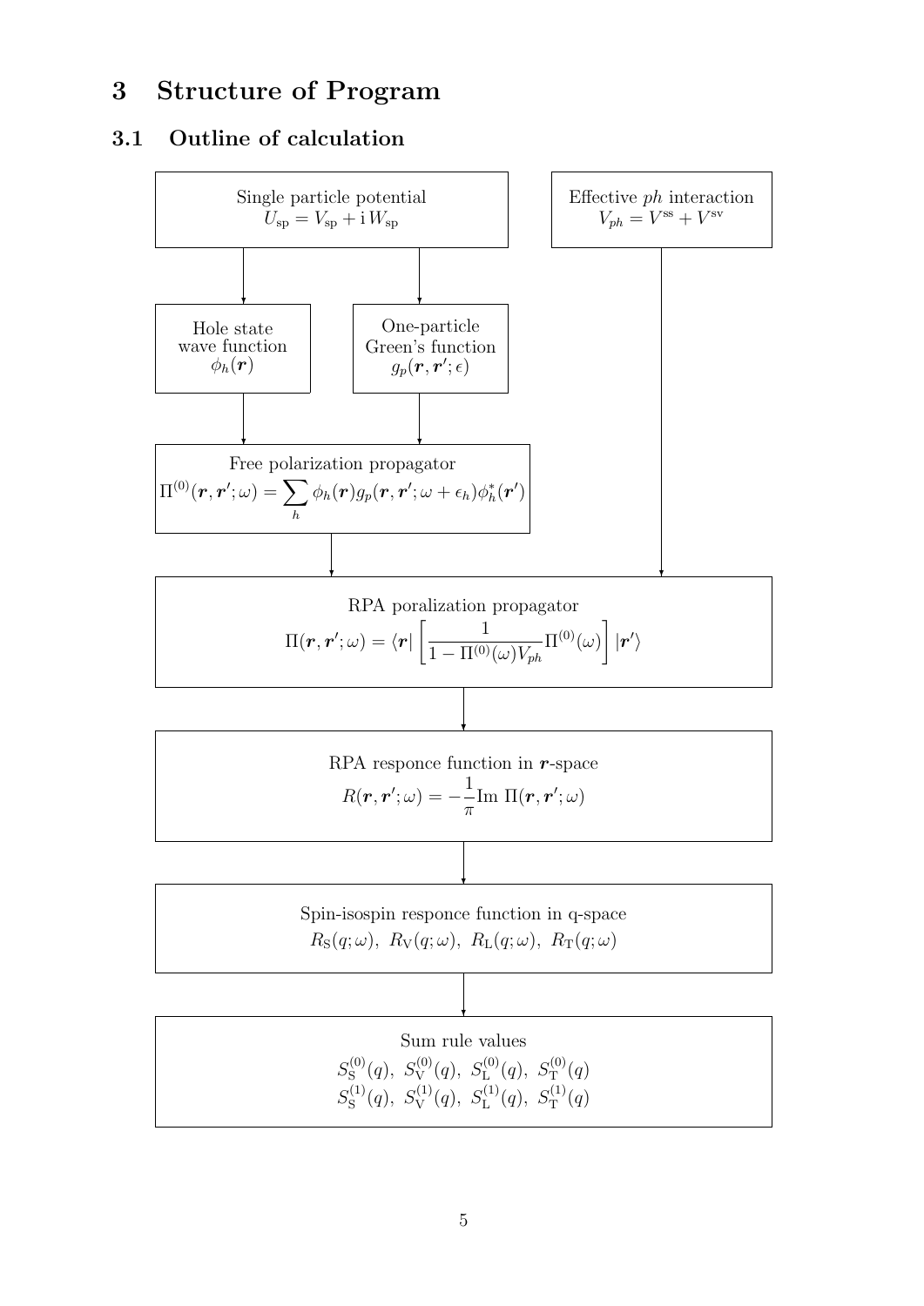# 3 Structure of Program

## 3.1 Outline of calculation

Single particle potential
$U_{\rm sp} = V_{\rm sp} + {\rm i}\, W_{\rm sp}$

Effective *ph* interaction
$V_{ph} = V^{\rm ss} + V^{\rm sv}$

Hole state wave function
$\phi_h(\boldsymbol{r})$

One-particle Green's function
$g_p(\boldsymbol{r}, \boldsymbol{r}'; \epsilon)$

Free polarization propagator

$$\Pi^{(0)}(\boldsymbol{r}, \boldsymbol{r}'; \omega) = \sum_h \phi_h(\boldsymbol{r}) g_p(\boldsymbol{r}, \boldsymbol{r}'; \omega + \epsilon_h) \phi_h^*(\boldsymbol{r}')$$

RPA poralization propagator

$$\Pi(\boldsymbol{r}, \boldsymbol{r}'; \omega) = \langle \boldsymbol{r} | \left[ \frac{1}{1 - \Pi^{(0)}(\omega) V_{ph}} \Pi^{(0)}(\omega) \right] | \boldsymbol{r}' \rangle$$

RPA responce function in $\boldsymbol{r}$-space

$$R(\boldsymbol{r}, \boldsymbol{r}'; \omega) = -\frac{1}{\pi} {\rm Im}\ \Pi(\boldsymbol{r}, \boldsymbol{r}'; \omega)$$

Spin-isospin responce function in q-space
$R_{\rm S}(q; \omega),\ R_{\rm V}(q; \omega),\ R_{\rm L}(q; \omega),\ R_{\rm T}(q; \omega)$

Sum rule values
$S_{\rm S}^{(0)}(q),\ S_{\rm V}^{(0)}(q),\ S_{\rm L}^{(0)}(q),\ S_{\rm T}^{(0)}(q)$
$S_{\rm S}^{(1)}(q),\ S_{\rm V}^{(1)}(q),\ S_{\rm L}^{(1)}(q),\ S_{\rm T}^{(1)}(q)$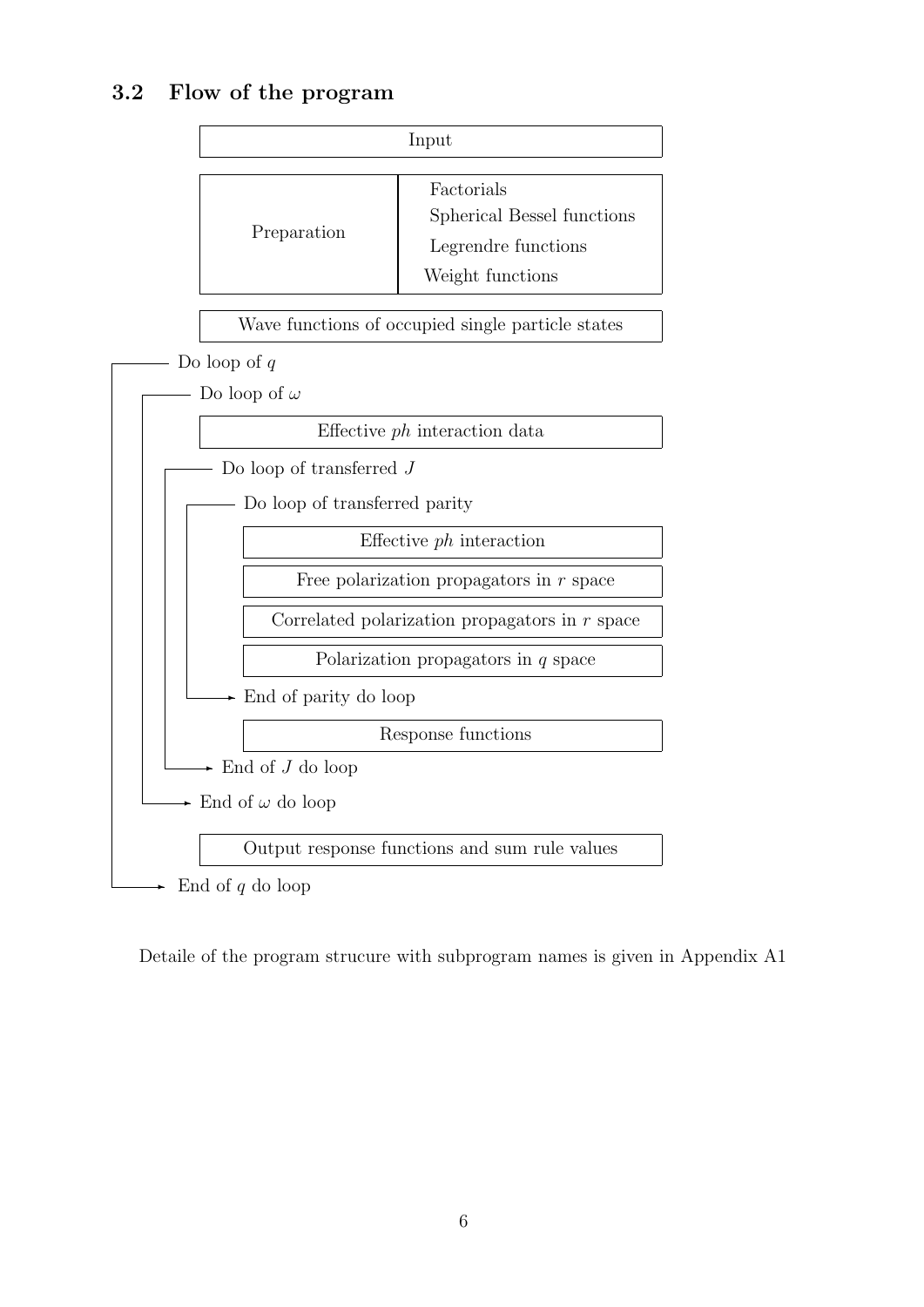### 3.2 Flow of the program

```
Input

Preparation | Factorials
            | Spherical Bessel functions
            | Legrendre functions
            | Weight functions

Wave functions of occupied single particle states

Do loop of q
  Do loop of ω
    Effective ph interaction data
    Do loop of transferred J
      Do loop of transferred parity
        Effective ph interaction
        Free polarization propagators in r space
        Correlated polarization propagators in r space
        Polarization propagators in q space
      End of parity do loop
      Response functions
    End of J do loop
  End of ω do loop
  Output response functions and sum rule values
End of q do loop
```

Detaile of the program strucure with subprogram names is given in Appendix A1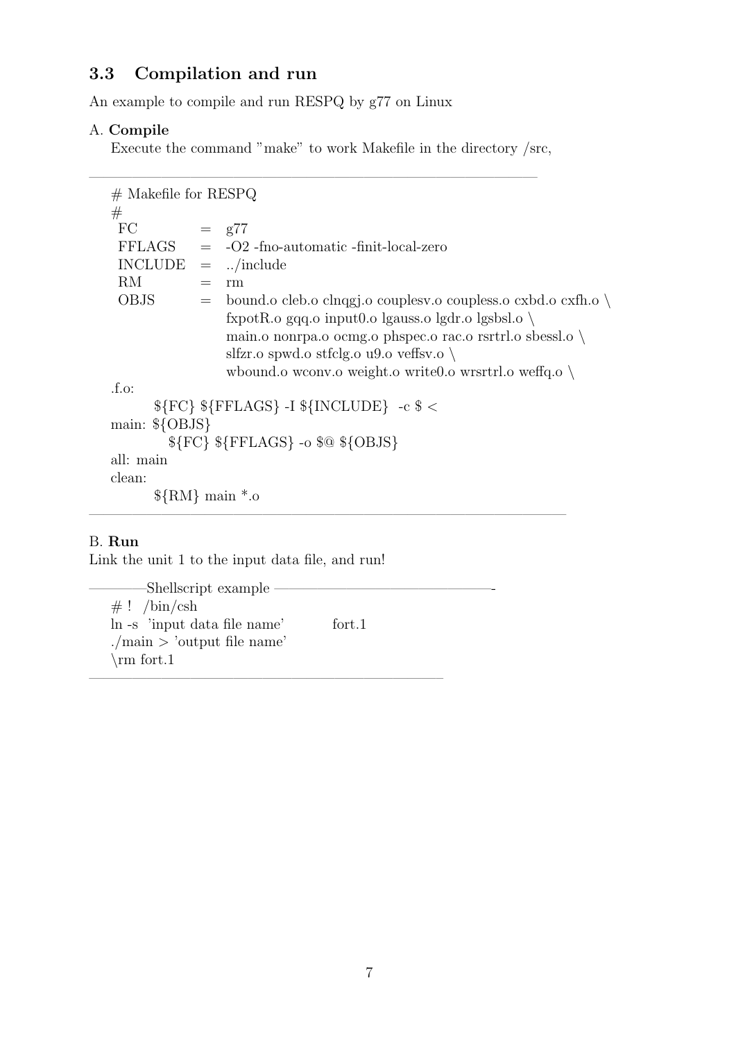### 3.3 Compilation and run

An example to compile and run RESPQ by g77 on Linux

A. **Compile**
Execute the command "make" to work Makefile in the directory /src,

```
# Makefile for RESPQ
#
 FC        =  g77
 FFLAGS    =  -O2 -fno-automatic -finit-local-zero
 INCLUDE   =  ../include
 RM        =  rm
 OBJS      =  bound.o cleb.o clnqgj.o couplesv.o coupless.o cxbd.o cxfh.o \
              fxpotR.o gqq.o input0.o lgauss.o lgdr.o lgsbsl.o \
              main.o nonrpa.o ocmg.o phspec.o rac.o rsrtrl.o sbessl.o \
              slfzr.o spwd.o stfclg.o u9.o veffsv.o \
              wbound.o wconv.o weight.o write0.o wrsrtrl.o weffq.o \
.f.o:
        ${FC} ${FFLAGS} -I ${INCLUDE}  -c $ <
main: ${OBJS}
           ${FC} ${FFLAGS} -o $@ ${OBJS}
all: main
clean:
        ${RM} main *.o
```

B. **Run**
Link the unit 1 to the input data file, and run!

```
———Shellscript example ———
# !  /bin/csh
ln -s  'input data file name'        fort.1
./main > 'output file name'
\rm fort.1
```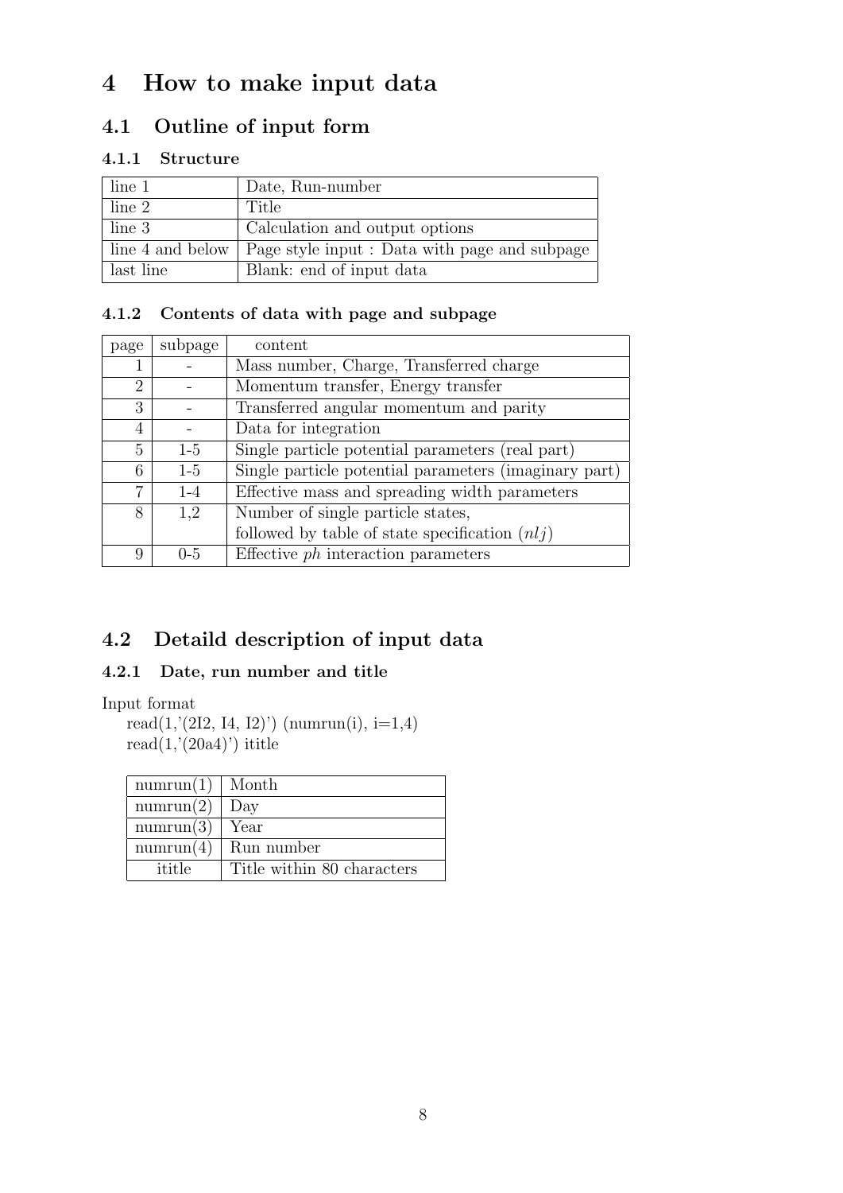# 4 How to make input data

## 4.1 Outline of input form

### 4.1.1 Structure

| | |
|---|---|
| line 1 | Date, Run-number |
| line 2 | Title |
| line 3 | Calculation and output options |
| line 4 and below | Page style input : Data with page and subpage |
| last line | Blank: end of input data |

### 4.1.2 Contents of data with page and subpage

| page | subpage | content |
|---|---|---|
| 1 | - | Mass number, Charge, Transferred charge |
| 2 | - | Momentum transfer, Energy transfer |
| 3 | - | Transferred angular momentum and parity |
| 4 | - | Data for integration |
| 5 | 1-5 | Single particle potential parameters (real part) |
| 6 | 1-5 | Single particle potential parameters (imaginary part) |
| 7 | 1-4 | Effective mass and spreading width parameters |
| 8 | 1,2 | Number of single particle states, followed by table of state specification $(nlj)$ |
| 9 | 0-5 | Effective *ph* interaction parameters |

## 4.2 Detaild description of input data

### 4.2.1 Date, run number and title

Input format

read(1,'(2I2, I4, I2)') (numrun(i), i=1,4)
read(1,'(20a4)') ititle

| | |
|---|---|
| numrun(1) | Month |
| numrun(2) | Day |
| numrun(3) | Year |
| numrun(4) | Run number |
| ititle | Title within 80 characters |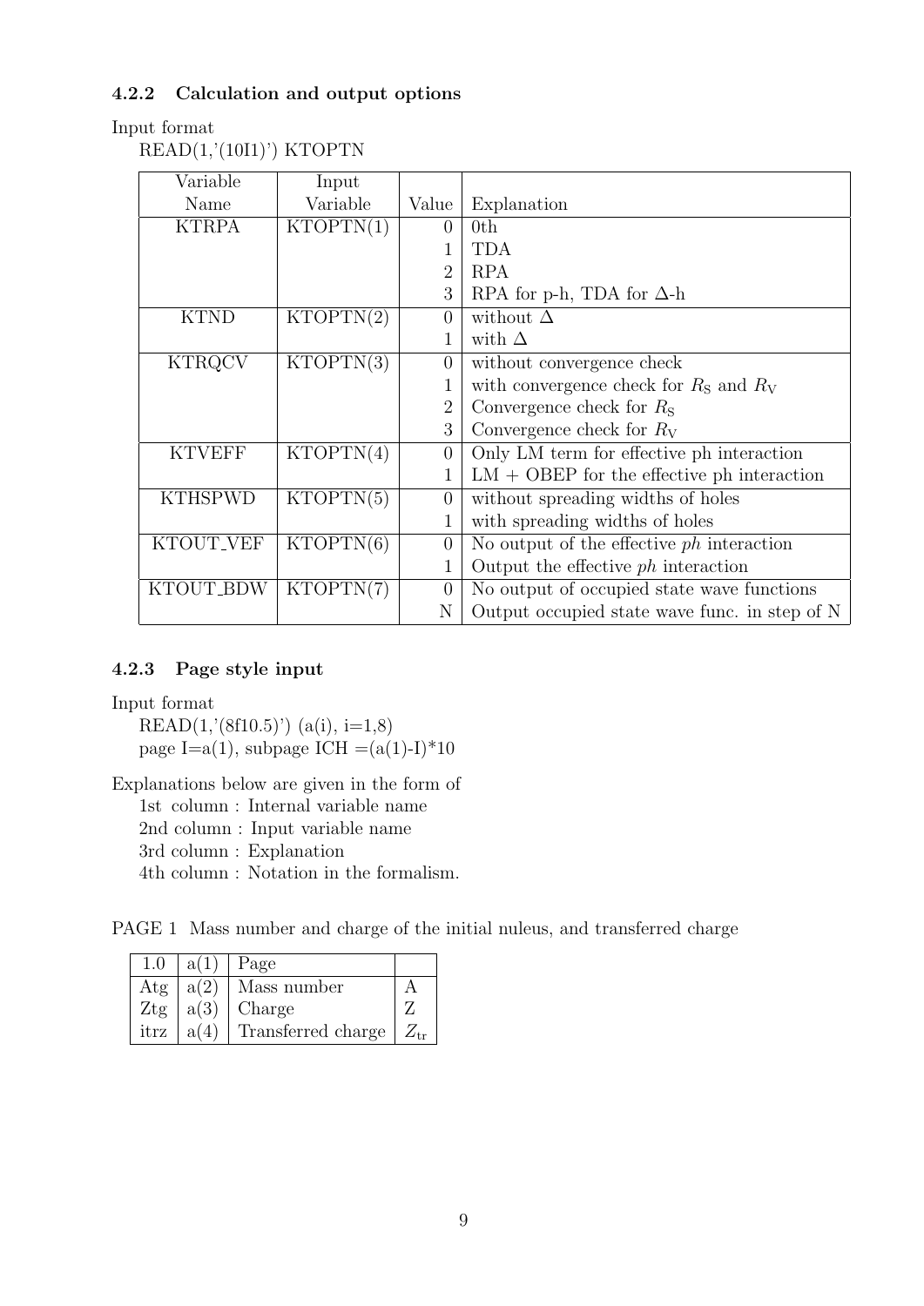### 4.2.2 Calculation and output options

Input format

READ(1,'(10I1)') KTOPTN

| Variable Name | Input Variable | Value | Explanation |
|---|---|---|---|
| KTRPA | KTOPTN(1) | 0 | 0th |
| | | 1 | TDA |
| | | 2 | RPA |
| | | 3 | RPA for p-h, TDA for $\Delta$-h |
| KTND | KTOPTN(2) | 0 | without $\Delta$ |
| | | 1 | with $\Delta$ |
| KTRQCV | KTOPTN(3) | 0 | without convergence check |
| | | 1 | with convergence check for $R_{\rm S}$ and $R_{\rm V}$ |
| | | 2 | Convergence check for $R_{\rm S}$ |
| | | 3 | Convergence check for $R_{\rm V}$ |
| KTVEFF | KTOPTN(4) | 0 | Only LM term for effective ph interaction |
| | | 1 | LM + OBEP for the effective ph interaction |
| KTHSPWD | KTOPTN(5) | 0 | without spreading widths of holes |
| | | 1 | with spreading widths of holes |
| KTOUT_VEF | KTOPTN(6) | 0 | No output of the effective *ph* interaction |
| | | 1 | Output the effective *ph* interaction |
| KTOUT_BDW | KTOPTN(7) | 0 | No output of occupied state wave functions |
| | | N | Output occupied state wave func. in step of N |

### 4.2.3 Page style input

Input format

READ(1,'(8f10.5)') (a(i), i=1,8)

page I=a(1), subpage ICH =(a(1)-I)*10

Explanations below are given in the form of

1st column : Internal variable name

2nd column : Input variable name

3rd column : Explanation

4th column : Notation in the formalism.

PAGE 1 Mass number and charge of the initial nuleus, and transferred charge

| 1.0 | a(1) | Page | |
|---|---|---|---|
| Atg | a(2) | Mass number | A |
| Ztg | a(3) | Charge | Z |
| itrz | a(4) | Transferred charge | $Z_{\rm tr}$ |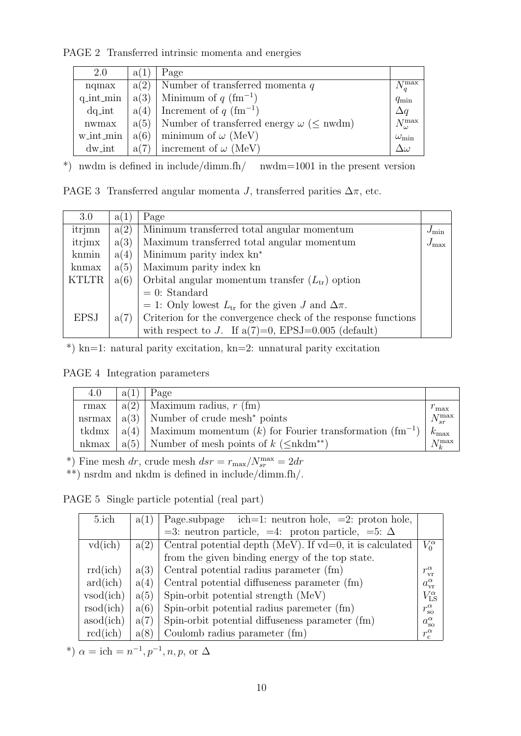PAGE 2 Transferred intrinsic momenta and energies

| 2.0 | a(1) | Page | |
|---|---|---|---|
| nqmax | a(2) | Number of transferred momenta $q$ | $N_q^{\max}$ |
| q_int_min | a(3) | Minimum of $q$ ($\mathrm{fm}^{-1}$) | $q_{\min}$ |
| dq_int | a(4) | Increment of $q$ ($\mathrm{fm}^{-1}$) | $\Delta q$ |
| nwmax | a(5) | Number of transferred energy $\omega$ ($\leq$ nwdm) | $N_\omega^{\max}$ |
| w_int_min | a(6) | minimum of $\omega$ (MeV) | $\omega_{\min}$ |
| dw_int | a(7) | increment of $\omega$ (MeV) | $\Delta\omega$ |

*) nwdm is defined in include/dimm.fh/ nwdm=1001 in the present version

PAGE 3 Transferred angular momenta $J$, transferred parities $\Delta\pi$, etc.

| 3.0 | a(1) | Page | |
|---|---|---|---|
| itrjmn | a(2) | Minimum transferred total angular momentum | $J_{\min}$ |
| itrjmx | a(3) | Maximum transferred total angular momentum | $J_{\max}$ |
| knmin | a(4) | Minimum parity index kn* | |
| knmax | a(5) | Maximum parity index kn | |
| KTLTR | a(6) | Orbital angular momentum transfer ($L_{\mathrm{tr}}$) option | |
| | | = 0: Standard | |
| | | = 1: Only lowest $L_{\mathrm{tr}}$ for the given $J$ and $\Delta\pi$. | |
| EPSJ | a(7) | Criterion for the convergence check of the response functions | |
| | | with respect to $J$. If a(7)=0, EPSJ=0.005 (default) | |

*) kn=1: natural parity excitation, kn=2: unnatural parity excitation

PAGE 4 Integration parameters

| 4.0 | a(1) | Page | |
|---|---|---|---|
| rmax | a(2) | Maximum radius, $r$ (fm) | $r_{\max}$ |
| nsrmax | a(3) | Number of crude mesh* points | $N_{sr}^{\max}$ |
| tkdmx | a(4) | Maximum momentum ($k$) for Fourier transformation ($\mathrm{fm}^{-1}$) | $k_{\max}$ |
| nkmax | a(5) | Number of mesh points of $k$ ($\leq$nkdm**) | $N_k^{\max}$ |

*) Fine mesh $dr$, crude mesh $dsr = r_{\max}/N_{sr}^{\max} = 2dr$

**) nsrdm and nkdm is defined in include/dimm.fh/.

PAGE 5 Single particle potential (real part)

| 5.ich | a(1) | Page.subpage ich=1: neutron hole, =2: proton hole, | |
|---|---|---|---|
| | | =3: neutron particle, =4: proton particle, =5: $\Delta$ | |
| vd(ich) | a(2) | Central potential depth (MeV). If vd=0, it is calculated | $V_0^\alpha$ |
| | | from the given binding energy of the top state. | |
| rrd(ich) | a(3) | Central potential radius parameter (fm) | $r_{\mathrm{vr}}^\alpha$ |
| ard(ich) | a(4) | Central potential diffuseness parameter (fm) | $a_{\mathrm{vr}}^\alpha$ |
| vsod(ich) | a(5) | Spin-orbit potential strength (MeV) | $V_{\mathrm{LS}}^\alpha$ |
| rsod(ich) | a(6) | Spin-orbit potential radius paremeter (fm) | $r_{\mathrm{so}}^\alpha$ |
| asod(ich) | a(7) | Spin-orbit potential diffuseness parameter (fm) | $a_{\mathrm{so}}^\alpha$ |
| rcd(ich) | a(8) | Coulomb radius parameter (fm) | $r_{\mathrm{c}}^\alpha$ |

*) $\alpha$ = ich = $n^{-1}, p^{-1}, n, p$, or $\Delta$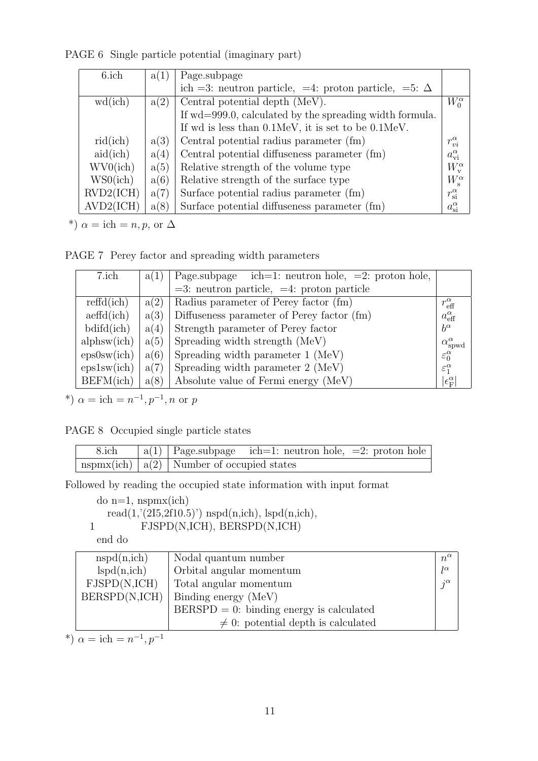PAGE 6 Single particle potential (imaginary part)

| 6.ich | a(1) | Page.subpage | |
|---|---|---|---|
| | | ich =3: neutron particle, =4: proton particle, =5: Δ | |
| wd(ich) | a(2) | Central potential depth (MeV). | $W_0^\alpha$ |
| | | If wd=999.0, calculated by the spreading width formula. | |
| | | If wd is less than 0.1MeV, it is set to be 0.1MeV. | |
| rid(ich) | a(3) | Central potential radius parameter (fm) | $r_{vi}^\alpha$ |
| aid(ich) | a(4) | Central potential diffuseness parameter (fm) | $a_{\rm vi}^\alpha$ |
| WV0(ich) | a(5) | Relative strength of the volume type | $W_{\rm v}^\alpha$ |
| WS0(ich) | a(6) | Relative strength of the surface type | $W_{\rm s}^\alpha$ |
| RVD2(ICH) | a(7) | Surface potential radius parameter (fm) | $r_{\rm si}^\alpha$ |
| AVD2(ICH) | a(8) | Surface potential diffuseness parameter (fm) | $a_{\rm si}^\alpha$ |

*) $\alpha$ = ich = $n, p$, or $\Delta$

PAGE 7 Perey factor and spreading width parameters

| 7.ich | a(1) | Page.subpage ich=1: neutron hole, =2: proton hole, | |
|---|---|---|---|
| | | =3: neutron particle, =4: proton particle | |
| reffd(ich) | a(2) | Radius parameter of Perey factor (fm) | $r_{\rm eff}^\alpha$ |
| aeffd(ich) | a(3) | Diffuseness parameter of Perey factor (fm) | $a_{\rm eff}^\alpha$ |
| bdifd(ich) | a(4) | Strength parameter of Perey factor | $b^\alpha$ |
| alphsw(ich) | a(5) | Spreading width strength (MeV) | $\alpha_{\rm spwd}^\alpha$ |
| eps0sw(ich) | a(6) | Spreading width parameter 1 (MeV) | $\varepsilon_0^\alpha$ |
| eps1sw(ich) | a(7) | Spreading width parameter 2 (MeV) | $\varepsilon_1^\alpha$ |
| BEFM(ich) | a(8) | Absolute value of Fermi energy (MeV) | $\lvert\epsilon_{\rm F}^\alpha\rvert$ |

*) $\alpha$ = ich = $n^{-1}, p^{-1}, n$ or $p$

PAGE 8 Occupied single particle states

| 8.ich | a(1) | Page.subpage ich=1: neutron hole, =2: proton hole |
|---|---|---|
| nspmx(ich) | a(2) | Number of occupied states |

Followed by reading the occupied state information with input format

```
      do n=1, nspmx(ich)
         read(1,'(2I5,2f10.5)') nspd(n,ich), lspd(n,ich),
     1          FJSPD(N,ICH), BERSPD(N,ICH)
      end do
```

| nspd(n,ich) | Nodal quantum number | $n^\alpha$ |
|---|---|---|
| lspd(n,ich) | Orbital angular momentum | $l^\alpha$ |
| FJSPD(N,ICH) | Total angular momentum | $j^\alpha$ |
| BERSPD(N,ICH) | Binding energy (MeV) | |
| | BERSPD = 0: binding energy is calculated | |
| | ≠ 0: potential depth is calculated | |

*) $\alpha$ = ich = $n^{-1}, p^{-1}$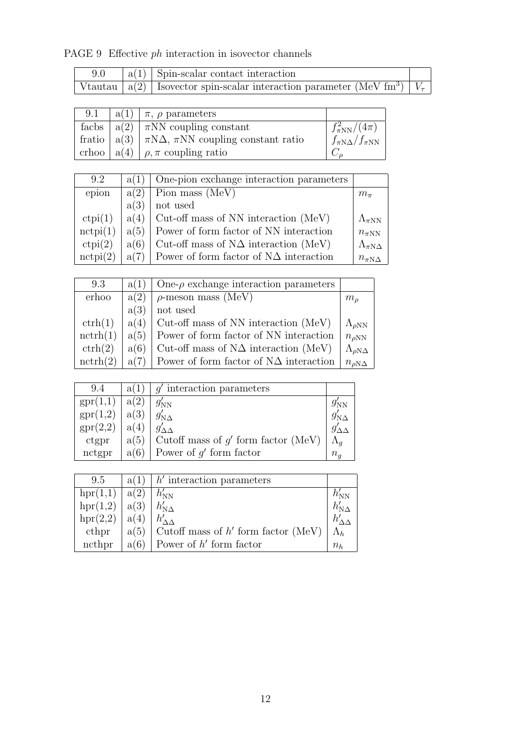PAGE 9 Effective *ph* interaction in isovector channels

| 9.0 | a(1) | Spin-scalar contact interaction | |
|---|---|---|---|
| Vtautau | a(2) | Isovector spin-scalar interaction parameter (MeV fm$^3$) | $V_\tau$ |

| 9.1 | a(1) | $\pi$, $\rho$ parameters | |
|---|---|---|---|
| facbs | a(2) | $\pi$NN coupling constant | $f_{\pi\mathrm{NN}}^2/(4\pi)$ |
| fratio | a(3) | $\pi$N$\Delta$, $\pi$NN coupling constant ratio | $f_{\pi\mathrm{N}\Delta}/f_{\pi\mathrm{NN}}$ |
| crhoo | a(4) | $\rho, \pi$ coupling ratio | $C_\rho$ |

| 9.2 | a(1) | One-pion exchange interaction parameters | |
|---|---|---|---|
| epion | a(2) | Pion mass (MeV) | $m_\pi$ |
| | a(3) | not used | |
| ctpi(1) | a(4) | Cut-off mass of NN interaction (MeV) | $\Lambda_{\pi\mathrm{NN}}$ |
| nctpi(1) | a(5) | Power of form factor of NN interaction | $n_{\pi\mathrm{NN}}$ |
| ctpi(2) | a(6) | Cut-off mass of N$\Delta$ interaction (MeV) | $\Lambda_{\pi\mathrm{N}\Delta}$ |
| nctpi(2) | a(7) | Power of form factor of N$\Delta$ interaction | $n_{\pi\mathrm{N}\Delta}$ |

| 9.3 | a(1) | One-$\rho$ exchange interaction parameters | |
|---|---|---|---|
| erhoo | a(2) | $\rho$-meson mass (MeV) | $m_\rho$ |
| | a(3) | not used | |
| ctrh(1) | a(4) | Cut-off mass of NN interaction (MeV) | $\Lambda_{\rho\mathrm{NN}}$ |
| nctrh(1) | a(5) | Power of form factor of NN interaction | $n_{\rho\mathrm{NN}}$ |
| ctrh(2) | a(6) | Cut-off mass of N$\Delta$ interaction (MeV) | $\Lambda_{\rho\mathrm{N}\Delta}$ |
| nctrh(2) | a(7) | Power of form factor of N$\Delta$ interaction | $n_{\rho\mathrm{N}\Delta}$ |

| 9.4 | a(1) | $g'$ interaction parameters | |
|---|---|---|---|
| gpr(1,1) | a(2) | $g'_{\mathrm{NN}}$ | $g'_{\mathrm{NN}}$ |
| gpr(1,2) | a(3) | $g'_{\mathrm{N}\Delta}$ | $g'_{\mathrm{N}\Delta}$ |
| gpr(2,2) | a(4) | $g'_{\Delta\Delta}$ | $g'_{\Delta\Delta}$ |
| ctgpr | a(5) | Cutoff mass of $g'$ form factor (MeV) | $\Lambda_g$ |
| nctgpr | a(6) | Power of $g'$ form factor | $n_g$ |

| 9.5 | a(1) | $h'$ interaction parameters | |
|---|---|---|---|
| hpr(1,1) | a(2) | $h'_{\mathrm{NN}}$ | $h'_{\mathrm{NN}}$ |
| hpr(1,2) | a(3) | $h'_{\mathrm{N}\Delta}$ | $h'_{\mathrm{N}\Delta}$ |
| hpr(2,2) | a(4) | $h'_{\Delta\Delta}$ | $h'_{\Delta\Delta}$ |
| cthpr | a(5) | Cutoff mass of $h'$ form factor (MeV) | $\Lambda_h$ |
| ncthpr | a(6) | Power of $h'$ form factor | $n_h$ |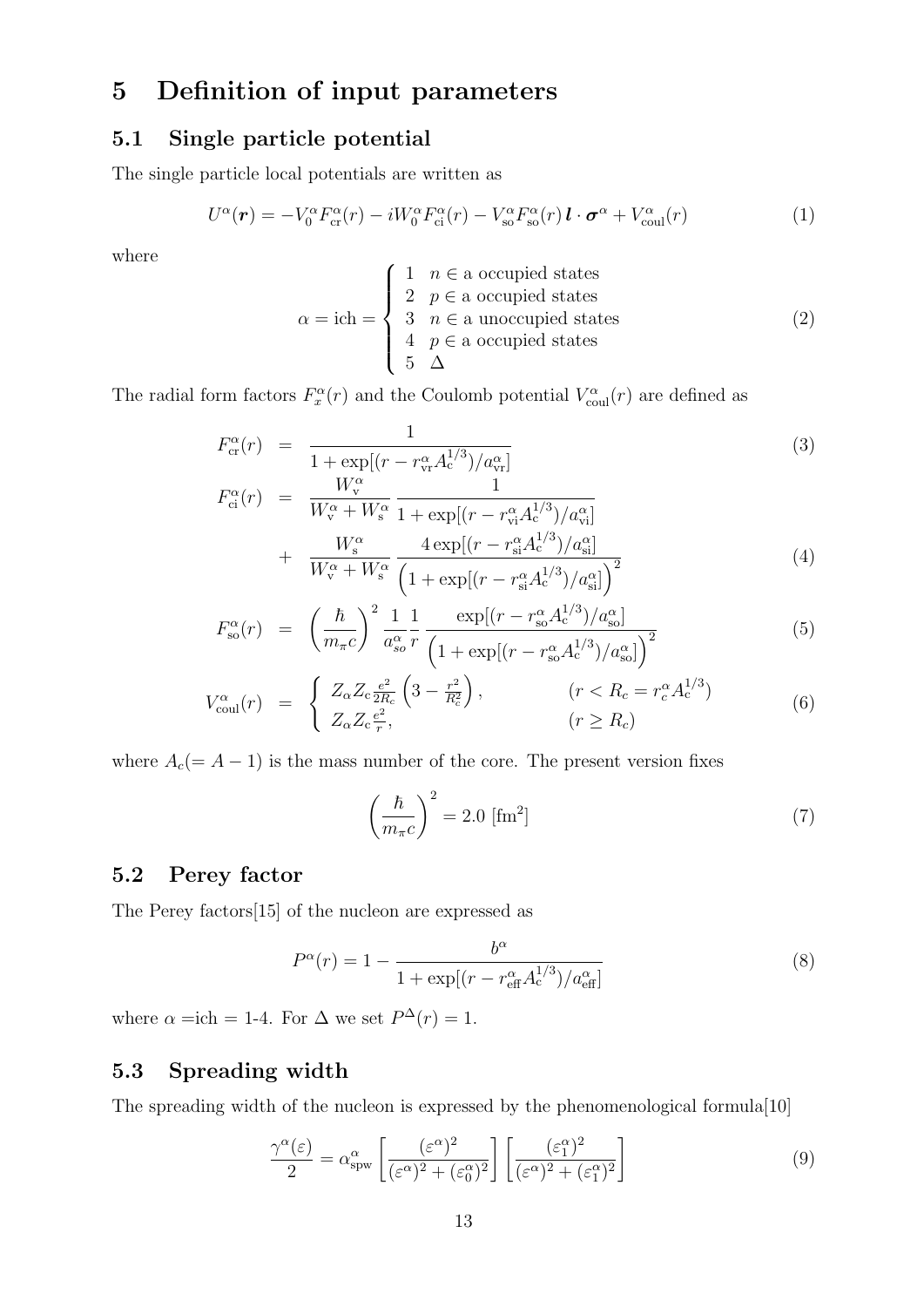# 5 Definition of input parameters

## 5.1 Single particle potential

The single particle local potentials are written as

$$U^\alpha(\boldsymbol{r}) = -V_0^\alpha F_{\rm cr}^\alpha(r) - iW_0^\alpha F_{\rm ci}^\alpha(r) - V_{\rm so}^\alpha F_{\rm so}^\alpha(r)\, \boldsymbol{l}\cdot\boldsymbol{\sigma}^\alpha + V_{\rm coul}^\alpha(r) \tag{1}$$

where

$$\alpha = \text{ich} = \begin{cases} 1 & n \in \text{a occupied states} \\ 2 & p \in \text{a occupied states} \\ 3 & n \in \text{a unoccupied states} \\ 4 & p \in \text{a occupied states} \\ 5 & \Delta \end{cases} \tag{2}$$

The radial form factors $F_x^\alpha(r)$ and the Coulomb potential $V_{\rm coul}^\alpha(r)$ are defined as

$$F_{\rm cr}^\alpha(r) = \frac{1}{1+\exp[(r - r_{\rm vr}^\alpha A_{\rm c}^{1/3})/a_{\rm vr}^\alpha]} \tag{3}$$

$$F_{\rm ci}^\alpha(r) = \frac{W_{\rm v}^\alpha}{W_{\rm v}^\alpha + W_{\rm s}^\alpha}\frac{1}{1+\exp[(r - r_{\rm vi}^\alpha A_{\rm c}^{1/3})/a_{\rm vi}^\alpha]} + \frac{W_{\rm s}^\alpha}{W_{\rm v}^\alpha + W_{\rm s}^\alpha}\frac{4\exp[(r - r_{\rm si}^\alpha A_{\rm c}^{1/3})/a_{\rm si}^\alpha]}{\left(1+\exp[(r - r_{\rm si}^\alpha A_{\rm c}^{1/3})/a_{\rm si}^\alpha]\right)^2} \tag{4}$$

$$F_{\rm so}^\alpha(r) = \left(\frac{\hbar}{m_\pi c}\right)^2 \frac{1}{a_{so}^\alpha}\frac{1}{r}\frac{\exp[(r - r_{\rm so}^\alpha A_{\rm c}^{1/3})/a_{\rm so}^\alpha]}{\left(1+\exp[(r - r_{\rm so}^\alpha A_{\rm c}^{1/3})/a_{\rm so}^\alpha]\right)^2} \tag{5}$$

$$V_{\rm coul}^\alpha(r) = \begin{cases} Z_\alpha Z_c \frac{e^2}{2R_c}\left(3 - \frac{r^2}{R_c^2}\right), & (r < R_c = r_c^\alpha A_{\rm c}^{1/3}) \\ Z_\alpha Z_c \frac{e^2}{r}, & (r \geq R_c) \end{cases} \tag{6}$$

where $A_c (= A - 1)$ is the mass number of the core. The present version fixes

$$\left(\frac{\hbar}{m_\pi c}\right)^2 = 2.0\ [\text{fm}^2] \tag{7}$$

## 5.2 Perey factor

The Perey factors[15] of the nucleon are expressed as

$$P^\alpha(r) = 1 - \frac{b^\alpha}{1+\exp[(r - r_{\rm eff}^\alpha A_{\rm c}^{1/3})/a_{\rm eff}^\alpha]} \tag{8}$$

where $\alpha$ =ich = 1-4. For $\Delta$ we set $P^\Delta(r) = 1$.

## 5.3 Spreading width

The spreading width of the nucleon is expressed by the phenomenological formula[10]

$$\frac{\gamma^\alpha(\varepsilon)}{2} = \alpha_{\rm spw}^\alpha \left[\frac{(\varepsilon^\alpha)^2}{(\varepsilon^\alpha)^2 + (\varepsilon_0^\alpha)^2}\right]\left[\frac{(\varepsilon_1^\alpha)^2}{(\varepsilon^\alpha)^2 + (\varepsilon_1^\alpha)^2}\right] \tag{9}$$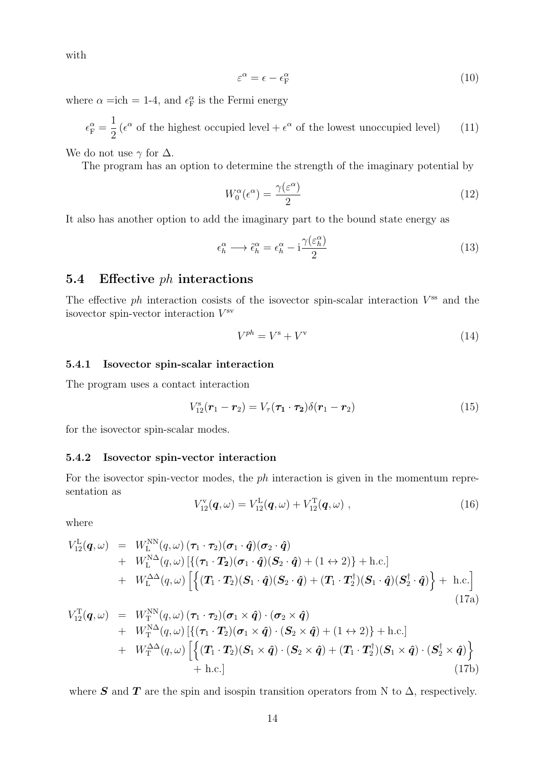with

$$\varepsilon^{\alpha} = \epsilon - \epsilon_{\mathrm{F}}^{\alpha} \tag{10}$$

where $\alpha$ =ich = 1-4, and $\epsilon_{\mathrm{F}}^{\alpha}$ is the Fermi energy

$$\epsilon_{\mathrm{F}}^{\alpha} = \frac{1}{2}\left(\epsilon^{\alpha} \text{ of the highest occupied level} + \epsilon^{\alpha} \text{ of the lowest unoccupied level}\right) \tag{11}$$

We do not use $\gamma$ for $\Delta$.

The program has an option to determine the strength of the imaginary potential by

$$W_0^{\alpha}(\epsilon^{\alpha}) = \frac{\gamma(\varepsilon^{\alpha})}{2} \tag{12}$$

It also has another option to add the imaginary part to the bound state energy as

$$\epsilon_h^{\alpha} \longrightarrow \tilde{\epsilon}_h^{\alpha} = \epsilon_h^{\alpha} - \mathrm{i}\frac{\gamma(\varepsilon_h^{\alpha})}{2} \tag{13}$$

## 5.4 Effective $ph$ interactions

The effective $ph$ interaction cosists of the isovector spin-scalar interaction $V^{\mathrm{ss}}$ and the isovector spin-vector interaction $V^{\mathrm{sv}}$

$$V^{ph} = V^{\mathrm{s}} + V^{\mathrm{v}} \tag{14}$$

### 5.4.1 Isovector spin-scalar interaction

The program uses a contact interaction

$$V_{12}^{\mathrm{s}}(\boldsymbol{r}_1 - \boldsymbol{r}_2) = V_{\tau}(\boldsymbol{\tau_1}\cdot\boldsymbol{\tau_2})\delta(\boldsymbol{r}_1 - \boldsymbol{r}_2) \tag{15}$$

for the isovector spin-scalar modes.

### 5.4.2 Isovector spin-vector interaction

For the isovector spin-vector modes, the $ph$ interaction is given in the momentum representation as

$$V_{12}^{\mathrm{v}}(\boldsymbol{q},\omega) = V_{12}^{\mathrm{L}}(\boldsymbol{q},\omega) + V_{12}^{\mathrm{T}}(\boldsymbol{q},\omega)\ , \tag{16}$$

where

$$\begin{aligned}
V_{12}^{\mathrm{L}}(\boldsymbol{q},\omega) &= W_{\mathrm{L}}^{\mathrm{NN}}(q,\omega)\,(\boldsymbol{\tau}_1\cdot\boldsymbol{\tau}_2)(\boldsymbol{\sigma}_1\cdot\hat{\boldsymbol{q}})(\boldsymbol{\sigma}_2\cdot\hat{\boldsymbol{q}}) \\
&+ W_{\mathrm{L}}^{\mathrm{N}\Delta}(q,\omega)\left[\{(\boldsymbol{\tau}_1\cdot\boldsymbol{T_2})(\boldsymbol{\sigma}_1\cdot\hat{\boldsymbol{q}})(\boldsymbol{S}_2\cdot\hat{\boldsymbol{q}}) + (1\leftrightarrow 2)\} + \text{h.c.}\right] \\
&+ W_{\mathrm{L}}^{\Delta\Delta}(q,\omega)\left[\left\{(\boldsymbol{T}_1\cdot\boldsymbol{T}_2)(\boldsymbol{S}_1\cdot\hat{\boldsymbol{q}})(\boldsymbol{S}_2\cdot\hat{\boldsymbol{q}}) + (\boldsymbol{T}_1\cdot\boldsymbol{T}_2^{\dagger})(\boldsymbol{S}_1\cdot\hat{\boldsymbol{q}})(\boldsymbol{S}_2^{\dagger}\cdot\hat{\boldsymbol{q}})\right\} + \text{ h.c.}\right]
\end{aligned} \tag{17a}$$

$$\begin{aligned}
V_{12}^{\mathrm{T}}(\boldsymbol{q},\omega) &= W_{\mathrm{T}}^{\mathrm{NN}}(q,\omega)\,(\boldsymbol{\tau}_1\cdot\boldsymbol{\tau}_2)(\boldsymbol{\sigma}_1\times\hat{\boldsymbol{q}})\cdot(\boldsymbol{\sigma}_2\times\hat{\boldsymbol{q}}) \\
&+ W_{\mathrm{T}}^{\mathrm{N}\Delta}(q,\omega)\left[\{(\boldsymbol{\tau}_1\cdot\boldsymbol{T}_2)(\boldsymbol{\sigma}_1\times\hat{\boldsymbol{q}})\cdot(\boldsymbol{S}_2\times\hat{\boldsymbol{q}}) + (1\leftrightarrow 2)\} + \text{h.c.}\right] \\
&+ W_{\mathrm{T}}^{\Delta\Delta}(q,\omega)\left[\left\{(\boldsymbol{T}_1\cdot\boldsymbol{T}_2)(\boldsymbol{S}_1\times\hat{\boldsymbol{q}})\cdot(\boldsymbol{S}_2\times\hat{\boldsymbol{q}}) + (\boldsymbol{T}_1\cdot\boldsymbol{T}_2^{\dagger})(\boldsymbol{S}_1\times\hat{\boldsymbol{q}})\cdot(\boldsymbol{S}_2^{\dagger}\times\hat{\boldsymbol{q}})\right\}\right. \\
&\left. + \text{ h.c.}\right]
\end{aligned} \tag{17b}$$

where $\boldsymbol{S}$ and $\boldsymbol{T}$ are the spin and isospin transition operators from N to $\Delta$, respectively.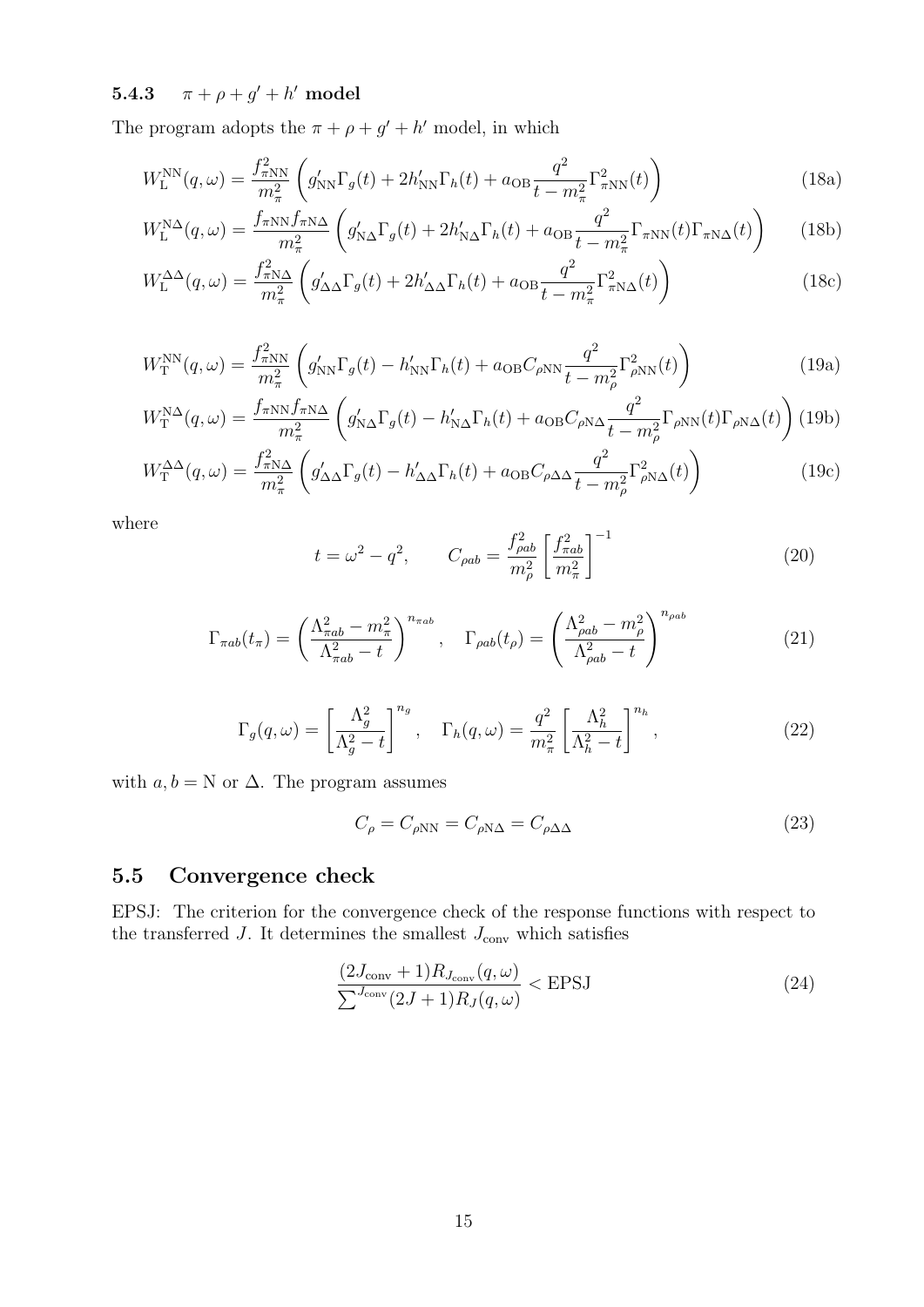### 5.4.3 $\pi + \rho + g' + h'$ model

The program adopts the $\pi + \rho + g' + h'$ model, in which

$$W_{\rm L}^{\rm NN}(q,\omega) = \frac{f_{\pi{\rm NN}}^2}{m_\pi^2}\left(g'_{\rm NN}\Gamma_g(t) + 2h'_{\rm NN}\Gamma_h(t) + a_{\rm OB}\frac{q^2}{t-m_\pi^2}\Gamma_{\pi{\rm NN}}^2(t)\right) \tag{18a}$$

$$W_{\rm L}^{\rm N\Delta}(q,\omega) = \frac{f_{\pi{\rm NN}}f_{\pi{\rm N}\Delta}}{m_\pi^2}\left(g'_{\rm N\Delta}\Gamma_g(t) + 2h'_{\rm N\Delta}\Gamma_h(t) + a_{\rm OB}\frac{q^2}{t-m_\pi^2}\Gamma_{\pi{\rm NN}}(t)\Gamma_{\pi{\rm N}\Delta}(t)\right) \tag{18b}$$

$$W_{\rm L}^{\Delta\Delta}(q,\omega) = \frac{f_{\pi{\rm N}\Delta}^2}{m_\pi^2}\left(g'_{\Delta\Delta}\Gamma_g(t) + 2h'_{\Delta\Delta}\Gamma_h(t) + a_{\rm OB}\frac{q^2}{t-m_\pi^2}\Gamma_{\pi{\rm N}\Delta}^2(t)\right) \tag{18c}$$

$$W_{\rm T}^{\rm NN}(q,\omega) = \frac{f_{\pi{\rm NN}}^2}{m_\pi^2}\left(g'_{\rm NN}\Gamma_g(t) - h'_{\rm NN}\Gamma_h(t) + a_{\rm OB}C_{\rho{\rm NN}}\frac{q^2}{t-m_\rho^2}\Gamma_{\rho{\rm NN}}^2(t)\right) \tag{19a}$$

$$W_{\rm T}^{\rm N\Delta}(q,\omega) = \frac{f_{\pi{\rm NN}}f_{\pi{\rm N}\Delta}}{m_\pi^2}\left(g'_{\rm N\Delta}\Gamma_g(t) - h'_{\rm N\Delta}\Gamma_h(t) + a_{\rm OB}C_{\rho{\rm N}\Delta}\frac{q^2}{t-m_\rho^2}\Gamma_{\rho{\rm NN}}(t)\Gamma_{\rho{\rm N}\Delta}(t)\right) \tag{19b}$$

$$W_{\rm T}^{\Delta\Delta}(q,\omega) = \frac{f_{\pi{\rm N}\Delta}^2}{m_\pi^2}\left(g'_{\Delta\Delta}\Gamma_g(t) - h'_{\Delta\Delta}\Gamma_h(t) + a_{\rm OB}C_{\rho\Delta\Delta}\frac{q^2}{t-m_\rho^2}\Gamma_{\rho{\rm N}\Delta}^2(t)\right) \tag{19c}$$

where

$$t = \omega^2 - q^2, \qquad C_{\rho ab} = \frac{f_{\rho ab}^2}{m_\rho^2}\left[\frac{f_{\pi ab}^2}{m_\pi^2}\right]^{-1} \tag{20}$$

$$\Gamma_{\pi ab}(t_\pi) = \left(\frac{\Lambda_{\pi ab}^2 - m_\pi^2}{\Lambda_{\pi ab}^2 - t}\right)^{n_{\pi ab}}, \quad \Gamma_{\rho ab}(t_\rho) = \left(\frac{\Lambda_{\rho ab}^2 - m_\rho^2}{\Lambda_{\rho ab}^2 - t}\right)^{n_{\rho ab}} \tag{21}$$

$$\Gamma_g(q,\omega) = \left[\frac{\Lambda_g^2}{\Lambda_g^2 - t}\right]^{n_g}, \quad \Gamma_h(q,\omega) = \frac{q^2}{m_\pi^2}\left[\frac{\Lambda_h^2}{\Lambda_h^2 - t}\right]^{n_h}, \tag{22}$$

with $a, b = {\rm N}$ or $\Delta$. The program assumes

$$C_\rho = C_{\rho{\rm NN}} = C_{\rho{\rm N}\Delta} = C_{\rho\Delta\Delta} \tag{23}$$

## 5.5 Convergence check

EPSJ: The criterion for the convergence check of the response functions with respect to the transferred $J$. It determines the smallest $J_{\rm conv}$ which satisfies

$$\frac{(2J_{\rm conv}+1)R_{J_{\rm conv}}(q,\omega)}{\sum^{J_{\rm conv}}(2J+1)R_J(q,\omega)} < {\rm EPSJ} \tag{24}$$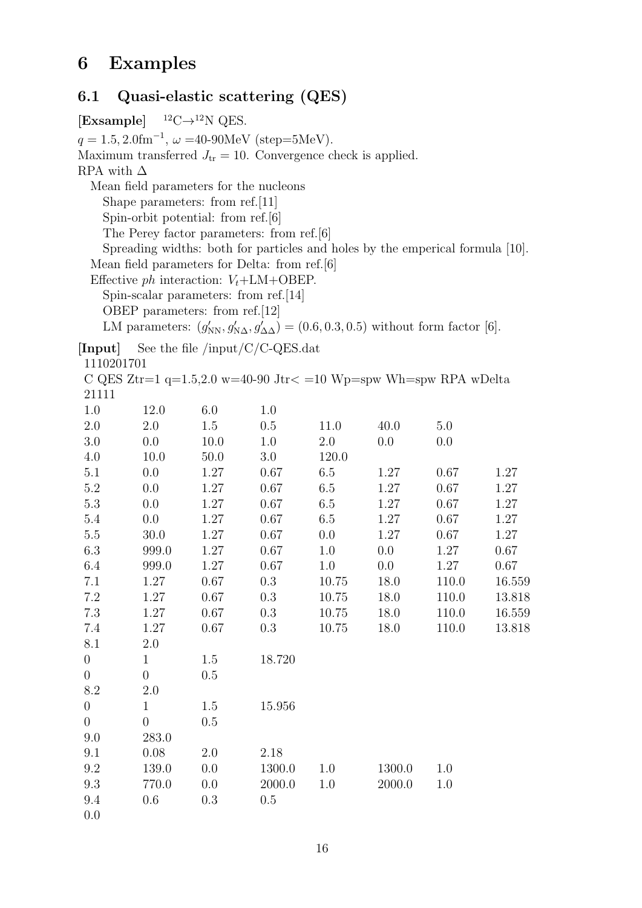# 6 Examples

## 6.1 Quasi-elastic scattering (QES)

**[Exsample]** $^{12}$C→$^{12}$N QES.

$q = 1.5, 2.0\text{fm}^{-1}$, $\omega$ =40-90MeV (step=5MeV).

Maximum transferred $J_{\rm tr} = 10$. Convergence check is applied.

RPA with $\Delta$

- Mean field parameters for the nucleons
  - Shape parameters: from ref.[11]
  - Spin-orbit potential: from ref.[6]
  - The Perey factor parameters: from ref.[6]
  - Spreading widths: both for particles and holes by the emperical formula [10].
- Mean field parameters for Delta: from ref.[6]
- Effective $ph$ interaction: $V_t$+LM+OBEP.
  - Spin-scalar parameters: from ref.[14]
  - OBEP parameters: from ref.[12]
  - LM parameters: $(g'_{\rm NN}, g'_{\rm N\Delta}, g'_{\Delta\Delta}) = (0.6, 0.3, 0.5)$ without form factor [6].

**[Input]** See the file /input/C/C-QES.dat

```
1110201701
C QES Ztr=1 q=1.5,2.0 w=40-90 Jtr< =10 Wp=spw Wh=spw RPA wDelta
21111
1.0     12.0    6.0     1.0
2.0     2.0     1.5     0.5     11.0    40.0    5.0
3.0     0.0     10.0    1.0     2.0     0.0     0.0
4.0     10.0    50.0    3.0     120.0
5.1     0.0     1.27    0.67    6.5     1.27    0.67    1.27
5.2     0.0     1.27    0.67    6.5     1.27    0.67    1.27
5.3     0.0     1.27    0.67    6.5     1.27    0.67    1.27
5.4     0.0     1.27    0.67    6.5     1.27    0.67    1.27
5.5     30.0    1.27    0.67    0.0     1.27    0.67    1.27
6.3     999.0   1.27    0.67    1.0     0.0     1.27    0.67
6.4     999.0   1.27    0.67    1.0     0.0     1.27    0.67
7.1     1.27    0.67    0.3     10.75   18.0    110.0   16.559
7.2     1.27    0.67    0.3     10.75   18.0    110.0   13.818
7.3     1.27    0.67    0.3     10.75   18.0    110.0   16.559
7.4     1.27    0.67    0.3     10.75   18.0    110.0   13.818
8.1     2.0
0       1       1.5     18.720
0       0       0.5
8.2     2.0
0       1       1.5     15.956
0       0       0.5
9.0     283.0
9.1     0.08    2.0     2.18
9.2     139.0   0.0     1300.0  1.0     1300.0  1.0
9.3     770.0   0.0     2000.0  1.0     2000.0  1.0
9.4     0.6     0.3     0.5
0.0
```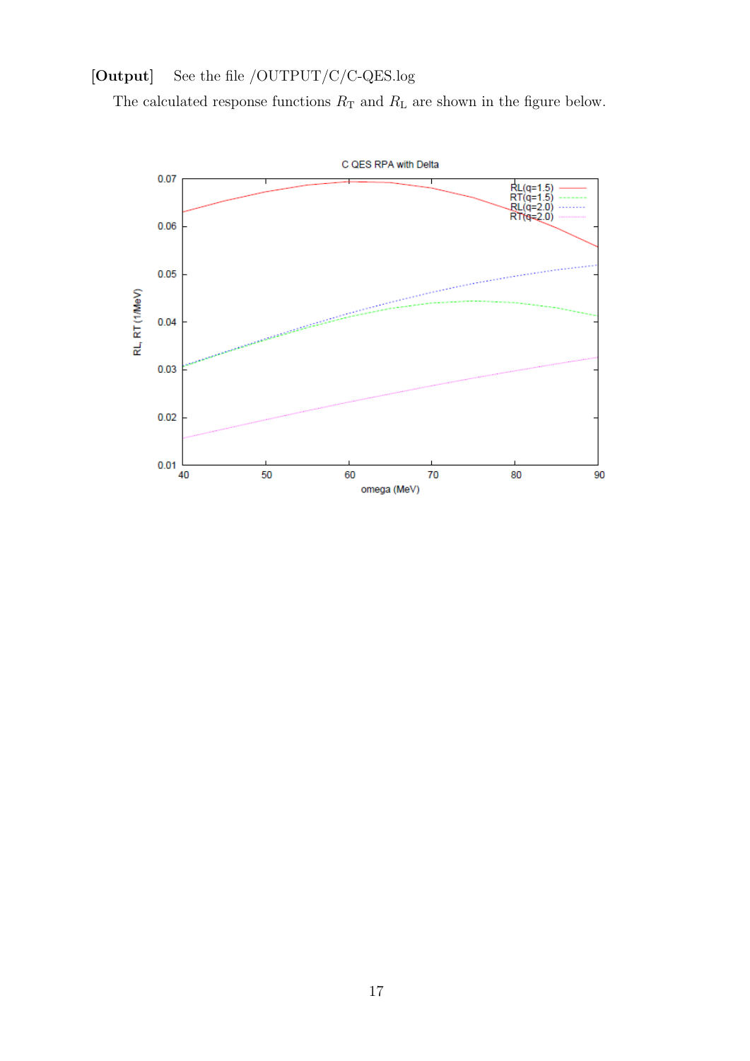**[Output]** See the file /OUTPUT/C/C-QES.log

The calculated response functions $R_{\mathrm{T}}$ and $R_{\mathrm{L}}$ are shown in the figure below.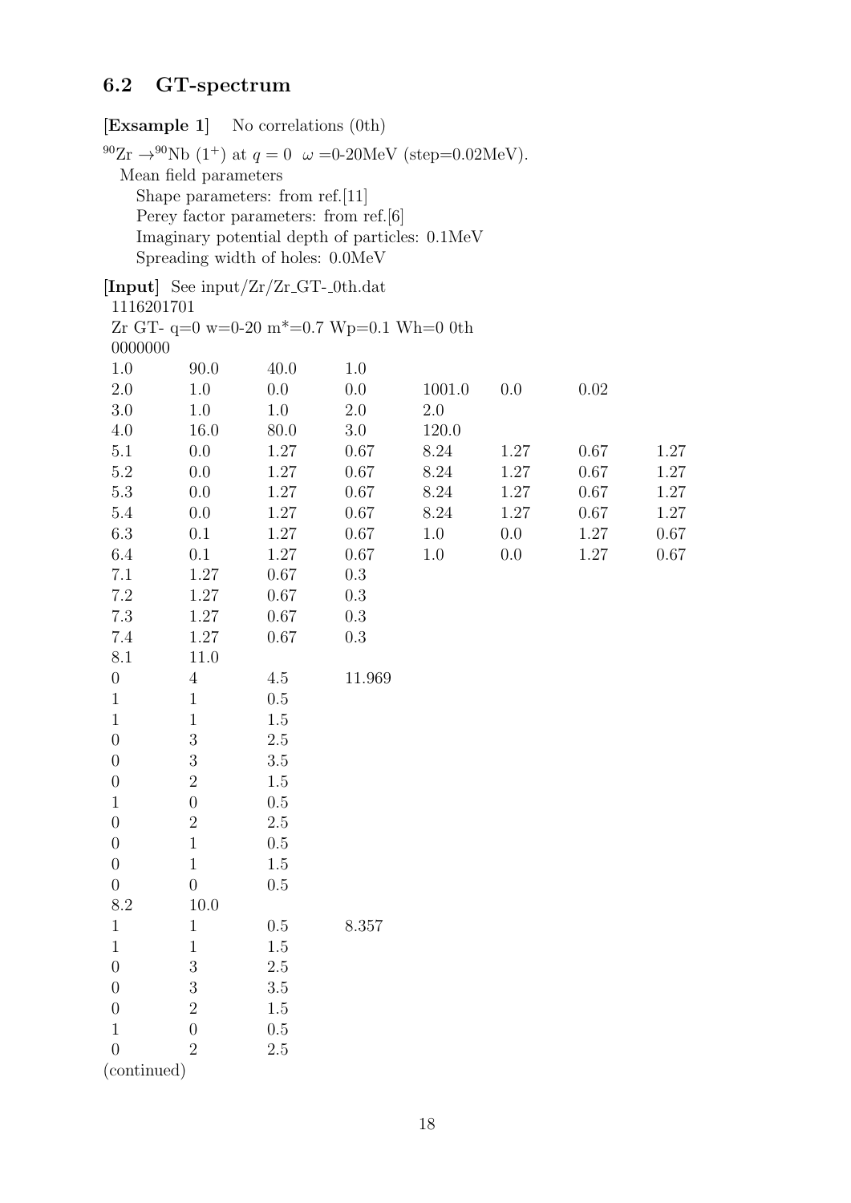## 6.2 GT-spectrum

**[Exsample 1]** No correlations (0th)

$^{90}$Zr $\rightarrow^{90}$Nb ($1^+$) at $q = 0$ $\omega$ =0-20MeV (step=0.02MeV).

Mean field parameters

Shape parameters: from ref.[11]

Perey factor parameters: from ref.[6]

Imaginary potential depth of particles: 0.1MeV

Spreading width of holes: 0.0MeV

**[Input]** See input/Zr/Zr_GT-_0th.dat

```
1116201701
Zr GT- q=0 w=0-20 m*=0.7 Wp=0.1 Wh=0 0th
0000000
1.0     90.0    40.0    1.0
2.0     1.0     0.0     0.0     1001.0  0.0     0.02
3.0     1.0     1.0     2.0     2.0
4.0     16.0    80.0    3.0     120.0
5.1     0.0     1.27    0.67    8.24    1.27    0.67    1.27
5.2     0.0     1.27    0.67    8.24    1.27    0.67    1.27
5.3     0.0     1.27    0.67    8.24    1.27    0.67    1.27
5.4     0.0     1.27    0.67    8.24    1.27    0.67    1.27
6.3     0.1     1.27    0.67    1.0     0.0     1.27    0.67
6.4     0.1     1.27    0.67    1.0     0.0     1.27    0.67
7.1     1.27    0.67    0.3
7.2     1.27    0.67    0.3
7.3     1.27    0.67    0.3
7.4     1.27    0.67    0.3
8.1     11.0
0       4       4.5     11.969
1       1       0.5
1       1       1.5
0       3       2.5
0       3       3.5
0       2       1.5
1       0       0.5
0       2       2.5
0       1       0.5
0       1       1.5
0       0       0.5
8.2     10.0
1       1       0.5     8.357
1       1       1.5
0       3       2.5
0       3       3.5
0       2       1.5
1       0       0.5
0       2       2.5
```

(continued)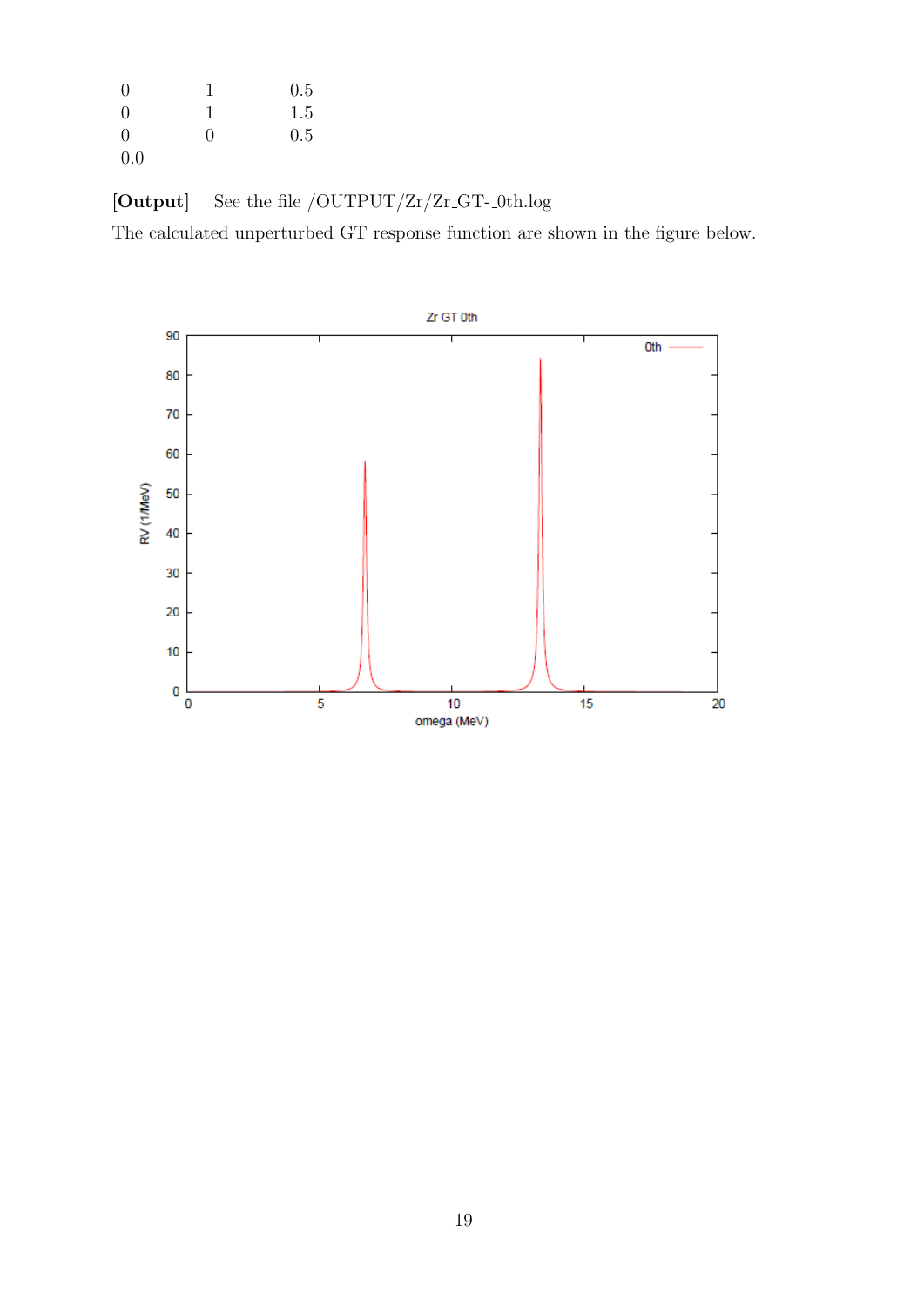```
0       1       0.5
0       1       1.5
0       0       0.5
0.0
```

**[Output]** See the file /OUTPUT/Zr/Zr_GT-_0th.log

The calculated unperturbed GT response function are shown in the figure below.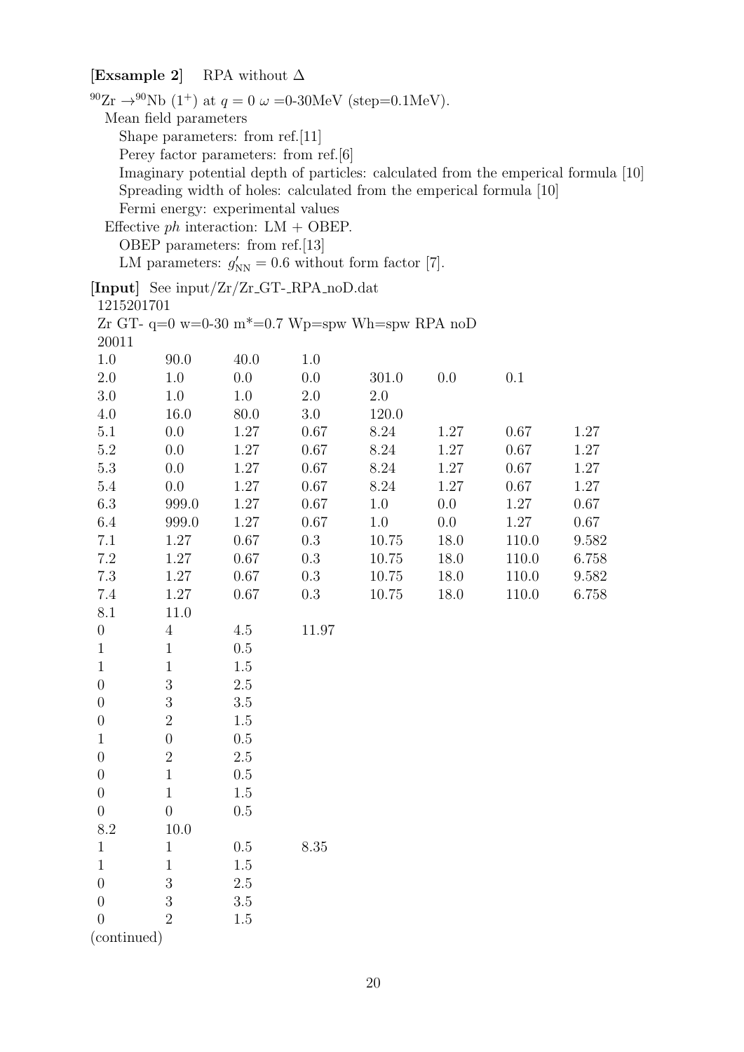**[Exsample 2]** RPA without $\Delta$

$^{90}$Zr $\rightarrow ^{90}$Nb $(1^+)$ at $q = 0$ $\omega$ =0-30MeV (step=0.1MeV).

Mean field parameters

- Shape parameters: from ref.[11]
- Perey factor parameters: from ref.[6]
- Imaginary potential depth of particles: calculated from the emperical formula [10]
- Spreading width of holes: calculated from the emperical formula [10]
- Fermi energy: experimental values

Effective *ph* interaction: LM + OBEP.

- OBEP parameters: from ref.[13]
- LM parameters: $g'_{\rm NN} = 0.6$ without form factor [7].

**[Input]** See input/Zr/Zr_GT-_RPA_noD.dat

```
 1215201701
 Zr GT- q=0 w=0-30 m*=0.7 Wp=spw Wh=spw RPA noD
 20011
 1.0     90.0    40.0    1.0
 2.0     1.0     0.0     0.0     301.0   0.0     0.1
 3.0     1.0     1.0     2.0     2.0
 4.0     16.0    80.0    3.0     120.0
 5.1     0.0     1.27    0.67    8.24    1.27    0.67    1.27
 5.2     0.0     1.27    0.67    8.24    1.27    0.67    1.27
 5.3     0.0     1.27    0.67    8.24    1.27    0.67    1.27
 5.4     0.0     1.27    0.67    8.24    1.27    0.67    1.27
 6.3     999.0   1.27    0.67    1.0     0.0     1.27    0.67
 6.4     999.0   1.27    0.67    1.0     0.0     1.27    0.67
 7.1     1.27    0.67    0.3     10.75   18.0    110.0   9.582
 7.2     1.27    0.67    0.3     10.75   18.0    110.0   6.758
 7.3     1.27    0.67    0.3     10.75   18.0    110.0   9.582
 7.4     1.27    0.67    0.3     10.75   18.0    110.0   6.758
 8.1     11.0
 0       4       4.5     11.97
 1       1       0.5
 1       1       1.5
 0       3       2.5
 0       3       3.5
 0       2       1.5
 1       0       0.5
 0       2       2.5
 0       1       0.5
 0       1       1.5
 0       0       0.5
 8.2     10.0
 1       1       0.5     8.35
 1       1       1.5
 0       3       2.5
 0       3       3.5
 0       2       1.5
```

(continued)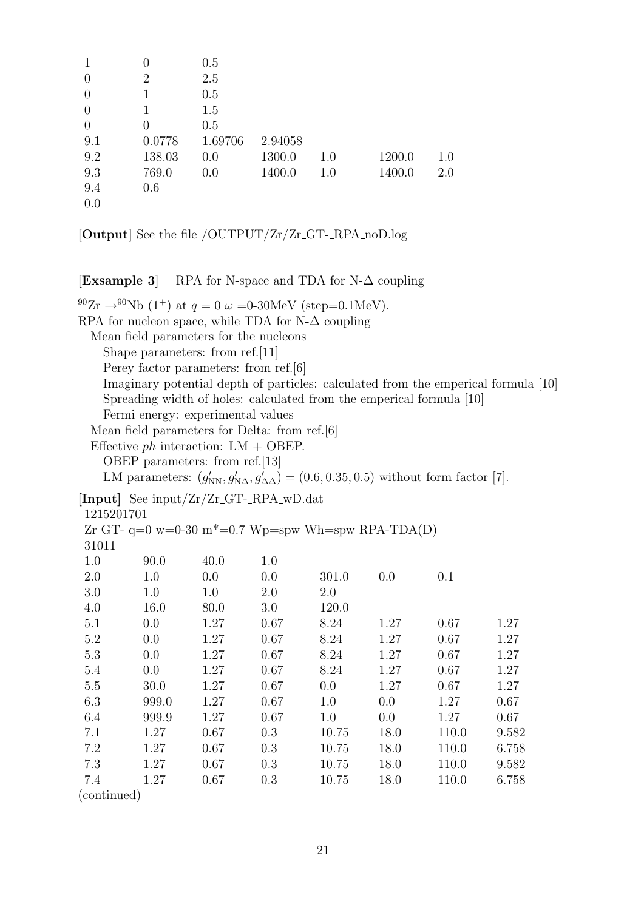```
1      0       0.5
0      2       2.5
0      1       0.5
0      1       1.5
0      0       0.5
9.1    0.0778  1.69706  2.94058
9.2    138.03  0.0      1300.0   1.0   1200.0  1.0
9.3    769.0   0.0      1400.0   1.0   1400.0  2.0
9.4    0.6
0.0
```

**[Output]** See the file /OUTPUT/Zr/Zr_GT-_RPA_noD.log

**[Exsample 3]** RPA for N-space and TDA for N-Δ coupling

$^{90}$Zr $\rightarrow$ $^{90}$Nb ($1^+$) at $q = 0$ $\omega$ =0-30MeV (step=0.1MeV).
RPA for nucleon space, while TDA for N-Δ coupling

- Mean field parameters for the nucleons
  - Shape parameters: from ref.[11]
  - Perey factor parameters: from ref.[6]
  - Imaginary potential depth of particles: calculated from the emperical formula [10]
  - Spreading width of holes: calculated from the emperical formula [10]
  - Fermi energy: experimental values
- Mean field parameters for Delta: from ref.[6]
- Effective *ph* interaction: LM + OBEP.
  - OBEP parameters: from ref.[13]
  - LM parameters: $(g'_{\rm NN}, g'_{\rm N\Delta}, g'_{\Delta\Delta}) = (0.6, 0.35, 0.5)$ without form factor [7].

**[Input]** See input/Zr/Zr_GT-_RPA_wD.dat

```
1215201701
Zr GT- q=0 w=0-30 m*=0.7 Wp=spw Wh=spw RPA-TDA(D)
31011
1.0    90.0    40.0    1.0
2.0    1.0     0.0     0.0     301.0   0.0     0.1
3.0    1.0     1.0     2.0     2.0
4.0    16.0    80.0    3.0     120.0
5.1    0.0     1.27    0.67    8.24    1.27    0.67    1.27
5.2    0.0     1.27    0.67    8.24    1.27    0.67    1.27
5.3    0.0     1.27    0.67    8.24    1.27    0.67    1.27
5.4    0.0     1.27    0.67    8.24    1.27    0.67    1.27
5.5    30.0    1.27    0.67    0.0     1.27    0.67    1.27
6.3    999.0   1.27    0.67    1.0     0.0     1.27    0.67
6.4    999.9   1.27    0.67    1.0     0.0     1.27    0.67
7.1    1.27    0.67    0.3     10.75   18.0    110.0   9.582
7.2    1.27    0.67    0.3     10.75   18.0    110.0   6.758
7.3    1.27    0.67    0.3     10.75   18.0    110.0   9.582
7.4    1.27    0.67    0.3     10.75   18.0    110.0   6.758
```
(continued)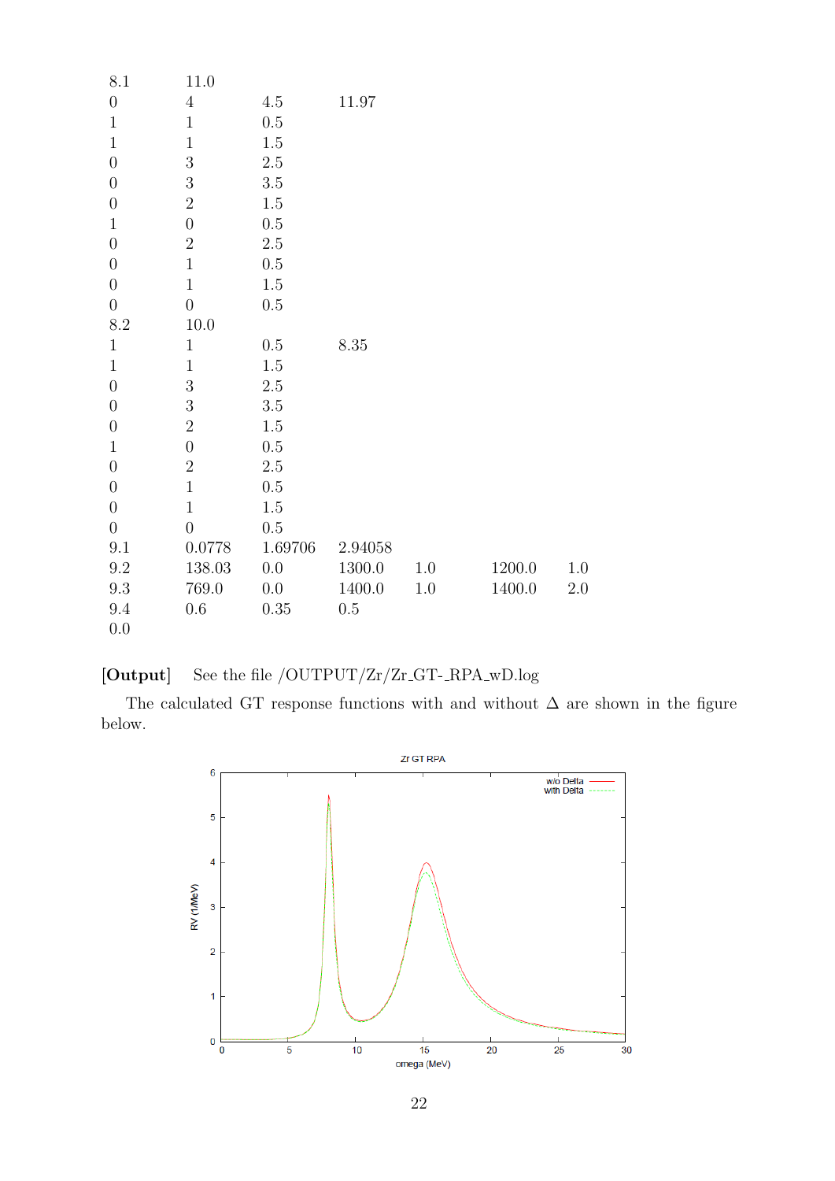```
8.1     11.0
0       4       4.5     11.97
1       1       0.5
1       1       1.5
0       3       2.5
0       3       3.5
0       2       1.5
1       0       0.5
0       2       2.5
0       1       0.5
0       1       1.5
0       0       0.5
8.2     10.0
1       1       0.5     8.35
1       1       1.5
0       3       2.5
0       3       3.5
0       2       1.5
1       0       0.5
0       2       2.5
0       1       0.5
0       1       1.5
0       0       0.5
9.1     0.0778  1.69706 2.94058
9.2     138.03  0.0     1300.0  1.0     1200.0  1.0
9.3     769.0   0.0     1400.0  1.0     1400.0  2.0
9.4     0.6     0.35    0.5
0.0
```

**[Output]** See the file /OUTPUT/Zr/Zr_GT-_RPA_wD.log

The calculated GT response functions with and without $\Delta$ are shown in the figure below.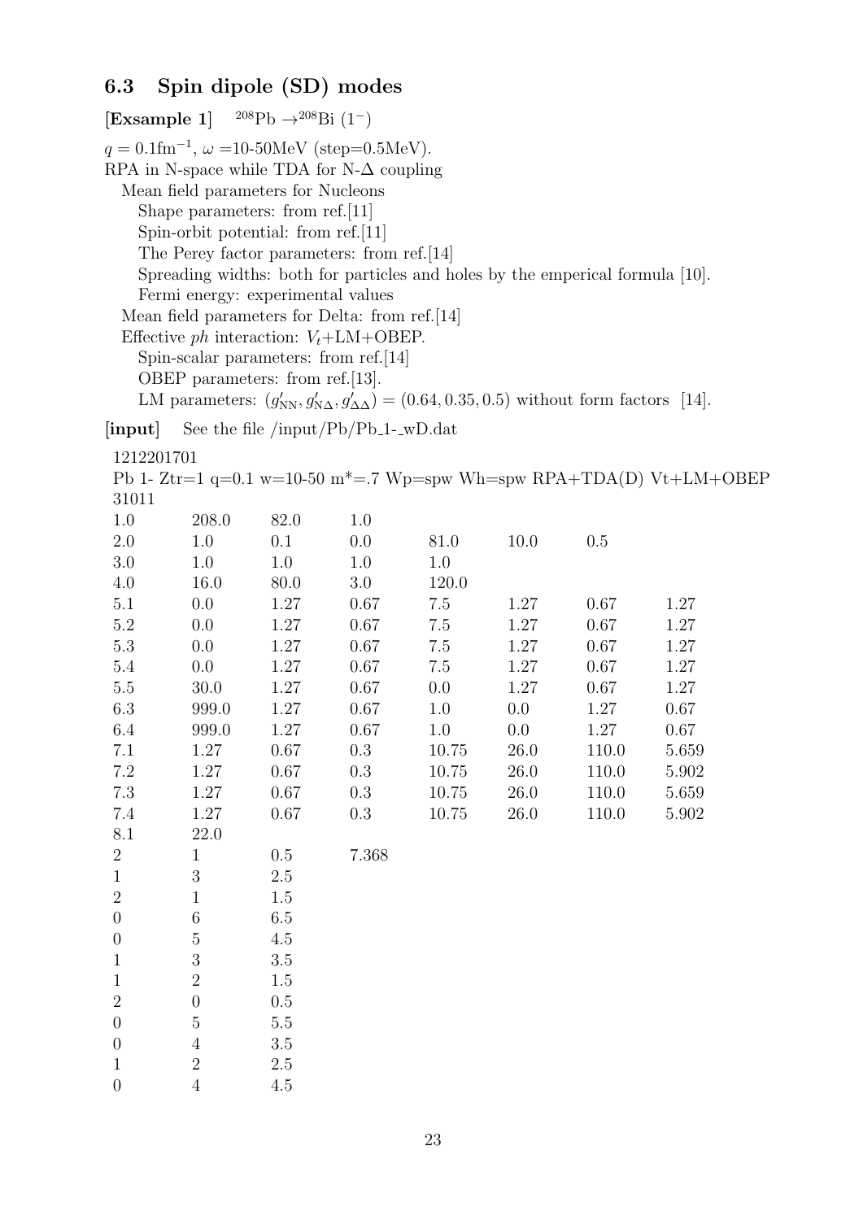### 6.3 Spin dipole (SD) modes

**[Exsample 1]** $^{208}$Pb $\rightarrow$$^{208}$Bi ($1^-$)

$q = 0.1\text{fm}^{-1}$, $\omega$ =10-50MeV (step=0.5MeV).
RPA in N-space while TDA for N-$\Delta$ coupling

- Mean field parameters for Nucleons
  - Shape parameters: from ref.[11]
  - Spin-orbit potential: from ref.[11]
  - The Perey factor parameters: from ref.[14]
  - Spreading widths: both for particles and holes by the emperical formula [10].
  - Fermi energy: experimental values
- Mean field parameters for Delta: from ref.[14]
- Effective *ph* interaction: $V_t$+LM+OBEP.
  - Spin-scalar parameters: from ref.[14]
  - OBEP parameters: from ref.[13].
  - LM parameters: $(g'_{\rm NN}, g'_{\rm N\Delta}, g'_{\Delta\Delta}) = (0.64, 0.35, 0.5)$ without form factors [14].

**[input]** See the file /input/Pb/Pb_1-_wD.dat

```
1212201701
Pb 1- Ztr=1 q=0.1 w=10-50 m*=.7 Wp=spw Wh=spw RPA+TDA(D) Vt+LM+OBEP
31011
1.0    208.0   82.0   1.0
2.0    1.0     0.1    0.0    81.0    10.0   0.5
3.0    1.0     1.0    1.0    1.0
4.0    16.0    80.0   3.0    120.0
5.1    0.0     1.27   0.67   7.5     1.27   0.67    1.27
5.2    0.0     1.27   0.67   7.5     1.27   0.67    1.27
5.3    0.0     1.27   0.67   7.5     1.27   0.67    1.27
5.4    0.0     1.27   0.67   7.5     1.27   0.67    1.27
5.5    30.0    1.27   0.67   0.0     1.27   0.67    1.27
6.3    999.0   1.27   0.67   1.0     0.0    1.27    0.67
6.4    999.0   1.27   0.67   1.0     0.0    1.27    0.67
7.1    1.27    0.67   0.3    10.75   26.0   110.0   5.659
7.2    1.27    0.67   0.3    10.75   26.0   110.0   5.902
7.3    1.27    0.67   0.3    10.75   26.0   110.0   5.659
7.4    1.27    0.67   0.3    10.75   26.0   110.0   5.902
8.1    22.0
2      1       0.5    7.368
1      3       2.5
2      1       1.5
0      6       6.5
0      5       4.5
1      3       3.5
1      2       1.5
2      0       0.5
0      5       5.5
0      4       3.5
1      2       2.5
0      4       4.5
```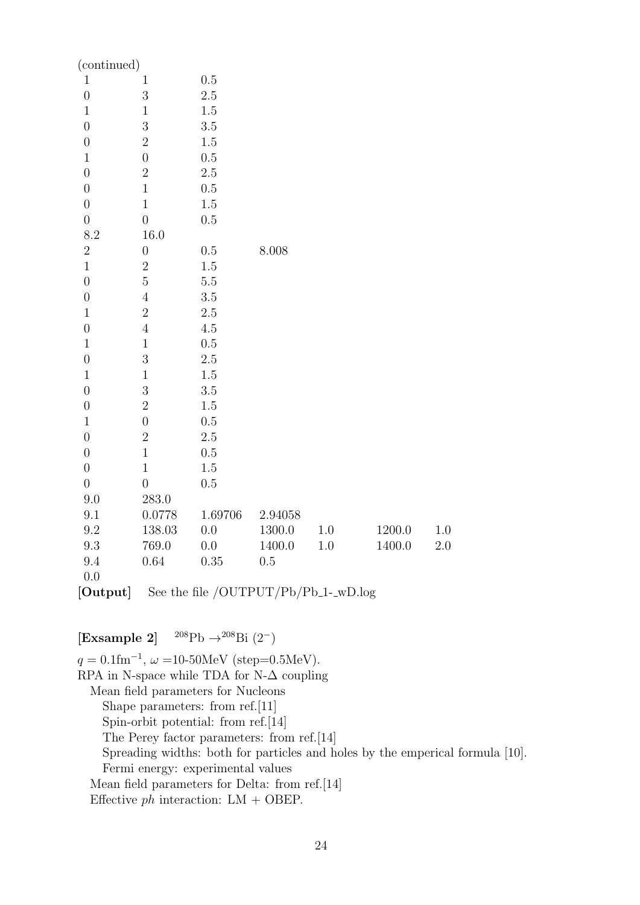(continued)

```
 1       1       0.5
 0       3       2.5
 1       1       1.5
 0       3       3.5
 0       2       1.5
 1       0       0.5
 0       2       2.5
 0       1       0.5
 0       1       1.5
 0       0       0.5
 8.2     16.0
 2       0       0.5       8.008
 1       2       1.5
 0       5       5.5
 0       4       3.5
 1       2       2.5
 0       4       4.5
 1       1       0.5
 0       3       2.5
 1       1       1.5
 0       3       3.5
 0       2       1.5
 1       0       0.5
 0       2       2.5
 0       1       0.5
 0       1       1.5
 0       0       0.5
 9.0     283.0
 9.1     0.0778    1.69706   2.94058
 9.2     138.03    0.0       1300.0    1.0    1200.0    1.0
 9.3     769.0     0.0       1400.0    1.0    1400.0    2.0
 9.4     0.64      0.35      0.5
 0.0
```

**[Output]** See the file /OUTPUT/Pb/Pb_1-_wD.log

**[Exsample 2]** $^{208}$Pb $\rightarrow$ $^{208}$Bi $(2^-)$

$q = 0.1\text{fm}^{-1}$, $\omega$ =10-50MeV (step=0.5MeV).

RPA in N-space while TDA for N-$\Delta$ coupling

- Mean field parameters for Nucleons
  - Shape parameters: from ref.[11]
  - Spin-orbit potential: from ref.[14]
  - The Perey factor parameters: from ref.[14]
  - Spreading widths: both for particles and holes by the emperical formula [10].
  - Fermi energy: experimental values
- Mean field parameters for Delta: from ref.[14]
- Effective *ph* interaction: LM + OBEP.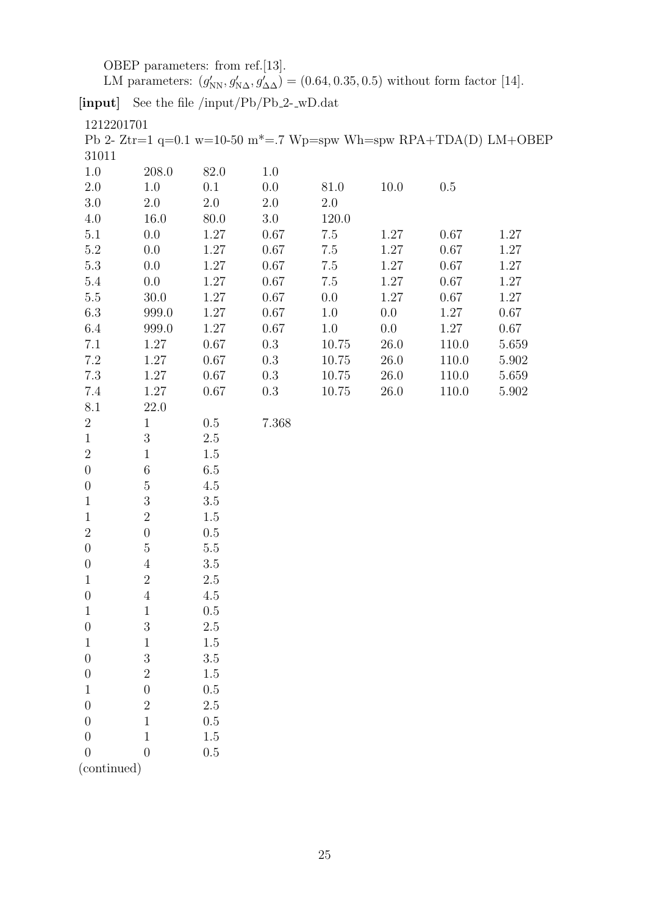OBEP parameters: from ref.[13].

LM parameters: $(g'_{\rm NN}, g'_{\rm N\Delta}, g'_{\Delta\Delta}) = (0.64, 0.35, 0.5)$ without form factor [14].

**[input]** See the file /input/Pb/Pb_2-_wD.dat

```
1212201701
Pb 2- Ztr=1 q=0.1 w=10-50 m*=.7 Wp=spw Wh=spw RPA+TDA(D) LM+OBEP
31011
1.0     208.0   82.0    1.0
2.0     1.0     0.1     0.0     81.0    10.0    0.5
3.0     2.0     2.0     2.0     2.0
4.0     16.0    80.0    3.0     120.0
5.1     0.0     1.27    0.67    7.5     1.27    0.67    1.27
5.2     0.0     1.27    0.67    7.5     1.27    0.67    1.27
5.3     0.0     1.27    0.67    7.5     1.27    0.67    1.27
5.4     0.0     1.27    0.67    7.5     1.27    0.67    1.27
5.5     30.0    1.27    0.67    0.0     1.27    0.67    1.27
6.3     999.0   1.27    0.67    1.0     0.0     1.27    0.67
6.4     999.0   1.27    0.67    1.0     0.0     1.27    0.67
7.1     1.27    0.67    0.3     10.75   26.0    110.0   5.659
7.2     1.27    0.67    0.3     10.75   26.0    110.0   5.902
7.3     1.27    0.67    0.3     10.75   26.0    110.0   5.659
7.4     1.27    0.67    0.3     10.75   26.0    110.0   5.902
8.1     22.0
2       1       0.5     7.368
1       3       2.5
2       1       1.5
0       6       6.5
0       5       4.5
1       3       3.5
1       2       1.5
2       0       0.5
0       5       5.5
0       4       3.5
1       2       2.5
0       4       4.5
1       1       0.5
0       3       2.5
1       1       1.5
0       3       3.5
0       2       1.5
1       0       0.5
0       2       2.5
0       1       0.5
0       1       1.5
0       0       0.5
```

(continued)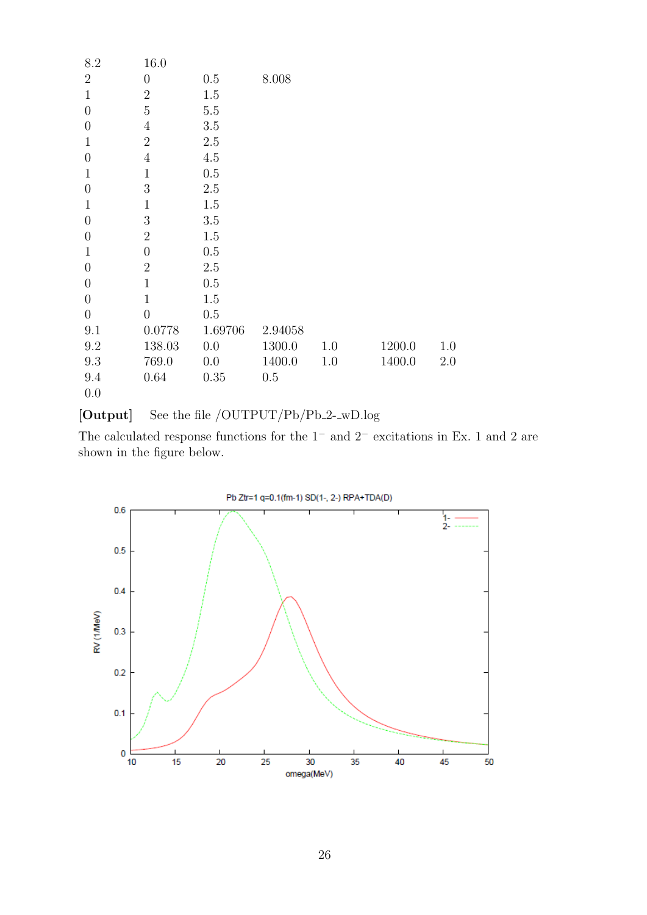```
8.2    16.0
2      0        0.5      8.008
1      2        1.5
0      5        5.5
0      4        3.5
1      2        2.5
0      4        4.5
1      1        0.5
0      3        2.5
1      1        1.5
0      3        3.5
0      2        1.5
1      0        0.5
0      2        2.5
0      1        0.5
0      1        1.5
0      0        0.5
9.1    0.0778   1.69706  2.94058
9.2    138.03   0.0      1300.0   1.0    1200.0   1.0
9.3    769.0    0.0      1400.0   1.0    1400.0   2.0
9.4    0.64     0.35     0.5
0.0
```

**[Output]** See the file /OUTPUT/Pb/Pb_2-_wD.log

The calculated response functions for the $1^-$ and $2^-$ excitations in Ex. 1 and 2 are shown in the figure below.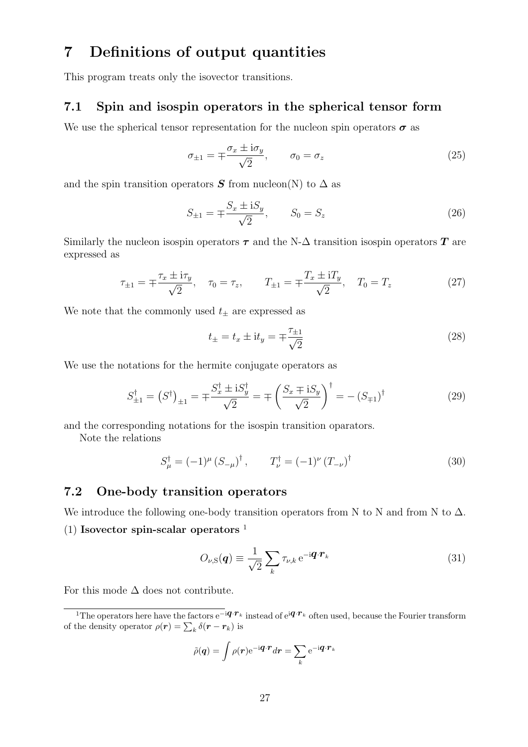# 7 Definitions of output quantities

This program treats only the isovector transitions.

## 7.1 Spin and isospin operators in the spherical tensor form

We use the spherical tensor representation for the nucleon spin operators $\boldsymbol{\sigma}$ as

$$\sigma_{\pm 1} = \mp \frac{\sigma_x \pm \mathrm{i}\sigma_y}{\sqrt{2}}, \qquad \sigma_0 = \sigma_z \tag{25}$$

and the spin transition operators $\boldsymbol{S}$ from nucleon(N) to $\Delta$ as

$$S_{\pm 1} = \mp \frac{S_x \pm \mathrm{i}S_y}{\sqrt{2}}, \qquad S_0 = S_z \tag{26}$$

Similarly the nucleon isospin operators $\boldsymbol{\tau}$ and the N-$\Delta$ transition isospin operators $\boldsymbol{T}$ are expressed as

$$\tau_{\pm 1} = \mp \frac{\tau_x \pm \mathrm{i}\tau_y}{\sqrt{2}}, \quad \tau_0 = \tau_z, \qquad T_{\pm 1} = \mp \frac{T_x \pm \mathrm{i}T_y}{\sqrt{2}}, \quad T_0 = T_z \tag{27}$$

We note that the commonly used $t_\pm$ are expressed as

$$t_\pm = t_x \pm \mathrm{i}t_y = \mp \frac{\tau_{\pm 1}}{\sqrt{2}} \tag{28}$$

We use the notations for the hermite conjugate operators as

$$S^\dagger_{\pm 1} = \left(S^\dagger\right)_{\pm 1} = \mp \frac{S^\dagger_x \pm \mathrm{i}S^\dagger_y}{\sqrt{2}} = \mp \left(\frac{S_x \mp \mathrm{i}S_y}{\sqrt{2}}\right)^\dagger = -\left(S_{\mp 1}\right)^\dagger \tag{29}$$

and the corresponding notations for the isospin transition oparators.

Note the relations

$$S^\dagger_\mu = (-1)^\mu \left(S_{-\mu}\right)^\dagger, \qquad T^\dagger_\nu = (-1)^\nu \left(T_{-\nu}\right)^\dagger \tag{30}$$

## 7.2 One-body transition operators

We introduce the following one-body transition operators from N to N and from N to $\Delta$.

(1) **Isovector spin-scalar operators** [1]

$$O_{\nu,\mathrm{S}}(\boldsymbol{q}) \equiv \frac{1}{\sqrt{2}} \sum_k \tau_{\nu,k}\, \mathrm{e}^{-\mathrm{i}\boldsymbol{q}\cdot\boldsymbol{r}_k} \tag{31}$$

For this mode $\Delta$ does not contribute.

---

[1] The operators here have the factors $\mathrm{e}^{-\mathrm{i}\boldsymbol{q}\cdot\boldsymbol{r}_k}$ instead of $\mathrm{e}^{\mathrm{i}\boldsymbol{q}\cdot\boldsymbol{r}_k}$ often used, because the Fourier transform of the density operator $\rho(\boldsymbol{r}) = \sum_k \delta(\boldsymbol{r} - \boldsymbol{r}_k)$ is

$$\tilde{\rho}(\boldsymbol{q}) = \int \rho(\boldsymbol{r})\mathrm{e}^{-\mathrm{i}\boldsymbol{q}\cdot\boldsymbol{r}} d\boldsymbol{r} = \sum_k \mathrm{e}^{-\mathrm{i}\boldsymbol{q}\cdot\boldsymbol{r}_k}$$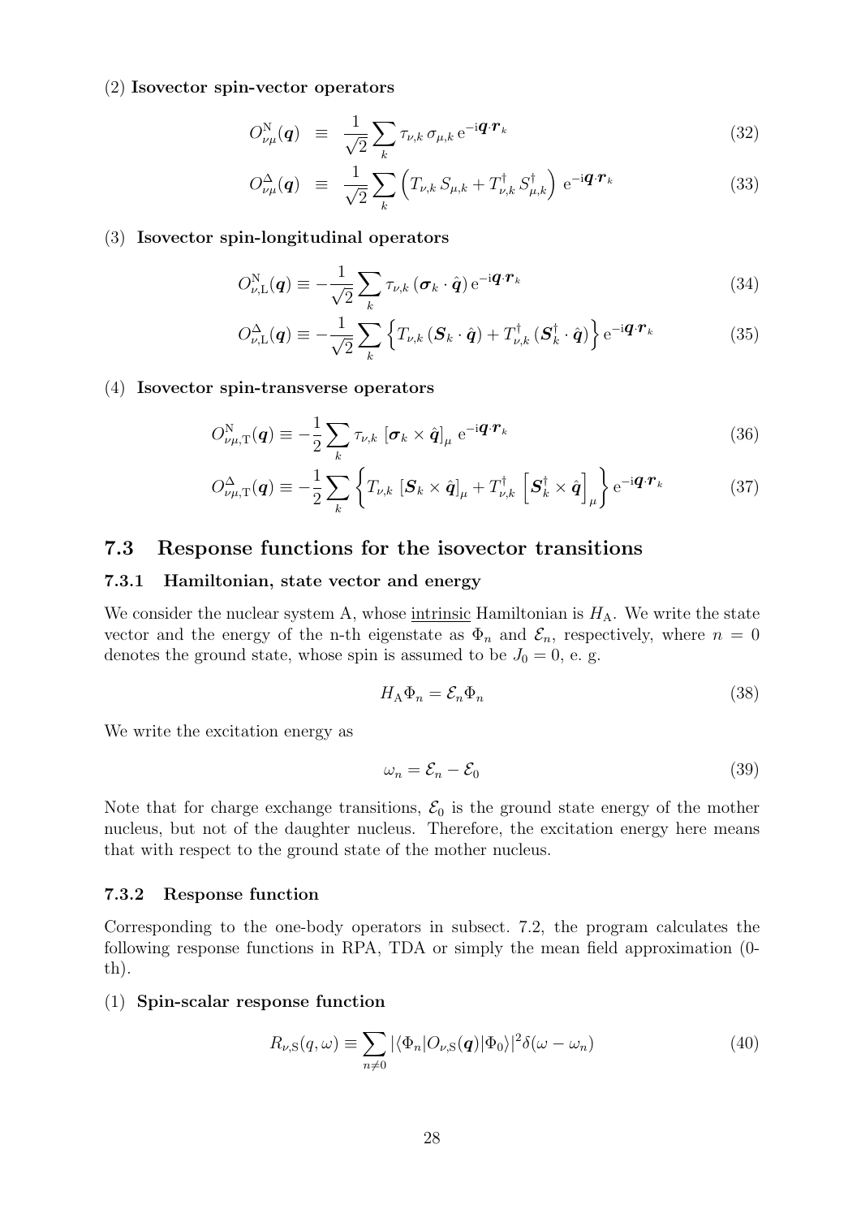(2) **Isovector spin-vector operators**

$$O^{\rm N}_{\nu\mu}(\boldsymbol{q}) \equiv \frac{1}{\sqrt{2}}\sum_k \tau_{\nu,k}\,\sigma_{\mu,k}\,{\rm e}^{-{\rm i}\boldsymbol{q}\cdot\boldsymbol{r}_k} \tag{32}$$

$$O^{\Delta}_{\nu\mu}(\boldsymbol{q}) \equiv \frac{1}{\sqrt{2}}\sum_k \left(T_{\nu,k}\,S_{\mu,k} + T^{\dagger}_{\nu,k}\,S^{\dagger}_{\mu,k}\right)\,{\rm e}^{-{\rm i}\boldsymbol{q}\cdot\boldsymbol{r}_k} \tag{33}$$

(3) **Isovector spin-longitudinal operators**

$$O^{\rm N}_{\nu,{\rm L}}(\boldsymbol{q}) \equiv -\frac{1}{\sqrt{2}}\sum_k \tau_{\nu,k}\,(\boldsymbol{\sigma}_k\cdot\hat{\boldsymbol{q}})\,{\rm e}^{-{\rm i}\boldsymbol{q}\cdot\boldsymbol{r}_k} \tag{34}$$

$$O^{\Delta}_{\nu,{\rm L}}(\boldsymbol{q}) \equiv -\frac{1}{\sqrt{2}}\sum_k \left\{T_{\nu,k}\,(\boldsymbol{S}_k\cdot\hat{\boldsymbol{q}}) + T^{\dagger}_{\nu,k}\,(\boldsymbol{S}^{\dagger}_k\cdot\hat{\boldsymbol{q}})\right\}{\rm e}^{-{\rm i}\boldsymbol{q}\cdot\boldsymbol{r}_k} \tag{35}$$

(4) **Isovector spin-transverse operators**

$$O^{\rm N}_{\nu\mu,{\rm T}}(\boldsymbol{q}) \equiv -\frac{1}{2}\sum_k \tau_{\nu,k}\,\left[\boldsymbol{\sigma}_k\times\hat{\boldsymbol{q}}\right]_{\mu}\,{\rm e}^{-{\rm i}\boldsymbol{q}\cdot\boldsymbol{r}_k} \tag{36}$$

$$O^{\Delta}_{\nu\mu,{\rm T}}(\boldsymbol{q}) \equiv -\frac{1}{2}\sum_k \left\{T_{\nu,k}\,\left[\boldsymbol{S}_k\times\hat{\boldsymbol{q}}\right]_{\mu} + T^{\dagger}_{\nu,k}\,\left[\boldsymbol{S}^{\dagger}_k\times\hat{\boldsymbol{q}}\right]_{\mu}\right\}{\rm e}^{-{\rm i}\boldsymbol{q}\cdot\boldsymbol{r}_k} \tag{37}$$

## 7.3 Response functions for the isovector transitions

### 7.3.1 Hamiltonian, state vector and energy

We consider the nuclear system A, whose intrinsic Hamiltonian is $H_{\rm A}$. We write the state vector and the energy of the n-th eigenstate as $\Phi_n$ and $\mathcal{E}_n$, respectively, where $n = 0$ denotes the ground state, whose spin is assumed to be $J_0 = 0$, e. g.

$$H_{\rm A}\Phi_n = \mathcal{E}_n\Phi_n \tag{38}$$

We write the excitation energy as

$$\omega_n = \mathcal{E}_n - \mathcal{E}_0 \tag{39}$$

Note that for charge exchange transitions, $\mathcal{E}_0$ is the ground state energy of the mother nucleus, but not of the daughter nucleus. Therefore, the excitation energy here means that with respect to the ground state of the mother nucleus.

### 7.3.2 Response function

Corresponding to the one-body operators in subsect. 7.2, the program calculates the following response functions in RPA, TDA or simply the mean field approximation (0-th).

(1) **Spin-scalar response function**

$$R_{\nu,{\rm S}}(q,\omega) \equiv \sum_{n\neq 0} |\langle\Phi_n|O_{\nu,{\rm S}}(\boldsymbol{q})|\Phi_0\rangle|^2\delta(\omega-\omega_n) \tag{40}$$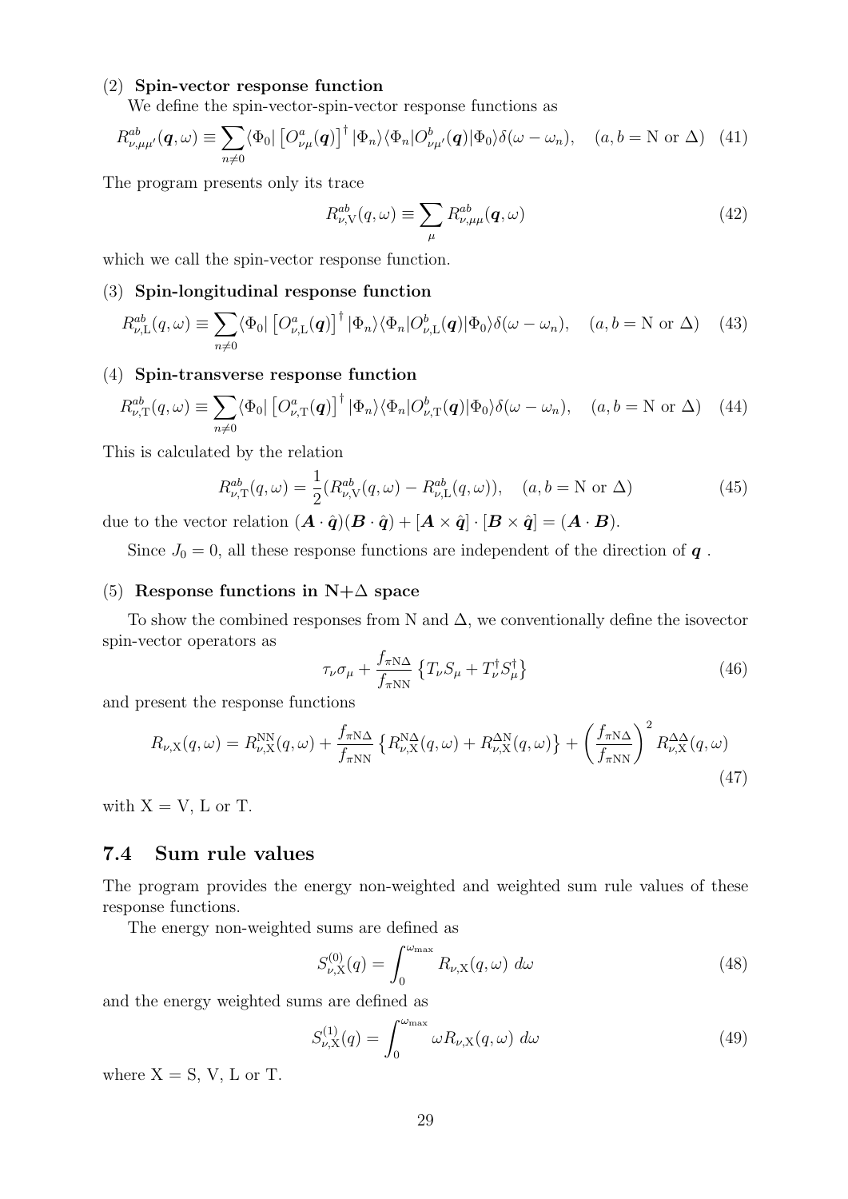(2) **Spin-vector response function**

We define the spin-vector-spin-vector response functions as

$$R^{ab}_{\nu,\mu\mu'}(\boldsymbol{q},\omega) \equiv \sum_{n\neq 0} \langle\Phi_0| \left[O^a_{\nu\mu}(\boldsymbol{q})\right]^\dagger |\Phi_n\rangle\langle\Phi_n|O^b_{\nu\mu'}(\boldsymbol{q})|\Phi_0\rangle\delta(\omega-\omega_n), \quad (a,b = \mathrm{N} \text{ or } \Delta) \quad (41)$$

The program presents only its trace

$$R^{ab}_{\nu,\mathrm{V}}(q,\omega) \equiv \sum_\mu R^{ab}_{\nu,\mu\mu}(\boldsymbol{q},\omega) \quad (42)$$

which we call the spin-vector response function.

(3) **Spin-longitudinal response function**

$$R^{ab}_{\nu,\mathrm{L}}(q,\omega) \equiv \sum_{n\neq 0} \langle\Phi_0| \left[O^a_{\nu,\mathrm{L}}(\boldsymbol{q})\right]^\dagger |\Phi_n\rangle\langle\Phi_n|O^b_{\nu,\mathrm{L}}(\boldsymbol{q})|\Phi_0\rangle\delta(\omega-\omega_n), \quad (a,b = \mathrm{N} \text{ or } \Delta) \quad (43)$$

(4) **Spin-transverse response function**

$$R^{ab}_{\nu,\mathrm{T}}(q,\omega) \equiv \sum_{n\neq 0} \langle\Phi_0| \left[O^a_{\nu,\mathrm{T}}(\boldsymbol{q})\right]^\dagger |\Phi_n\rangle\langle\Phi_n|O^b_{\nu,\mathrm{T}}(\boldsymbol{q})|\Phi_0\rangle\delta(\omega-\omega_n), \quad (a,b = \mathrm{N} \text{ or } \Delta) \quad (44)$$

This is calculated by the relation

$$R^{ab}_{\nu,\mathrm{T}}(q,\omega) = \frac{1}{2}(R^{ab}_{\nu,\mathrm{V}}(q,\omega) - R^{ab}_{\nu,\mathrm{L}}(q,\omega)), \quad (a,b = \mathrm{N} \text{ or } \Delta) \quad (45)$$

due to the vector relation $(\boldsymbol{A}\cdot\hat{\boldsymbol{q}})(\boldsymbol{B}\cdot\hat{\boldsymbol{q}}) + [\boldsymbol{A}\times\hat{\boldsymbol{q}}]\cdot[\boldsymbol{B}\times\hat{\boldsymbol{q}}] = (\boldsymbol{A}\cdot\boldsymbol{B})$.

Since $J_0 = 0$, all these response functions are independent of the direction of $\boldsymbol{q}$ .

(5) **Response functions in N+Δ space**

To show the combined responses from N and Δ, we conventionally define the isovector spin-vector operators as

$$\tau_\nu\sigma_\mu + \frac{f_{\pi\mathrm{N}\Delta}}{f_{\pi\mathrm{NN}}}\left\{T_\nu S_\mu + T^\dagger_\nu S^\dagger_\mu\right\} \quad (46)$$

and present the response functions

$$R_{\nu,\mathrm{X}}(q,\omega) = R^{\mathrm{NN}}_{\nu,\mathrm{X}}(q,\omega) + \frac{f_{\pi\mathrm{N}\Delta}}{f_{\pi\mathrm{NN}}}\left\{R^{\mathrm{N}\Delta}_{\nu,\mathrm{X}}(q,\omega) + R^{\Delta\mathrm{N}}_{\nu,\mathrm{X}}(q,\omega)\right\} + \left(\frac{f_{\pi\mathrm{N}\Delta}}{f_{\pi\mathrm{NN}}}\right)^2 R^{\Delta\Delta}_{\nu,\mathrm{X}}(q,\omega) \quad (47)$$

with X = V, L or T.

## 7.4 Sum rule values

The program provides the energy non-weighted and weighted sum rule values of these response functions.

The energy non-weighted sums are defined as

$$S^{(0)}_{\nu,\mathrm{X}}(q) = \int_0^{\omega_{\max}} R_{\nu,\mathrm{X}}(q,\omega)\ d\omega \quad (48)$$

and the energy weighted sums are defined as

$$S^{(1)}_{\nu,\mathrm{X}}(q) = \int_0^{\omega_{\max}} \omega R_{\nu,\mathrm{X}}(q,\omega)\ d\omega \quad (49)$$

where X = S, V, L or T.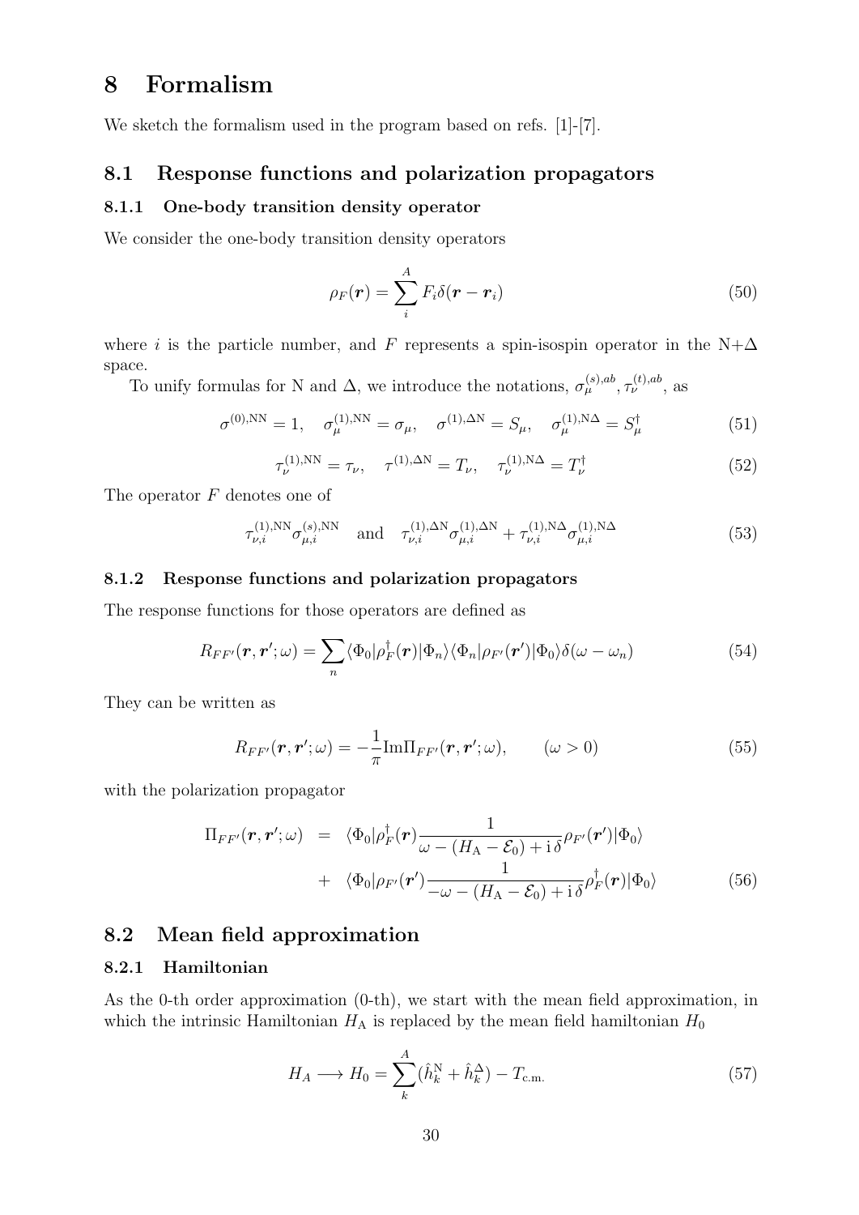# 8 Formalism

We sketch the formalism used in the program based on refs. [1]-[7].

## 8.1 Response functions and polarization propagators

### 8.1.1 One-body transition density operator

We consider the one-body transition density operators

$$\rho_F(\boldsymbol{r}) = \sum_i^A F_i \delta(\boldsymbol{r} - \boldsymbol{r}_i) \tag{50}$$

where $i$ is the particle number, and $F$ represents a spin-isospin operator in the N+Δ space.

To unify formulas for N and Δ, we introduce the notations, $\sigma_\mu^{(s),ab}, \tau_\nu^{(t),ab}$, as

$$\sigma^{(0),\mathrm{NN}} = 1, \quad \sigma_\mu^{(1),\mathrm{NN}} = \sigma_\mu, \quad \sigma^{(1),\Delta\mathrm{N}} = S_\mu, \quad \sigma_\mu^{(1),\mathrm{N}\Delta} = S_\mu^\dagger \tag{51}$$

$$\tau_\nu^{(1),\mathrm{NN}} = \tau_\nu, \quad \tau^{(1),\Delta\mathrm{N}} = T_\nu, \quad \tau_\nu^{(1),\mathrm{N}\Delta} = T_\nu^\dagger \tag{52}$$

The operator $F$ denotes one of

$$\tau_{\nu,i}^{(1),\mathrm{NN}} \sigma_{\mu,i}^{(s),\mathrm{NN}} \quad \text{and} \quad \tau_{\nu,i}^{(1),\Delta\mathrm{N}} \sigma_{\mu,i}^{(1),\Delta\mathrm{N}} + \tau_{\nu,i}^{(1),\mathrm{N}\Delta} \sigma_{\mu,i}^{(1),\mathrm{N}\Delta} \tag{53}$$

### 8.1.2 Response functions and polarization propagators

The response functions for those operators are defined as

$$R_{FF'}(\boldsymbol{r}, \boldsymbol{r}'; \omega) = \sum_n \langle \Phi_0 | \rho_F^\dagger(\boldsymbol{r}) | \Phi_n \rangle \langle \Phi_n | \rho_{F'}(\boldsymbol{r}') | \Phi_0 \rangle \delta(\omega - \omega_n) \tag{54}$$

They can be written as

$$R_{FF'}(\boldsymbol{r}, \boldsymbol{r}'; \omega) = -\frac{1}{\pi} \mathrm{Im} \Pi_{FF'}(\boldsymbol{r}, \boldsymbol{r}'; \omega), \qquad (\omega > 0) \tag{55}$$

with the polarization propagator

$$\begin{aligned}
\Pi_{FF'}(\boldsymbol{r}, \boldsymbol{r}'; \omega) &= \langle \Phi_0 | \rho_F^\dagger(\boldsymbol{r}) \frac{1}{\omega - (H_\mathrm{A} - \mathcal{E}_0) + \mathrm{i}\,\delta} \rho_{F'}(\boldsymbol{r}') | \Phi_0 \rangle \\
&+ \langle \Phi_0 | \rho_{F'}(\boldsymbol{r}') \frac{1}{-\omega - (H_\mathrm{A} - \mathcal{E}_0) + \mathrm{i}\,\delta} \rho_F^\dagger(\boldsymbol{r}) | \Phi_0 \rangle
\end{aligned} \tag{56}$$

## 8.2 Mean field approximation

### 8.2.1 Hamiltonian

As the 0-th order approximation (0-th), we start with the mean field approximation, in which the intrinsic Hamiltonian $H_\mathrm{A}$ is replaced by the mean field hamiltonian $H_0$

$$H_A \longrightarrow H_0 = \sum_k^A (\hat{h}_k^\mathrm{N} + \hat{h}_k^\Delta) - T_{\mathrm{c.m.}} \tag{57}$$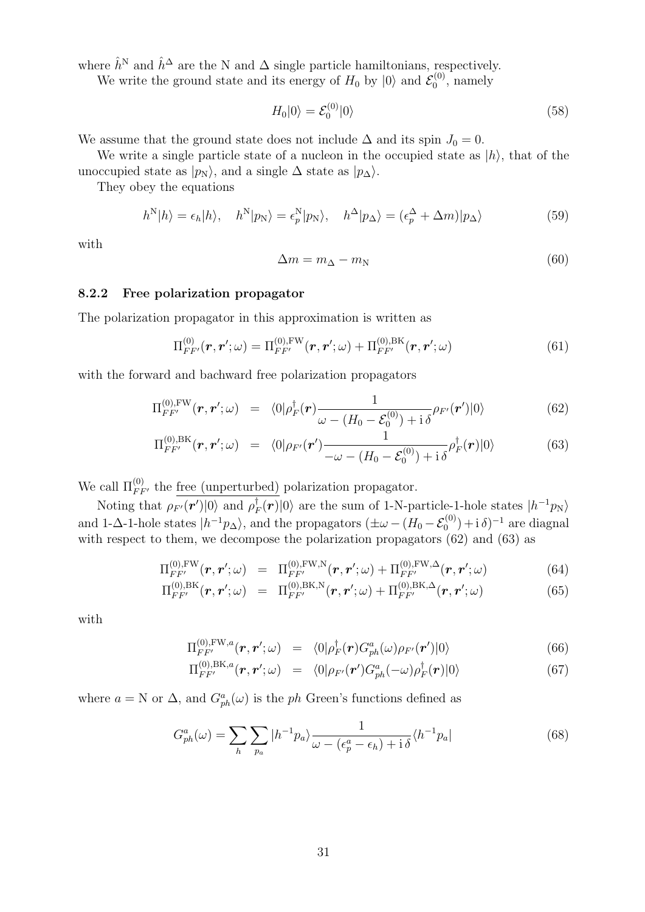where $\hat{h}^{\mathrm{N}}$ and $\hat{h}^{\Delta}$ are the N and $\Delta$ single particle hamiltonians, respectively.

We write the ground state and its energy of $H_0$ by $|0\rangle$ and $\mathcal{E}_0^{(0)}$, namely

$$H_0|0\rangle = \mathcal{E}_0^{(0)}|0\rangle \tag{58}$$

We assume that the ground state does not include $\Delta$ and its spin $J_0 = 0$.

We write a single particle state of a nucleon in the occupied state as $|h\rangle$, that of the unoccupied state as $|p_{\mathrm{N}}\rangle$, and a single $\Delta$ state as $|p_{\Delta}\rangle$.

They obey the equations

$$h^{\mathrm{N}}|h\rangle = \epsilon_h|h\rangle, \quad h^{\mathrm{N}}|p_{\mathrm{N}}\rangle = \epsilon_p^{\mathrm{N}}|p_{\mathrm{N}}\rangle, \quad h^{\Delta}|p_{\Delta}\rangle = (\epsilon_p^{\Delta} + \Delta m)|p_{\Delta}\rangle \tag{59}$$

with

$$\Delta m = m_{\Delta} - m_{\mathrm{N}} \tag{60}$$

### 8.2.2 Free polarization propagator

The polarization propagator in this approximation is written as

$$\Pi_{FF'}^{(0)}(\boldsymbol{r}, \boldsymbol{r}'; \omega) = \Pi_{FF'}^{(0),\mathrm{FW}}(\boldsymbol{r}, \boldsymbol{r}'; \omega) + \Pi_{FF'}^{(0),\mathrm{BK}}(\boldsymbol{r}, \boldsymbol{r}'; \omega) \tag{61}$$

with the forward and bachward free polarization propagators

$$\Pi_{FF'}^{(0),\mathrm{FW}}(\boldsymbol{r}, \boldsymbol{r}'; \omega) = \langle 0|\rho_F^{\dagger}(\boldsymbol{r})\frac{1}{\omega - (H_0 - \mathcal{E}_0^{(0)}) + \mathrm{i}\,\delta}\rho_{F'}(\boldsymbol{r}')|0\rangle \tag{62}$$

$$\Pi_{FF'}^{(0),\mathrm{BK}}(\boldsymbol{r}, \boldsymbol{r}'; \omega) = \langle 0|\rho_{F'}(\boldsymbol{r}')\frac{1}{-\omega - (H_0 - \mathcal{E}_0^{(0)}) + \mathrm{i}\,\delta}\rho_F^{\dagger}(\boldsymbol{r})|0\rangle \tag{63}$$

We call $\Pi_{FF'}^{(0)}$ the <u>free (unperturbed)</u> polarization propagator.

Noting that $\rho_{F'}(\boldsymbol{r}')|0\rangle$ and $\rho_F^{\dagger}(\boldsymbol{r})|0\rangle$ are the sum of 1-N-particle-1-hole states $|h^{-1}p_{\mathrm{N}}\rangle$ and 1-$\Delta$-1-hole states $|h^{-1}p_{\Delta}\rangle$, and the propagators $(\pm\omega - (H_0 - \mathcal{E}_0^{(0)}) + \mathrm{i}\,\delta)^{-1}$ are diagnal with respect to them, we decompose the polarization propagators (62) and (63) as

$$\Pi_{FF'}^{(0),\mathrm{FW}}(\boldsymbol{r}, \boldsymbol{r}'; \omega) = \Pi_{FF'}^{(0),\mathrm{FW,N}}(\boldsymbol{r}, \boldsymbol{r}'; \omega) + \Pi_{FF'}^{(0),\mathrm{FW},\Delta}(\boldsymbol{r}, \boldsymbol{r}'; \omega) \tag{64}$$

$$\Pi_{FF'}^{(0),\mathrm{BK}}(\boldsymbol{r}, \boldsymbol{r}'; \omega) = \Pi_{FF'}^{(0),\mathrm{BK,N}}(\boldsymbol{r}, \boldsymbol{r}'; \omega) + \Pi_{FF'}^{(0),\mathrm{BK},\Delta}(\boldsymbol{r}, \boldsymbol{r}'; \omega) \tag{65}$$

with

$$\Pi_{FF'}^{(0),\mathrm{FW},a}(\boldsymbol{r}, \boldsymbol{r}'; \omega) = \langle 0|\rho_F^{\dagger}(\boldsymbol{r})G_{ph}^a(\omega)\rho_{F'}(\boldsymbol{r}')|0\rangle \tag{66}$$

$$\Pi_{FF'}^{(0),\mathrm{BK},a}(\boldsymbol{r}, \boldsymbol{r}'; \omega) = \langle 0|\rho_{F'}(\boldsymbol{r}')G_{ph}^a(-\omega)\rho_F^{\dagger}(\boldsymbol{r})|0\rangle \tag{67}$$

where $a = \mathrm{N}$ or $\Delta$, and $G_{ph}^a(\omega)$ is the $ph$ Green's functions defined as

$$G_{ph}^a(\omega) = \sum_h \sum_{p_a} |h^{-1}p_a\rangle \frac{1}{\omega - (\epsilon_p^a - \epsilon_h) + \mathrm{i}\,\delta}\langle h^{-1}p_a| \tag{68}$$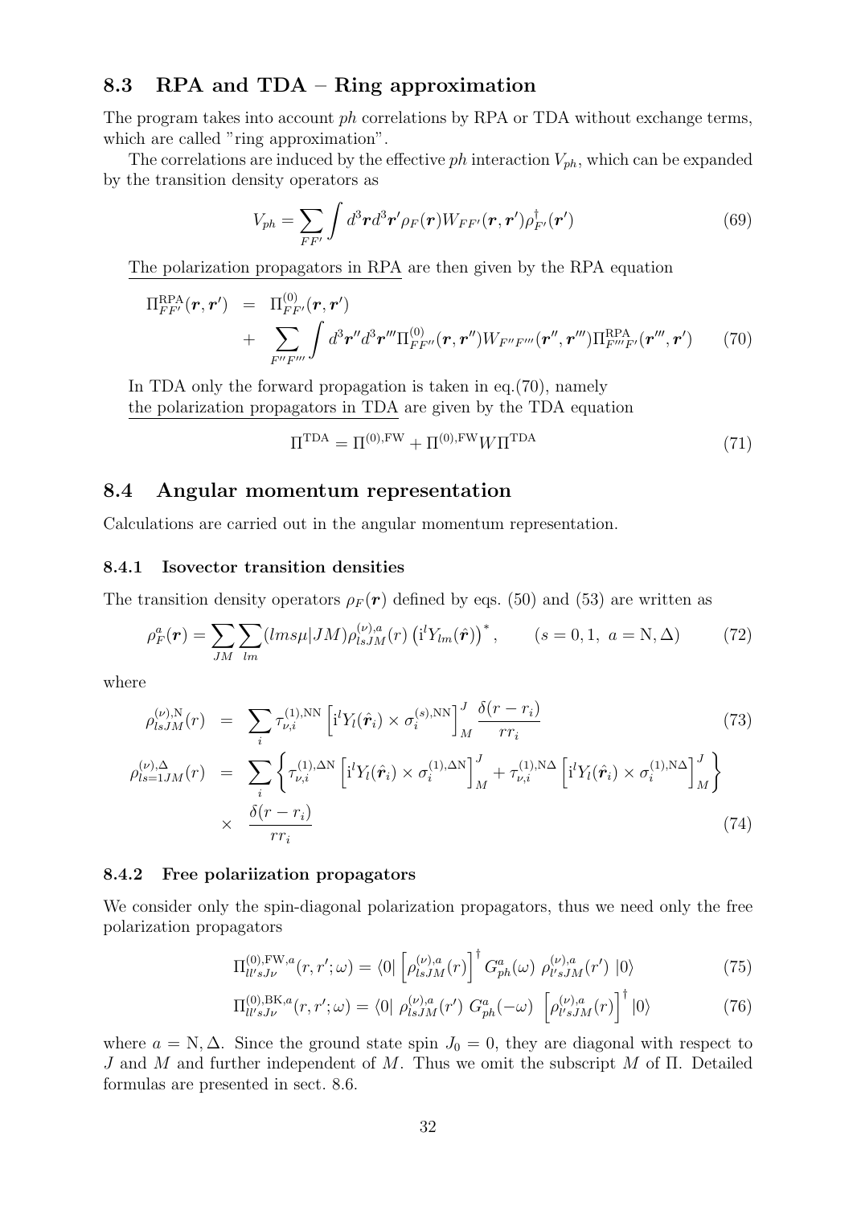## 8.3 RPA and TDA – Ring approximation

The program takes into account *ph* correlations by RPA or TDA without exchange terms, which are called "ring approximation".

The correlations are induced by the effective *ph* interaction $V_{ph}$, which can be expanded by the transition density operators as

$$V_{ph} = \sum_{FF'} \int d^3\boldsymbol{r} d^3\boldsymbol{r}' \rho_F(\boldsymbol{r}) W_{FF'}(\boldsymbol{r}, \boldsymbol{r}') \rho^\dagger_{F'}(\boldsymbol{r}') \tag{69}$$

The polarization propagators in RPA are then given by the RPA equation

$$\begin{aligned}
\Pi^{\rm RPA}_{FF'}(\boldsymbol{r}, \boldsymbol{r}') &= \Pi^{(0)}_{FF'}(\boldsymbol{r}, \boldsymbol{r}') \\
&+ \sum_{F''F'''} \int d^3\boldsymbol{r}'' d^3\boldsymbol{r}''' \Pi^{(0)}_{FF''}(\boldsymbol{r}, \boldsymbol{r}'') W_{F''F'''}(\boldsymbol{r}'', \boldsymbol{r}''') \Pi^{\rm RPA}_{F'''F'}(\boldsymbol{r}''', \boldsymbol{r}')
\end{aligned} \tag{70}$$

In TDA only the forward propagation is taken in eq.(70), namely the polarization propagators in TDA are given by the TDA equation

$$\Pi^{\rm TDA} = \Pi^{(0),\rm FW} + \Pi^{(0),\rm FW} W \Pi^{\rm TDA} \tag{71}$$

## 8.4 Angular momentum representation

Calculations are carried out in the angular momentum representation.

### 8.4.1 Isovector transition densities

The transition density operators $\rho_F(\boldsymbol{r})$ defined by eqs. (50) and (53) are written as

$$\rho^a_F(\boldsymbol{r}) = \sum_{JM} \sum_{lm} (lms\mu|JM) \rho^{(\nu),a}_{lsJM}(r) \left( {\rm i}^l Y_{lm}(\hat{\boldsymbol{r}}) \right)^*, \qquad (s = 0, 1, \ a = {\rm N}, \Delta) \tag{72}$$

where

$$\rho^{(\nu),\rm N}_{lsJM}(r) = \sum_i \tau^{(1),\rm NN}_{\nu,i} \left[ {\rm i}^l Y_l(\hat{\boldsymbol{r}}_i) \times \sigma^{(s),\rm NN}_i \right]^J_M \frac{\delta(r - r_i)}{r r_i} \tag{73}$$

$$\begin{aligned}
\rho^{(\nu),\Delta}_{ls=1JM}(r) &= \sum_i \left\{ \tau^{(1),\Delta\rm N}_{\nu,i} \left[ {\rm i}^l Y_l(\hat{\boldsymbol{r}}_i) \times \sigma^{(1),\Delta\rm N}_i \right]^J_M + \tau^{(1),\rm N\Delta}_{\nu,i} \left[ {\rm i}^l Y_l(\hat{\boldsymbol{r}}_i) \times \sigma^{(1),\rm N\Delta}_i \right]^J_M \right\} \\
&\times \frac{\delta(r - r_i)}{r r_i}
\end{aligned} \tag{74}$$

### 8.4.2 Free polariization propagators

We consider only the spin-diagonal polarization propagators, thus we need only the free polarization propagators

$$\Pi^{(0),\rm FW,\it a}_{ll'sJ\nu}(r, r'; \omega) = \langle 0 | \left[ \rho^{(\nu),a}_{lsJM}(r) \right]^\dagger G^a_{ph}(\omega) \ \rho^{(\nu),a}_{l'sJM}(r') \ |0\rangle \tag{75}$$

$$\Pi^{(0),\rm BK,\it a}_{ll'sJ\nu}(r, r'; \omega) = \langle 0 | \ \rho^{(\nu),a}_{lsJM}(r') \ G^a_{ph}(-\omega) \ \left[ \rho^{(\nu),a}_{l'sJM}(r) \right]^\dagger |0\rangle \tag{76}$$

where $a = {\rm N}, \Delta$. Since the ground state spin $J_0 = 0$, they are diagonal with respect to $J$ and $M$ and further independent of $M$. Thus we omit the subscript $M$ of $\Pi$. Detailed formulas are presented in sect. 8.6.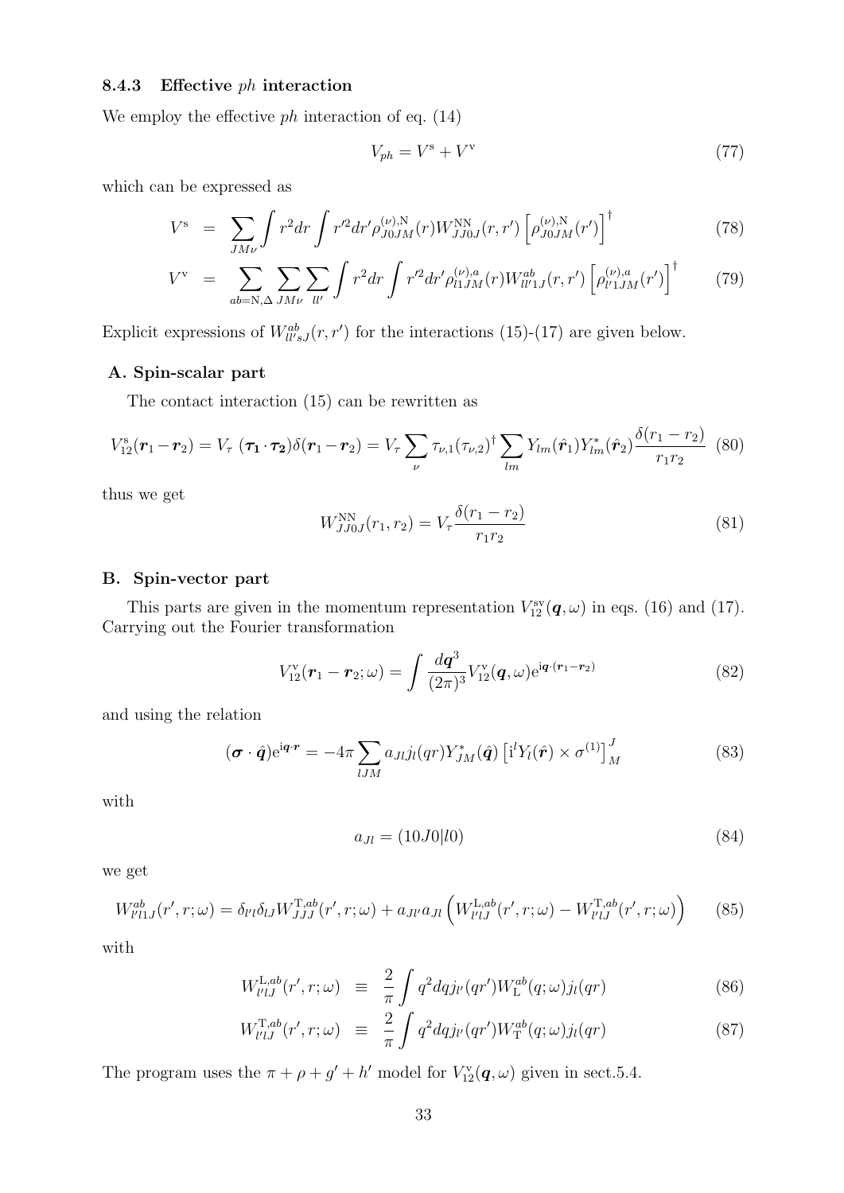### 8.4.3 Effective $ph$ interaction

We employ the effective $ph$ interaction of eq. (14)

$$V_{ph} = V^{\rm s} + V^{\rm v} \tag{77}$$

which can be expressed as

$$V^{\rm s} = \sum_{JM\nu} \int r^2 dr \int r'^2 dr' \rho^{(\nu),{\rm N}}_{J0JM}(r) W^{\rm NN}_{JJ0J}(r,r') \left[\rho^{(\nu),{\rm N}}_{J0JM}(r')\right]^\dagger \tag{78}$$

$$V^{\rm v} = \sum_{ab={\rm N},\Delta} \sum_{JM\nu} \sum_{ll'} \int r^2 dr \int r'^2 dr' \rho^{(\nu),a}_{l1JM}(r) W^{ab}_{ll'1J}(r,r') \left[\rho^{(\nu),a}_{l'1JM}(r')\right]^\dagger \tag{79}$$

Explicit expressions of $W^{ab}_{ll'sJ}(r,r')$ for the interactions (15)-(17) are given below.

#### A. Spin-scalar part

The contact interaction (15) can be rewritten as

$$V^{\rm s}_{12}(\boldsymbol{r}_1 - \boldsymbol{r}_2) = V_\tau\ (\boldsymbol{\tau_1} \cdot \boldsymbol{\tau_2}) \delta(\boldsymbol{r}_1 - \boldsymbol{r}_2) = V_\tau \sum_\nu \tau_{\nu,1} (\tau_{\nu,2})^\dagger \sum_{lm} Y_{lm}(\hat{\boldsymbol{r}}_1) Y^*_{lm}(\hat{\boldsymbol{r}}_2) \frac{\delta(r_1 - r_2)}{r_1 r_2} \tag{80}$$

thus we get

$$W^{\rm NN}_{JJ0J}(r_1, r_2) = V_\tau \frac{\delta(r_1 - r_2)}{r_1 r_2} \tag{81}$$

#### B. Spin-vector part

This parts are given in the momentum representation $V^{\rm sv}_{12}(\boldsymbol{q}, \omega)$ in eqs. (16) and (17). Carrying out the Fourier transformation

$$V^{\rm v}_{12}(\boldsymbol{r}_1 - \boldsymbol{r}_2; \omega) = \int \frac{d\boldsymbol{q}^3}{(2\pi)^3} V^{\rm v}_{12}(\boldsymbol{q}, \omega) {\rm e}^{{\rm i}\boldsymbol{q}\cdot(\boldsymbol{r}_1 - \boldsymbol{r}_2)} \tag{82}$$

and using the relation

$$(\boldsymbol{\sigma} \cdot \hat{\boldsymbol{q}}) {\rm e}^{{\rm i}\boldsymbol{q}\cdot\boldsymbol{r}} = -4\pi \sum_{lJM} a_{Jl} j_l(qr) Y^*_{JM}(\hat{\boldsymbol{q}}) \left[{\rm i}^l Y_l(\hat{\boldsymbol{r}}) \times \sigma^{(1)}\right]^J_M \tag{83}$$

with

$$a_{Jl} = (10J0|l0) \tag{84}$$

we get

$$W^{ab}_{l'l1J}(r', r; \omega) = \delta_{l'l} \delta_{lJ} W^{{\rm T},ab}_{JJJ}(r', r; \omega) + a_{Jl'} a_{Jl} \left(W^{{\rm L},ab}_{l'lJ}(r', r; \omega) - W^{{\rm T},ab}_{l'lJ}(r', r; \omega)\right) \tag{85}$$

with

$$W^{{\rm L},ab}_{l'lJ}(r', r; \omega) \equiv \frac{2}{\pi} \int q^2 dq j_{l'}(qr') W^{ab}_{\rm L}(q; \omega) j_l(qr) \tag{86}$$

$$W^{{\rm T},ab}_{l'lJ}(r', r; \omega) \equiv \frac{2}{\pi} \int q^2 dq j_{l'}(qr') W^{ab}_{\rm T}(q; \omega) j_l(qr) \tag{87}$$

The program uses the $\pi + \rho + g' + h'$ model for $V^{\rm v}_{12}(\boldsymbol{q}, \omega)$ given in sect.5.4.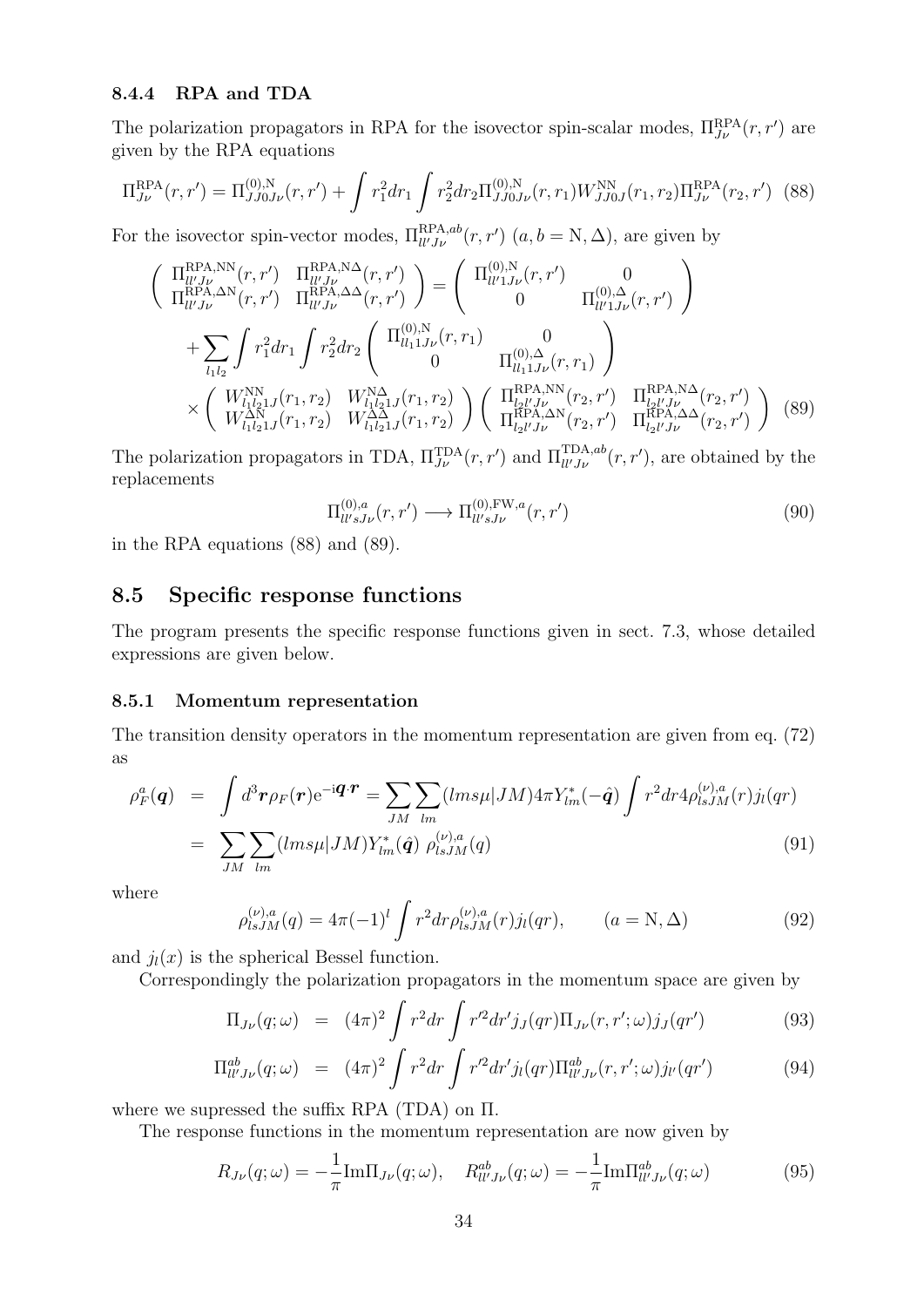#### 8.4.4 RPA and TDA

The polarization propagators in RPA for the isovector spin-scalar modes, $\Pi^{\rm RPA}_{J\nu}(r,r')$ are given by the RPA equations

$$\Pi^{\rm RPA}_{J\nu}(r,r') = \Pi^{(0),{\rm N}}_{JJ0J\nu}(r,r') + \int r_1^2 dr_1 \int r_2^2 dr_2 \Pi^{(0),{\rm N}}_{JJ0J\nu}(r,r_1) W^{\rm NN}_{JJ0J}(r_1,r_2) \Pi^{\rm RPA}_{J\nu}(r_2,r') \quad (88)$$

For the isovector spin-vector modes, $\Pi^{{\rm RPA},ab}_{ll'J\nu}(r,r')$ $(a,b = {\rm N},\Delta)$, are given by

$$\begin{aligned}
\begin{pmatrix} \Pi^{\rm RPA,NN}_{ll'J\nu}(r,r') & \Pi^{\rm RPA,N\Delta}_{ll'J\nu}(r,r') \\ \Pi^{\rm RPA,\Delta N}_{ll'J\nu}(r,r') & \Pi^{\rm RPA,\Delta\Delta}_{ll'J\nu}(r,r') \end{pmatrix} &= \begin{pmatrix} \Pi^{(0),{\rm N}}_{ll'1J\nu}(r,r') & 0 \\ 0 & \Pi^{(0),\Delta}_{ll'1J\nu}(r,r') \end{pmatrix} \\
&+ \sum_{l_1 l_2} \int r_1^2 dr_1 \int r_2^2 dr_2 \begin{pmatrix} \Pi^{(0),{\rm N}}_{ll_1 1J\nu}(r,r_1) & 0 \\ 0 & \Pi^{(0),\Delta}_{ll_1 1J\nu}(r,r_1) \end{pmatrix} \\
&\times \begin{pmatrix} W^{\rm NN}_{l_1 l_2 1J}(r_1,r_2) & W^{\rm N\Delta}_{l_1 l_2 1J}(r_1,r_2) \\ W^{\rm \Delta N}_{l_1 l_2 1J}(r_1,r_2) & W^{\Delta\Delta}_{l_1 l_2 1J}(r_1,r_2) \end{pmatrix} \begin{pmatrix} \Pi^{\rm RPA,NN}_{l_2 l'J\nu}(r_2,r') & \Pi^{\rm RPA,N\Delta}_{l_2 l'J\nu}(r_2,r') \\ \Pi^{\rm RPA,\Delta N}_{l_2 l'J\nu}(r_2,r') & \Pi^{\rm RPA,\Delta\Delta}_{l_2 l'J\nu}(r_2,r') \end{pmatrix} \quad (89)
\end{aligned}$$

The polarization propagators in TDA, $\Pi^{\rm TDA}_{J\nu}(r,r')$ and $\Pi^{{\rm TDA},ab}_{ll'J\nu}(r,r')$, are obtained by the replacements

$$\Pi^{(0),a}_{ll'sJ\nu}(r,r') \longrightarrow \Pi^{(0),{\rm FW},a}_{ll'sJ\nu}(r,r') \quad (90)$$

in the RPA equations (88) and (89).

## 8.5 Specific response functions

The program presents the specific response functions given in sect. 7.3, whose detailed expressions are given below.

### 8.5.1 Momentum representation

The transition density operators in the momentum representation are given from eq. (72) as

$$\begin{aligned}
\rho^a_F(\boldsymbol{q}) &= \int d^3\boldsymbol{r} \rho_F(\boldsymbol{r}) {\rm e}^{-{\rm i}\boldsymbol{q}\cdot\boldsymbol{r}} = \sum_{JM}\sum_{lm} (lms\mu|JM) 4\pi Y^*_{lm}(-\hat{\boldsymbol{q}}) \int r^2 dr 4\rho^{(\nu),a}_{lsJM}(r) j_l(qr) \\
&= \sum_{JM}\sum_{lm} (lms\mu|JM) Y^*_{lm}(\hat{\boldsymbol{q}})\ \rho^{(\nu),a}_{lsJM}(q) \quad (91)
\end{aligned}$$

where

$$\rho^{(\nu),a}_{lsJM}(q) = 4\pi(-1)^l \int r^2 dr \rho^{(\nu),a}_{lsJM}(r) j_l(qr), \qquad (a = {\rm N},\Delta) \quad (92)$$

and $j_l(x)$ is the spherical Bessel function.

Correspondingly the polarization propagators in the momentum space are given by

$$\Pi_{J\nu}(q;\omega) = (4\pi)^2 \int r^2 dr \int r'^2 dr' j_J(qr) \Pi_{J\nu}(r,r';\omega) j_J(qr') \quad (93)$$

$$\Pi^{ab}_{ll'J\nu}(q;\omega) = (4\pi)^2 \int r^2 dr \int r'^2 dr' j_l(qr) \Pi^{ab}_{ll'J\nu}(r,r';\omega) j_{l'}(qr') \quad (94)$$

where we supressed the suffix RPA (TDA) on $\Pi$.

The response functions in the momentum representation are now given by

$$R_{J\nu}(q;\omega) = -\frac{1}{\pi}{\rm Im}\Pi_{J\nu}(q;\omega), \quad R^{ab}_{ll'J\nu}(q;\omega) = -\frac{1}{\pi}{\rm Im}\Pi^{ab}_{ll'J\nu}(q;\omega) \quad (95)$$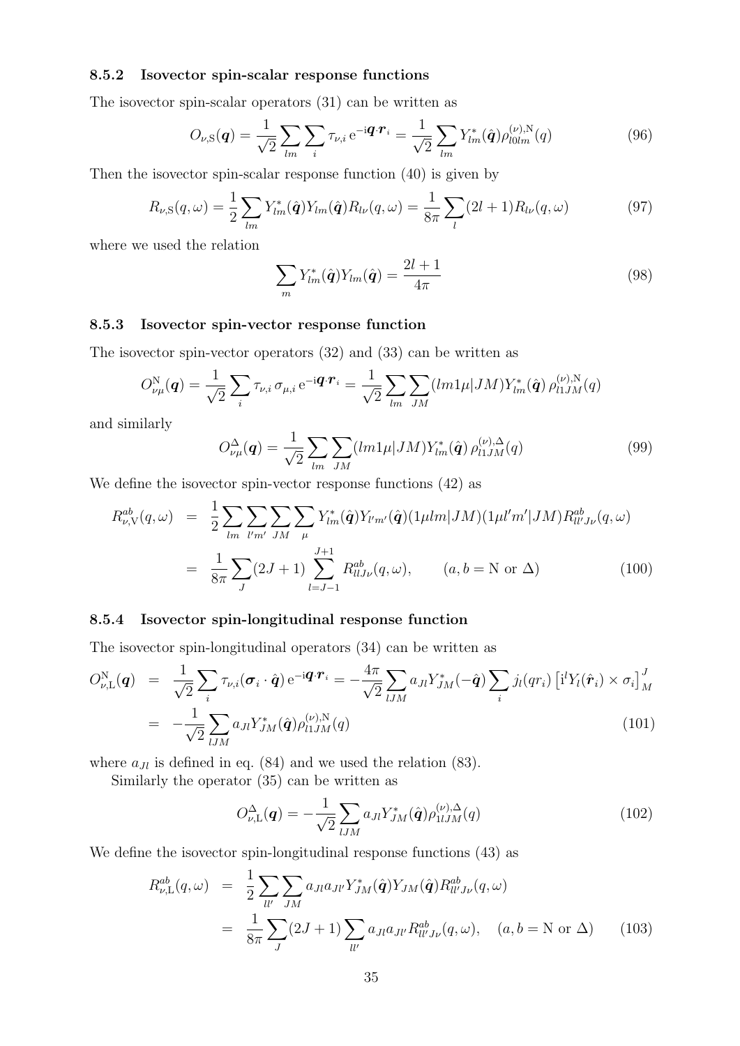### 8.5.2 Isovector spin-scalar response functions

The isovector spin-scalar operators (31) can be written as

$$O_{\nu,\mathrm{S}}(\boldsymbol{q}) = \frac{1}{\sqrt{2}} \sum_{lm} \sum_{i} \tau_{\nu,i}\, \mathrm{e}^{-\mathrm{i}\boldsymbol{q}\cdot\boldsymbol{r}_i} = \frac{1}{\sqrt{2}} \sum_{lm} Y^{*}_{lm}(\hat{\boldsymbol{q}}) \rho^{(\nu),\mathrm{N}}_{l0lm}(q) \tag{96}$$

Then the isovector spin-scalar response function (40) is given by

$$R_{\nu,\mathrm{S}}(q,\omega) = \frac{1}{2} \sum_{lm} Y^{*}_{lm}(\hat{\boldsymbol{q}}) Y_{lm}(\hat{\boldsymbol{q}}) R_{l\nu}(q,\omega) = \frac{1}{8\pi} \sum_{l} (2l+1) R_{l\nu}(q,\omega) \tag{97}$$

where we used the relation

$$\sum_{m} Y^{*}_{lm}(\hat{\boldsymbol{q}}) Y_{lm}(\hat{\boldsymbol{q}}) = \frac{2l+1}{4\pi} \tag{98}$$

### 8.5.3 Isovector spin-vector response function

The isovector spin-vector operators (32) and (33) can be written as

$$O^{\mathrm{N}}_{\nu\mu}(\boldsymbol{q}) = \frac{1}{\sqrt{2}} \sum_{i} \tau_{\nu,i}\, \sigma_{\mu,i}\, \mathrm{e}^{-\mathrm{i}\boldsymbol{q}\cdot\boldsymbol{r}_i} = \frac{1}{\sqrt{2}} \sum_{lm} \sum_{JM} (lm1\mu|JM) Y^{*}_{lm}(\hat{\boldsymbol{q}})\, \rho^{(\nu),\mathrm{N}}_{l1JM}(q)$$

and similarly

$$O^{\Delta}_{\nu\mu}(\boldsymbol{q}) = \frac{1}{\sqrt{2}} \sum_{lm} \sum_{JM} (lm1\mu|JM) Y^{*}_{lm}(\hat{\boldsymbol{q}})\, \rho^{(\nu),\Delta}_{l1JM}(q) \tag{99}$$

We define the isovector spin-vector response functions (42) as

$$\begin{aligned} R^{ab}_{\nu,\mathrm{V}}(q,\omega) &= \frac{1}{2} \sum_{lm} \sum_{l'm'} \sum_{JM} \sum_{\mu} Y^{*}_{lm}(\hat{\boldsymbol{q}}) Y_{l'm'}(\hat{\boldsymbol{q}}) (1\mu lm|JM)(1\mu l'm'|JM) R^{ab}_{ll'J\nu}(q,\omega) \\ &= \frac{1}{8\pi} \sum_{J} (2J+1) \sum_{l=J-1}^{J+1} R^{ab}_{llJ\nu}(q,\omega), \qquad (a, b = \mathrm{N} \text{ or } \Delta) \end{aligned} \tag{100}$$

### 8.5.4 Isovector spin-longitudinal response function

The isovector spin-longitudinal operators (34) can be written as

$$\begin{aligned} O^{\mathrm{N}}_{\nu,\mathrm{L}}(\boldsymbol{q}) &= \frac{1}{\sqrt{2}} \sum_{i} \tau_{\nu,i} (\boldsymbol{\sigma}_i \cdot \hat{\boldsymbol{q}})\, \mathrm{e}^{-\mathrm{i}\boldsymbol{q}\cdot\boldsymbol{r}_i} = -\frac{4\pi}{\sqrt{2}} \sum_{lJM} a_{Jl} Y^{*}_{JM}(-\hat{\boldsymbol{q}}) \sum_{i} j_l(qr_i) \left[\mathrm{i}^l Y_l(\hat{\boldsymbol{r}}_i) \times \sigma_i\right]^{J}_{M} \\ &= -\frac{1}{\sqrt{2}} \sum_{lJM} a_{Jl} Y^{*}_{JM}(\hat{\boldsymbol{q}}) \rho^{(\nu),\mathrm{N}}_{l1JM}(q) \end{aligned} \tag{101}$$

where $a_{Jl}$ is defined in eq. (84) and we used the relation (83).

Similarly the operator (35) can be written as

$$O^{\Delta}_{\nu,\mathrm{L}}(\boldsymbol{q}) = -\frac{1}{\sqrt{2}} \sum_{lJM} a_{Jl} Y^{*}_{JM}(\hat{\boldsymbol{q}}) \rho^{(\nu),\Delta}_{1lJM}(q) \tag{102}$$

We define the isovector spin-longitudinal response functions (43) as

$$\begin{aligned} R^{ab}_{\nu,\mathrm{L}}(q,\omega) &= \frac{1}{2} \sum_{ll'} \sum_{JM} a_{Jl} a_{Jl'} Y^{*}_{JM}(\hat{\boldsymbol{q}}) Y_{JM}(\hat{\boldsymbol{q}}) R^{ab}_{ll'J\nu}(q,\omega) \\ &= \frac{1}{8\pi} \sum_{J} (2J+1) \sum_{ll'} a_{Jl} a_{Jl'} R^{ab}_{ll'J\nu}(q,\omega), \quad (a, b = \mathrm{N} \text{ or } \Delta) \end{aligned} \tag{103}$$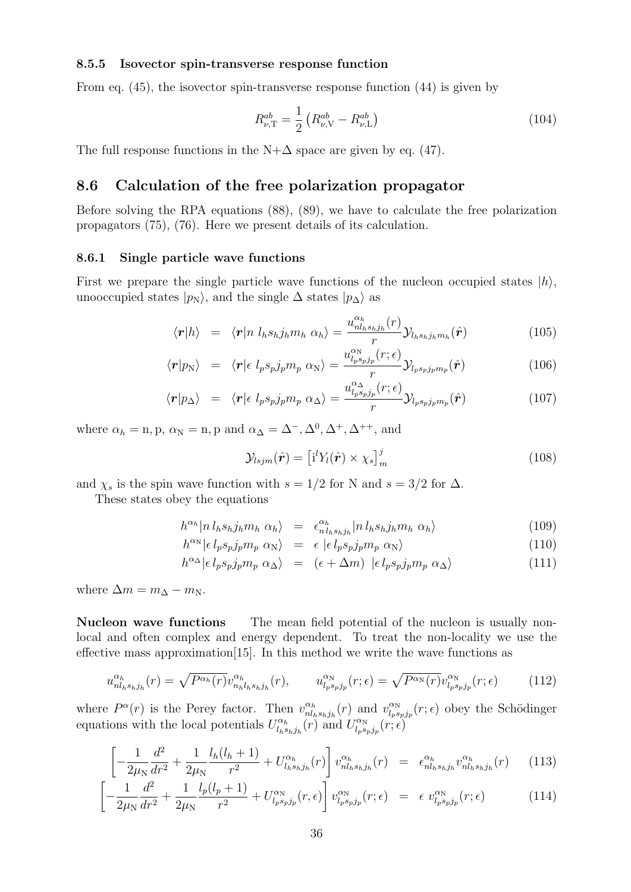#### 8.5.5 Isovector spin-transverse response function

From eq. (45), the isovector spin-transverse response function (44) is given by

$$R^{ab}_{\nu,\mathrm{T}} = \frac{1}{2}\left(R^{ab}_{\nu,\mathrm{V}} - R^{ab}_{\nu,\mathrm{L}}\right) \tag{104}$$

The full response functions in the N+Δ space are given by eq. (47).

## 8.6 Calculation of the free polarization propagator

Before solving the RPA equations (88), (89), we have to calculate the free polarization propagators (75), (76). Here we present details of its calculation.

### 8.6.1 Single particle wave functions

First we prepare the single particle wave functions of the nucleon occupied states $|h\rangle$, unooccupied states $|p_\mathrm{N}\rangle$, and the single Δ states $|p_\Delta\rangle$ as

$$\langle \boldsymbol{r}|h\rangle = \langle \boldsymbol{r}|n\, l_h s_h j_h m_h\ \alpha_h\rangle = \frac{u^{\alpha_h}_{nl_h s_h j_h}(r)}{r}\mathcal{Y}_{l_h s_h j_h m_h}(\hat{\boldsymbol{r}}) \tag{105}$$

$$\langle \boldsymbol{r}|p_\mathrm{N}\rangle = \langle \boldsymbol{r}|\epsilon\ l_p s_p j_p m_p\ \alpha_\mathrm{N}\rangle = \frac{u^{\alpha_\mathrm{N}}_{l_p s_p j_p}(r;\epsilon)}{r}\mathcal{Y}_{l_p s_p j_p m_p}(\hat{\boldsymbol{r}}) \tag{106}$$

$$\langle \boldsymbol{r}|p_\Delta\rangle = \langle \boldsymbol{r}|\epsilon\ l_p s_p j_p m_p\ \alpha_\Delta\rangle = \frac{u^{\alpha_\Delta}_{l_p s_p j_p}(r;\epsilon)}{r}\mathcal{Y}_{l_p s_p j_p m_p}(\hat{\boldsymbol{r}}) \tag{107}$$

where $\alpha_h = \mathrm{n,p}$, $\alpha_\mathrm{N} = \mathrm{n,p}$ and $\alpha_\Delta = \Delta^-, \Delta^0, \Delta^+, \Delta^{++}$, and

$$\mathcal{Y}_{lsjm}(\hat{\boldsymbol{r}}) = \left[\mathrm{i}^l Y_l(\hat{\boldsymbol{r}}) \times \chi_s\right]^j_m \tag{108}$$

and $\chi_s$ is the spin wave function with $s = 1/2$ for N and $s = 3/2$ for Δ.

These states obey the equations

$$h^{\alpha_h}|n\, l_h s_h j_h m_h\ \alpha_h\rangle = \epsilon^{\alpha_h}_{n\, l_h s_h j_h}|n\, l_h s_h j_h m_h\ \alpha_h\rangle \tag{109}$$

$$h^{\alpha_\mathrm{N}}|\epsilon\, l_p s_p j_p m_p\ \alpha_\mathrm{N}\rangle = \epsilon\ |\epsilon\, l_p s_p j_p m_p\ \alpha_\mathrm{N}\rangle \tag{110}$$

$$h^{\alpha_\Delta}|\epsilon\, l_p s_p j_p m_p\ \alpha_\Delta\rangle = (\epsilon + \Delta m)\ |\epsilon\, l_p s_p j_p m_p\ \alpha_\Delta\rangle \tag{111}$$

where $\Delta m = m_\Delta - m_\mathrm{N}$.

**Nucleon wave functions** The mean field potential of the nucleon is usually non-local and often complex and energy dependent. To treat the non-locality we use the effective mass approximation[15]. In this method we write the wave functions as

$$u^{\alpha_h}_{nl_h s_h j_h}(r) = \sqrt{P^{\alpha_h}(r)}\,v^{\alpha_h}_{n_h l_h s_h j_h}(r), \qquad u^{\alpha_\mathrm{N}}_{l_p s_p j_p}(r;\epsilon) = \sqrt{P^{\alpha_\mathrm{N}}(r)}\,v^{\alpha_\mathrm{N}}_{l_p s_p j_p}(r;\epsilon) \tag{112}$$

where $P^\alpha(r)$ is the Perey factor. Then $v^{\alpha_h}_{nl_h s_h j_h}(r)$ and $v^{\alpha_\mathrm{N}}_{l_p s_p j_p}(r;\epsilon)$ obey the Schödinger equations with the local potentials $U^{\alpha_h}_{l_h s_h j_h}(r)$ and $U^{\alpha_\mathrm{N}}_{l_p s_p j_p}(r;\epsilon)$

$$\left[-\frac{1}{2\mu_\mathrm{N}}\frac{d^2}{dr^2} + \frac{1}{2\mu_\mathrm{N}}\frac{l_h(l_h+1)}{r^2} + U^{\alpha_h}_{l_h s_h j_h}(r)\right] v^{\alpha_h}_{nl_h s_h j_h}(r) = \epsilon^{\alpha_h}_{nl_h s_h j_h} v^{\alpha_h}_{nl_h s_h j_h}(r) \tag{113}$$

$$\left[-\frac{1}{2\mu_\mathrm{N}}\frac{d^2}{dr^2} + \frac{1}{2\mu_\mathrm{N}}\frac{l_p(l_p+1)}{r^2} + U^{\alpha_\mathrm{N}}_{l_p s_p j_p}(r,\epsilon)\right] v^{\alpha_\mathrm{N}}_{l_p s_p j_p}(r;\epsilon) = \epsilon\ v^{\alpha_\mathrm{N}}_{l_p s_p j_p}(r;\epsilon) \tag{114}$$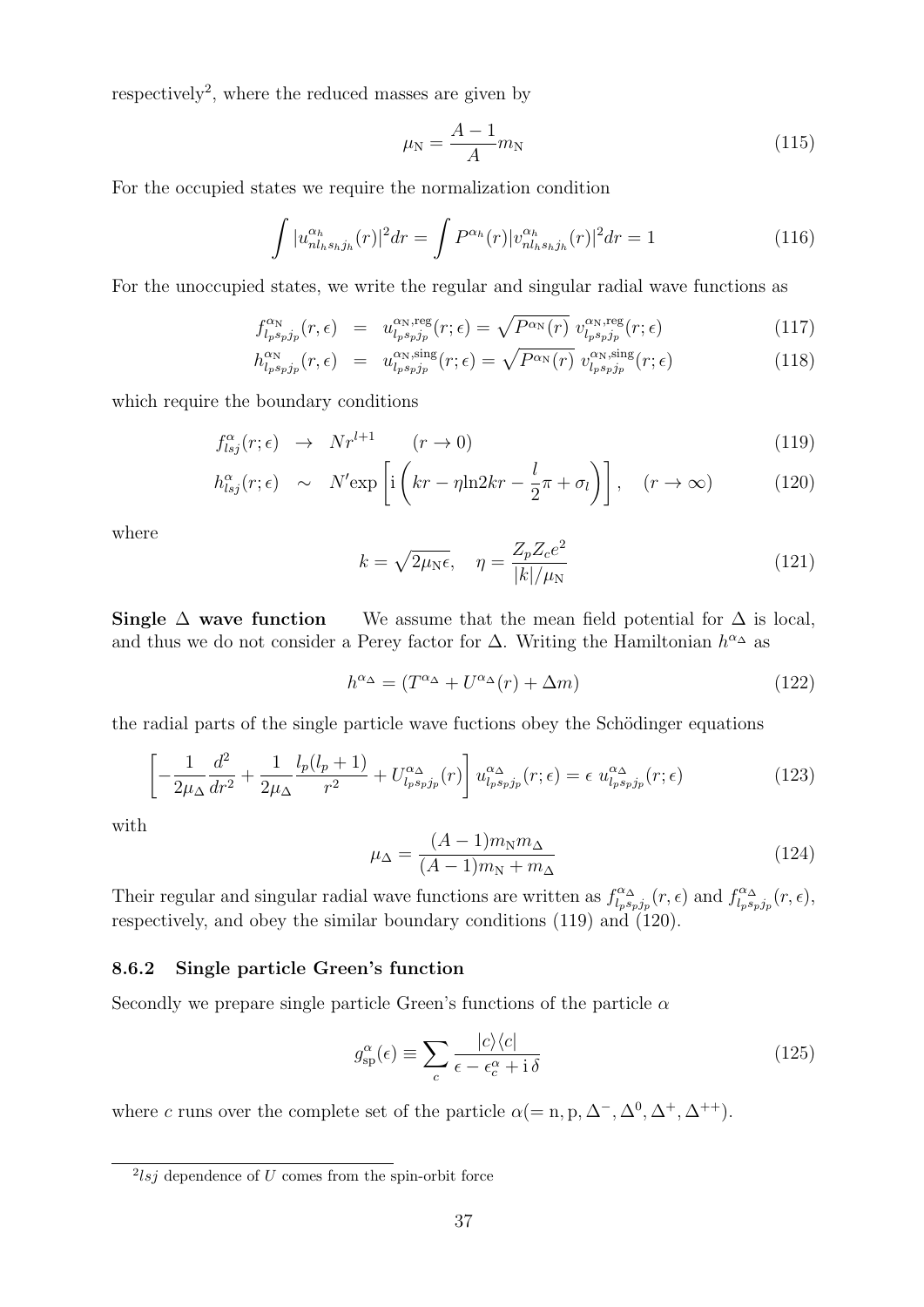respectively[2], where the reduced masses are given by

$$\mu_{\rm N} = \frac{A-1}{A} m_{\rm N} \tag{115}$$

For the occupied states we require the normalization condition

$$\int |u^{\alpha_h}_{nl_hs_hj_h}(r)|^2 dr = \int P^{\alpha_h}(r) |v^{\alpha_h}_{nl_hs_hj_h}(r)|^2 dr = 1 \tag{116}$$

For the unoccupied states, we write the regular and singular radial wave functions as

$$f^{\alpha_{\rm N}}_{l_ps_pj_p}(r,\epsilon) = u^{\alpha_{\rm N},{\rm reg}}_{l_ps_pj_p}(r;\epsilon) = \sqrt{P^{\alpha_{\rm N}}(r)}\; v^{\alpha_{\rm N},{\rm reg}}_{l_ps_pj_p}(r;\epsilon) \tag{117}$$

$$h^{\alpha_{\rm N}}_{l_ps_pj_p}(r,\epsilon) = u^{\alpha_{\rm N},{\rm sing}}_{l_ps_pj_p}(r;\epsilon) = \sqrt{P^{\alpha_{\rm N}}(r)}\; v^{\alpha_{\rm N},{\rm sing}}_{l_ps_pj_p}(r;\epsilon) \tag{118}$$

which require the boundary conditions

$$f^{\alpha}_{lsj}(r;\epsilon) \rightarrow N r^{l+1} \qquad (r \rightarrow 0) \tag{119}$$

$$h^{\alpha}_{lsj}(r;\epsilon) \sim N' {\rm exp}\left[{\rm i}\left(kr - \eta {\rm ln} 2kr - \frac{l}{2}\pi + \sigma_l\right)\right], \quad (r \rightarrow \infty) \tag{120}$$

where

$$k = \sqrt{2\mu_{\rm N}\epsilon}, \quad \eta = \frac{Z_pZ_ce^2}{|k|/\mu_{\rm N}} \tag{121}$$

**Single $\Delta$ wave function** We assume that the mean field potential for $\Delta$ is local, and thus we do not consider a Perey factor for $\Delta$. Writing the Hamiltonian $h^{\alpha_\Delta}$ as

$$h^{\alpha_\Delta} = (T^{\alpha_\Delta} + U^{\alpha_\Delta}(r) + \Delta m) \tag{122}$$

the radial parts of the single particle wave fuctions obey the Schödinger equations

$$\left[-\frac{1}{2\mu_\Delta}\frac{d^2}{dr^2} + \frac{1}{2\mu_\Delta}\frac{l_p(l_p+1)}{r^2} + U^{\alpha_\Delta}_{l_ps_pj_p}(r)\right] u^{\alpha_\Delta}_{l_ps_pj_p}(r;\epsilon) = \epsilon\; u^{\alpha_\Delta}_{l_ps_pj_p}(r;\epsilon) \tag{123}$$

with

$$\mu_\Delta = \frac{(A-1)m_{\rm N}m_\Delta}{(A-1)m_{\rm N} + m_\Delta} \tag{124}$$

Their regular and singular radial wave functions are written as $f^{\alpha_\Delta}_{l_ps_pj_p}(r,\epsilon)$ and $f^{\alpha_\Delta}_{l_ps_pj_p}(r,\epsilon)$, respectively, and obey the similar boundary conditions (119) and (120).

### 8.6.2 Single particle Green's function

Secondly we prepare single particle Green's functions of the particle $\alpha$

$$g^{\alpha}_{\rm sp}(\epsilon) \equiv \sum_c \frac{|c\rangle\langle c|}{\epsilon - \epsilon^{\alpha}_c + {\rm i}\,\delta} \tag{125}$$

where $c$ runs over the complete set of the particle $\alpha (= {\rm n}, {\rm p}, \Delta^-, \Delta^0, \Delta^+, \Delta^{++})$.

[2] $lsj$ dependence of $U$ comes from the spin-orbit force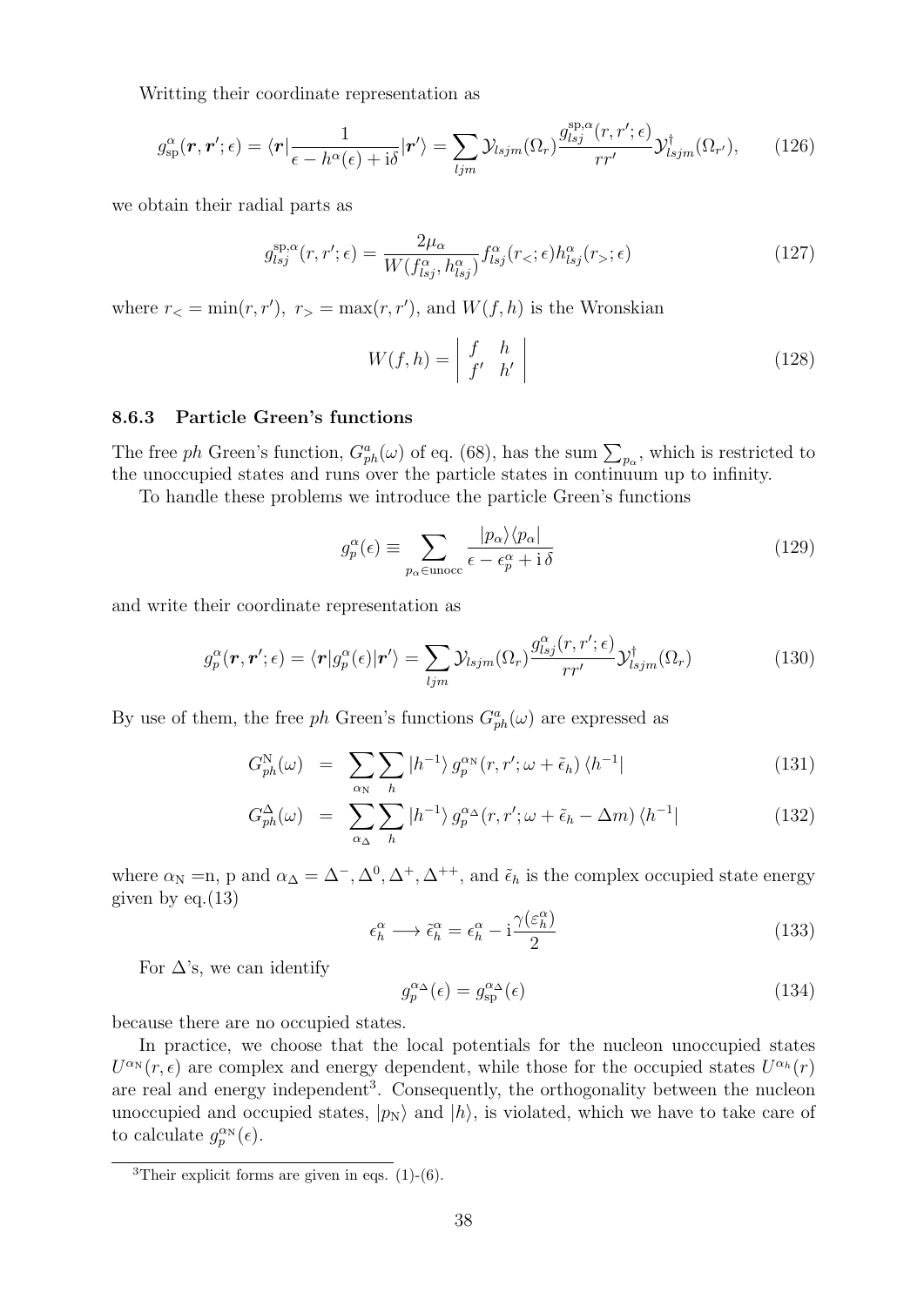Writting their coordinate representation as

$$g^{\alpha}_{\rm sp}(\boldsymbol{r},\boldsymbol{r}';\epsilon) = \langle \boldsymbol{r}| \frac{1}{\epsilon - h^{\alpha}(\epsilon) + {\rm i}\delta} |\boldsymbol{r}'\rangle = \sum_{ljm} \mathcal{Y}_{lsjm}(\Omega_r) \frac{g^{{\rm sp},\alpha}_{lsj}(r,r';\epsilon)}{rr'} \mathcal{Y}^{\dagger}_{lsjm}(\Omega_{r'}), \tag{126}$$

we obtain their radial parts as

$$g^{{\rm sp},\alpha}_{lsj}(r,r';\epsilon) = \frac{2\mu_{\alpha}}{W(f^{\alpha}_{lsj},h^{\alpha}_{lsj})} f^{\alpha}_{lsj}(r_<;\epsilon) h^{\alpha}_{lsj}(r_>;\epsilon) \tag{127}$$

where $r_< = \min(r,r'),\ r_> = \max(r,r')$, and $W(f,h)$ is the Wronskian

$$W(f,h) = \begin{vmatrix} f & h \\ f' & h' \end{vmatrix} \tag{128}$$

#### 8.6.3 Particle Green's functions

The free *ph* Green's function, $G^{a}_{ph}(\omega)$ of eq. (68), has the sum $\sum_{p_\alpha}$, which is restricted to the unoccupied states and runs over the particle states in continuum up to infinity.

To handle these problems we introduce the particle Green's functions

$$g^{\alpha}_{p}(\epsilon) \equiv \sum_{p_\alpha \in {\rm unocc}} \frac{|p_\alpha\rangle\langle p_\alpha|}{\epsilon - \epsilon^{\alpha}_{p} + {\rm i}\,\delta} \tag{129}$$

and write their coordinate representation as

$$g^{\alpha}_{p}(\boldsymbol{r},\boldsymbol{r}';\epsilon) = \langle \boldsymbol{r}|g^{\alpha}_{p}(\epsilon)|\boldsymbol{r}'\rangle = \sum_{ljm} \mathcal{Y}_{lsjm}(\Omega_r) \frac{g^{\alpha}_{lsj}(r,r';\epsilon)}{rr'} \mathcal{Y}^{\dagger}_{lsjm}(\Omega_r) \tag{130}$$

By use of them, the free *ph* Green's functions $G^{a}_{ph}(\omega)$ are expressed as

$$G^{\rm N}_{ph}(\omega) = \sum_{\alpha_{\rm N}} \sum_{h} |h^{-1}\rangle\, g^{\alpha_{\rm N}}_{p}(r,r';\omega + \tilde{\epsilon}_h)\, \langle h^{-1}| \tag{131}$$

$$G^{\Delta}_{ph}(\omega) = \sum_{\alpha_{\Delta}} \sum_{h} |h^{-1}\rangle\, g^{\alpha_{\Delta}}_{p}(r,r';\omega + \tilde{\epsilon}_h - \Delta m)\, \langle h^{-1}| \tag{132}$$

where $\alpha_{\rm N}$ =n, p and $\alpha_{\Delta} = \Delta^-, \Delta^0, \Delta^+, \Delta^{++}$, and $\tilde{\epsilon}_h$ is the complex occupied state energy given by eq.(13)

$$\epsilon^{\alpha}_{h} \longrightarrow \tilde{\epsilon}^{\alpha}_{h} = \epsilon^{\alpha}_{h} - {\rm i}\frac{\gamma(\varepsilon^{\alpha}_{h})}{2} \tag{133}$$

For $\Delta$'s, we can identify

$$g^{\alpha_{\Delta}}_{p}(\epsilon) = g^{\alpha_{\Delta}}_{\rm sp}(\epsilon) \tag{134}$$

because there are no occupied states.

In practice, we choose that the local potentials for the nucleon unoccupied states $U^{\alpha_{\rm N}}(r,\epsilon)$ are complex and energy dependent, while those for the occupied states $U^{\alpha_h}(r)$ are real and energy independent[3]. Consequently, the orthogonality between the nucleon unoccupied and occupied states, $|p_{\rm N}\rangle$ and $|h\rangle$, is violated, which we have to take care of to calculate $g^{\alpha_{\rm N}}_{p}(\epsilon)$.

[3]Their explicit forms are given in eqs. (1)-(6).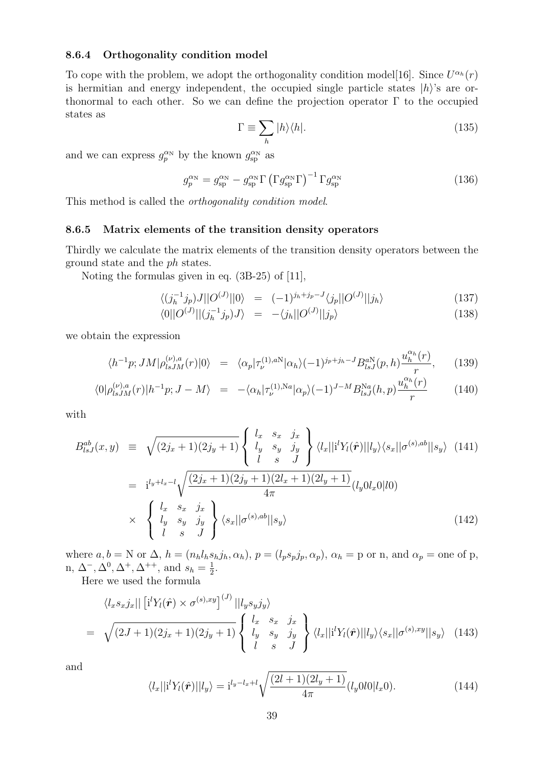### 8.6.4 Orthogonality condition model

To cope with the problem, we adopt the orthogonality condition model[16]. Since $U^{\alpha_h}(r)$ is hermitian and energy independent, the occupied single particle states $|h\rangle$'s are orthonormal to each other. So we can define the projection operator $\Gamma$ to the occupied states as

$$\Gamma \equiv \sum_h |h\rangle\langle h|. \tag{135}$$

and we can express $g_p^{\alpha_{\rm N}}$ by the known $g_{\rm sp}^{\alpha_{\rm N}}$ as

$$g_p^{\alpha_{\rm N}} = g_{\rm sp}^{\alpha_{\rm N}} - g_{\rm sp}^{\alpha_{\rm N}}\Gamma\left(\Gamma g_{\rm sp}^{\alpha_{\rm N}}\Gamma\right)^{-1}\Gamma g_{\rm sp}^{\alpha_{\rm N}} \tag{136}$$

This method is called the *orthogonality condition model*.

### 8.6.5 Matrix elements of the transition density operators

Thirdly we calculate the matrix elements of the transition density operators between the ground state and the *ph* states.

Noting the formulas given in eq. (3B-25) of [11],

$$\langle (j_h^{-1}j_p)J||O^{(J)}||0\rangle = (-1)^{j_h+j_p-J}\langle j_p||O^{(J)}||j_h\rangle \tag{137}$$

$$\langle 0||O^{(J)}||(j_h^{-1}j_p)J\rangle = -\langle j_h||O^{(J)}||j_p\rangle \tag{138}$$

we obtain the expression

$$\langle h^{-1}p;JM|\rho_{lsJM}^{(\nu),a}(r)|0\rangle = \langle\alpha_p|\tau_\nu^{(1),a{\rm N}}|\alpha_h\rangle(-1)^{j_p+j_h-J}B_{lsJ}^{a{\rm N}}(p,h)\frac{u_h^{\alpha_h}(r)}{r}, \tag{139}$$

$$\langle 0|\rho_{lsJM}^{(\nu),a}(r)|h^{-1}p;J-M\rangle = -\langle\alpha_h|\tau_\nu^{(1),{\rm N}a}|\alpha_p\rangle(-1)^{J-M}B_{lsJ}^{{\rm N}a}(h,p)\frac{u_h^{\alpha_h}(r)}{r} \tag{140}$$

with

$$B_{lsJ}^{ab}(x,y) \equiv \sqrt{(2j_x+1)(2j_y+1)}\left\{\begin{array}{ccc} l_x & s_x & j_x \\ l_y & s_y & j_y \\ l & s & J\end{array}\right\}\langle l_x||{\rm i}^lY_l(\hat{\boldsymbol r})||l_y\rangle\langle s_x||\sigma^{(s),ab}||s_y\rangle \tag{141}$$

$$= {\rm i}^{l_y+l_x-l}\sqrt{\frac{(2j_x+1)(2j_y+1)(2l_x+1)(2l_y+1)}{4\pi}}(l_y0l_x0|l0) \times \left\{\begin{array}{ccc} l_x & s_x & j_x \\ l_y & s_y & j_y \\ l & s & J\end{array}\right\}\langle s_x||\sigma^{(s),ab}||s_y\rangle \tag{142}$$

where $a,b = {\rm N}$ or $\Delta$, $h = (n_hl_hs_hj_h,\alpha_h)$, $p = (l_ps_pj_p,\alpha_p)$, $\alpha_h = {\rm p}$ or n, and $\alpha_p =$ one of p, n, $\Delta^-,\Delta^0,\Delta^+,\Delta^{++}$, and $s_h = \frac{1}{2}$.

Here we used the formula

$$\langle l_xs_xj_x||\left[{\rm i}^lY_l(\hat{\boldsymbol r})\times\sigma^{(s),xy}\right]^{(J)}||l_ys_yj_y\rangle = \sqrt{(2J+1)(2j_x+1)(2j_y+1)}\left\{\begin{array}{ccc} l_x & s_x & j_x \\ l_y & s_y & j_y \\ l & s & J\end{array}\right\}\langle l_x||{\rm i}^lY_l(\hat{\boldsymbol r})||l_y\rangle\langle s_x||\sigma^{(s),xy}||s_y\rangle \tag{143}$$

and

$$\langle l_x||{\rm i}^lY_l(\hat{\boldsymbol r})||l_y\rangle = {\rm i}^{l_y-l_x+l}\sqrt{\frac{(2l+1)(2l_y+1)}{4\pi}}(l_y0l0|l_x0). \tag{144}$$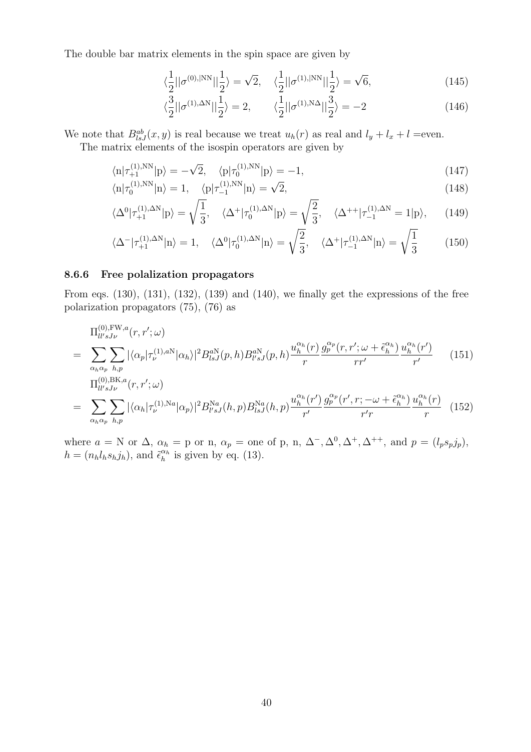The double bar matrix elements in the spin space are given by

$$\langle\frac{1}{2}||\sigma^{(0),|\mathrm{NN}}||\frac{1}{2}\rangle = \sqrt{2}, \quad \langle\frac{1}{2}||\sigma^{(1),|\mathrm{NN}}||\frac{1}{2}\rangle = \sqrt{6}, \tag{145}$$

$$\langle\frac{3}{2}||\sigma^{(1),\Delta\mathrm{N}}||\frac{1}{2}\rangle = 2, \qquad \langle\frac{1}{2}||\sigma^{(1),\mathrm{N}\Delta}||\frac{3}{2}\rangle = -2 \tag{146}$$

We note that $B^{ab}_{lsJ}(x,y)$ is real because we treat $u_h(r)$ as real and $l_y + l_x + l$ =even.

The matrix elements of the isospin operators are given by

$$\langle \mathrm{n}|\tau^{(1),\mathrm{NN}}_{+1}|\mathrm{p}\rangle = -\sqrt{2}, \quad \langle \mathrm{p}|\tau^{(1),\mathrm{NN}}_{0}|\mathrm{p}\rangle = -1, \tag{147}$$

$$\langle \mathrm{n}|\tau^{(1),\mathrm{NN}}_{0}|\mathrm{n}\rangle = 1, \quad \langle \mathrm{p}|\tau^{(1),\mathrm{NN}}_{-1}|\mathrm{n}\rangle = \sqrt{2}, \tag{148}$$

$$\langle \Delta^0|\tau^{(1),\Delta\mathrm{N}}_{+1}|\mathrm{p}\rangle = \sqrt{\frac{1}{3}}, \quad \langle \Delta^+|\tau^{(1),\Delta\mathrm{N}}_{0}|\mathrm{p}\rangle = \sqrt{\frac{2}{3}}, \quad \langle \Delta^{++}|\tau^{(1),\Delta\mathrm{N}}_{-1} = 1|\mathrm{p}\rangle, \tag{149}$$

$$\langle \Delta^-|\tau^{(1),\Delta\mathrm{N}}_{+1}|\mathrm{n}\rangle = 1, \quad \langle \Delta^0|\tau^{(1),\Delta\mathrm{N}}_{0}|\mathrm{n}\rangle = \sqrt{\frac{2}{3}}, \quad \langle \Delta^+|\tau^{(1),\Delta\mathrm{N}}_{-1}|\mathrm{n}\rangle = \sqrt{\frac{1}{3}} \tag{150}$$

### 8.6.6 Free polalization propagators

From eqs. (130), (131), (132), (139) and (140), we finally get the expressions of the free polarization propagators (75), (76) as

$$\begin{aligned}
&\Pi^{(0),\mathrm{FW},a}_{ll'sJ\nu}(r,r';\omega) \\
= &\sum_{\alpha_h\alpha_p}\sum_{h,p} |\langle\alpha_p|\tau^{(1),a\mathrm{N}}_{\nu}|\alpha_h\rangle|^2 B^{a\mathrm{N}}_{lsJ}(p,h) B^{a\mathrm{N}}_{l'sJ}(p,h) \frac{u^{\alpha_h}_h(r)}{r}\frac{g^{\alpha_p}_p(r,r';\omega+\tilde{\epsilon}^{\alpha_h}_h)}{rr'}\frac{u^{\alpha_h}_h(r')}{r'} \qquad (151)\\
&\Pi^{(0),\mathrm{BK},a}_{ll'sJ\nu}(r,r';\omega) \\
= &\sum_{\alpha_h\alpha_p}\sum_{h,p} |\langle\alpha_h|\tau^{(1),\mathrm{N}a}_{\nu}|\alpha_p\rangle|^2 B^{\mathrm{N}a}_{l'sJ}(h,p) B^{\mathrm{N}a}_{lsJ}(h,p) \frac{u^{\alpha_h}_h(r')}{r'}\frac{g^{\alpha_p}_p(r',r;-\omega+\tilde{\epsilon}^{\alpha_h}_h)}{r'r}\frac{u^{\alpha_h}_h(r)}{r} \qquad (152)
\end{aligned}$$

where $a$ = N or $\Delta$, $\alpha_h$ = p or n, $\alpha_p$ = one of p, n, $\Delta^-, \Delta^0, \Delta^+, \Delta^{++}$, and $p = (l_p s_p j_p)$, $h = (n_h l_h s_h j_h)$, and $\tilde{\epsilon}^{\alpha_h}_h$ is given by eq. (13).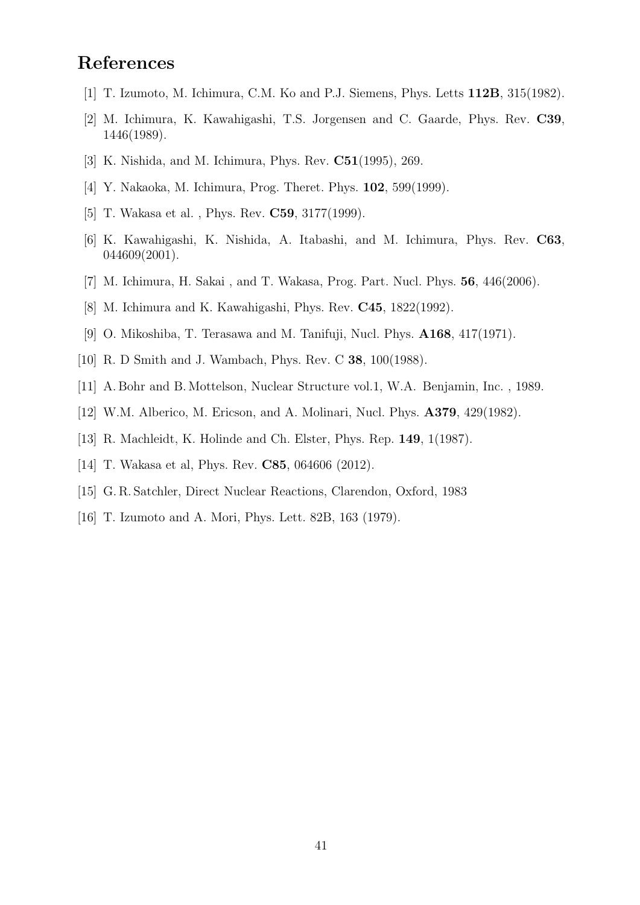# References

[1] T. Izumoto, M. Ichimura, C.M. Ko and P.J. Siemens, Phys. Letts **112B**, 315(1982).

[2] M. Ichimura, K. Kawahigashi, T.S. Jorgensen and C. Gaarde, Phys. Rev. **C39**, 1446(1989).

[3] K. Nishida, and M. Ichimura, Phys. Rev. **C51**(1995), 269.

[4] Y. Nakaoka, M. Ichimura, Prog. Theret. Phys. **102**, 599(1999).

[5] T. Wakasa et al. , Phys. Rev. **C59**, 3177(1999).

[6] K. Kawahigashi, K. Nishida, A. Itabashi, and M. Ichimura, Phys. Rev. **C63**, 044609(2001).

[7] M. Ichimura, H. Sakai , and T. Wakasa, Prog. Part. Nucl. Phys. **56**, 446(2006).

[8] M. Ichimura and K. Kawahigashi, Phys. Rev. **C45**, 1822(1992).

[9] O. Mikoshiba, T. Terasawa and M. Tanifuji, Nucl. Phys. **A168**, 417(1971).

[10] R. D Smith and J. Wambach, Phys. Rev. C **38**, 100(1988).

[11] A. Bohr and B. Mottelson, Nuclear Structure vol.1, W.A. Benjamin, Inc. , 1989.

[12] W.M. Alberico, M. Ericson, and A. Molinari, Nucl. Phys. **A379**, 429(1982).

[13] R. Machleidt, K. Holinde and Ch. Elster, Phys. Rep. **149**, 1(1987).

[14] T. Wakasa et al, Phys. Rev. **C85**, 064606 (2012).

[15] G. R. Satchler, Direct Nuclear Reactions, Clarendon, Oxford, 1983

[16] T. Izumoto and A. Mori, Phys. Lett. 82B, 163 (1979).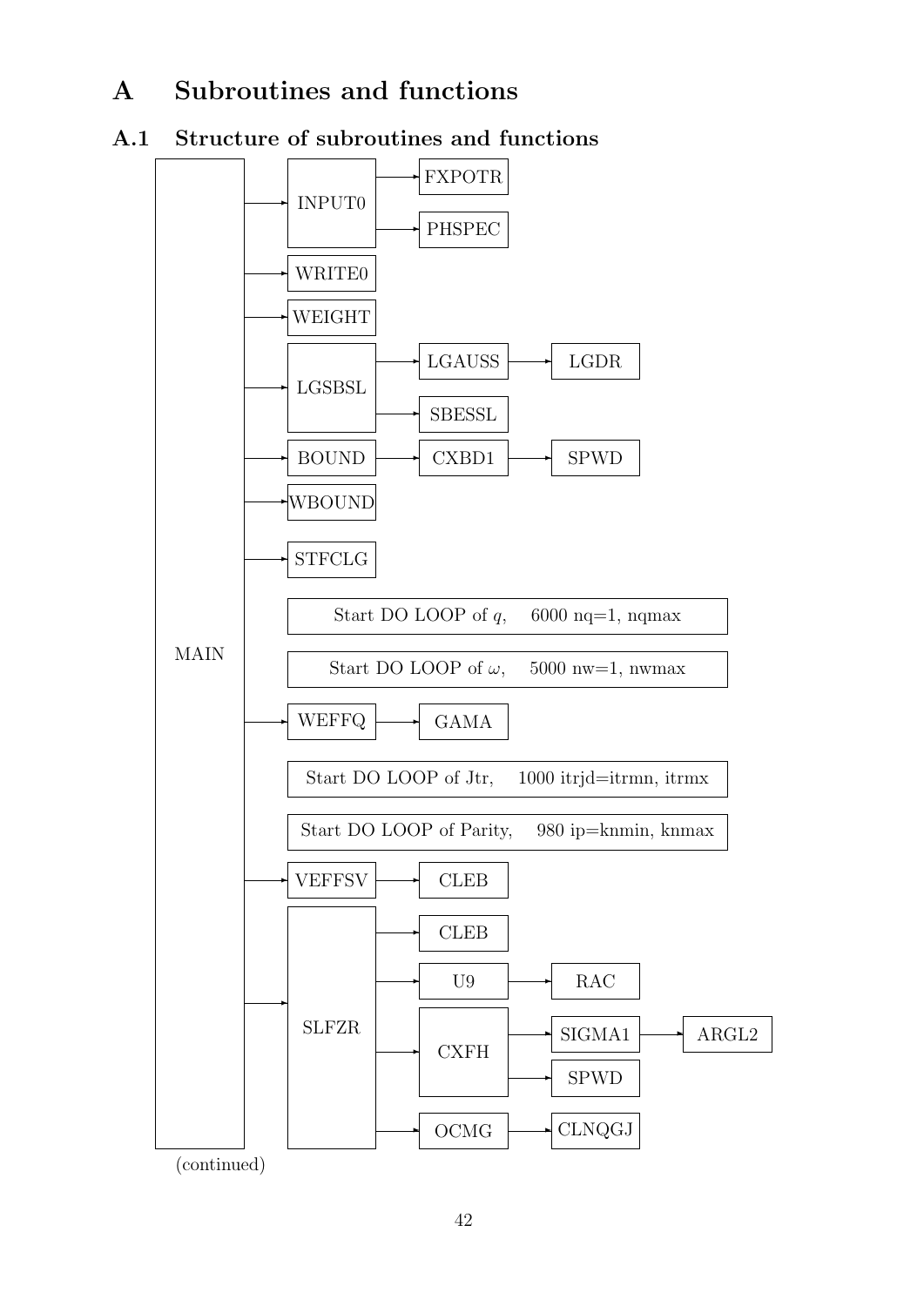# A Subroutines and functions

## A.1 Structure of subroutines and functions

```
MAIN ──► INPUT0 ──► FXPOTR
     │          └─► PHSPEC
     ├─► WRITE0
     ├─► WEIGHT
     ├─► LGSBSL ──► LGAUSS ──► LGDR
     │          └─► SBESSL
     ├─► BOUND ──► CXBD1 ──► SPWD
     ├─► WBOUND
     ├─► STFCLG
     │
     │   Start DO LOOP of q,     6000 nq=1, nqmax
     │
     │   Start DO LOOP of ω,     5000 nw=1, nwmax
     │
     ├─► WEFFQ ──► GAMA
     │
     │   Start DO LOOP of Jtr,     1000 itrjd=itrmn, itrmx
     │
     │   Start DO LOOP of Parity,     980 ip=knmin, knmax
     │
     ├─► VEFFSV ──► CLEB
     └─► SLFZR ──► CLEB
               ├─► U9 ──► RAC
               ├─► CXFH ──► SIGMA1 ──► ARGL2
               │        └─► SPWD
               └─► OCMG ──► CLNQGJ
```

(continued)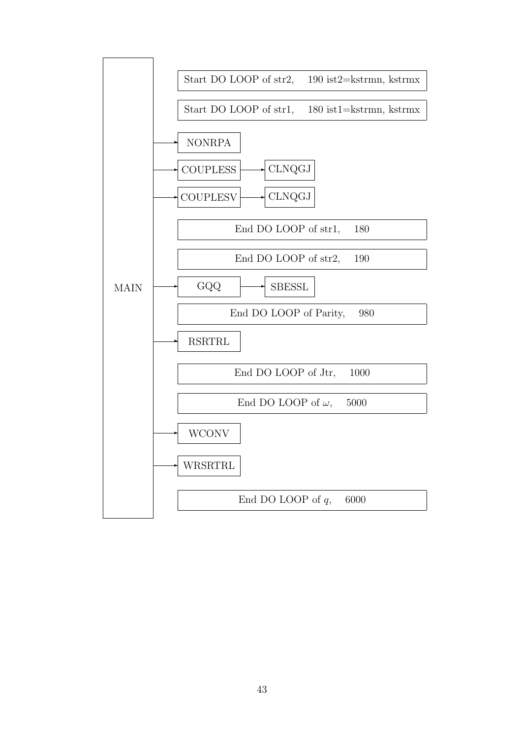MAIN

- Start DO LOOP of str2, 190 ist2=kstrmn, kstrmx
- Start DO LOOP of str1, 180 ist1=kstrmn, kstrmx
- → NONRPA
- → COUPLESS → CLNQGJ
- → COUPLESV → CLNQGJ
- End DO LOOP of str1, 180
- End DO LOOP of str2, 190
- → GQQ → SBESSL
- End DO LOOP of Parity, 980
- → RSRTRL
- End DO LOOP of Jtr, 1000
- End DO LOOP of $\omega$, 5000
- → WCONV
- → WRSRTRL
- End DO LOOP of $q$, 6000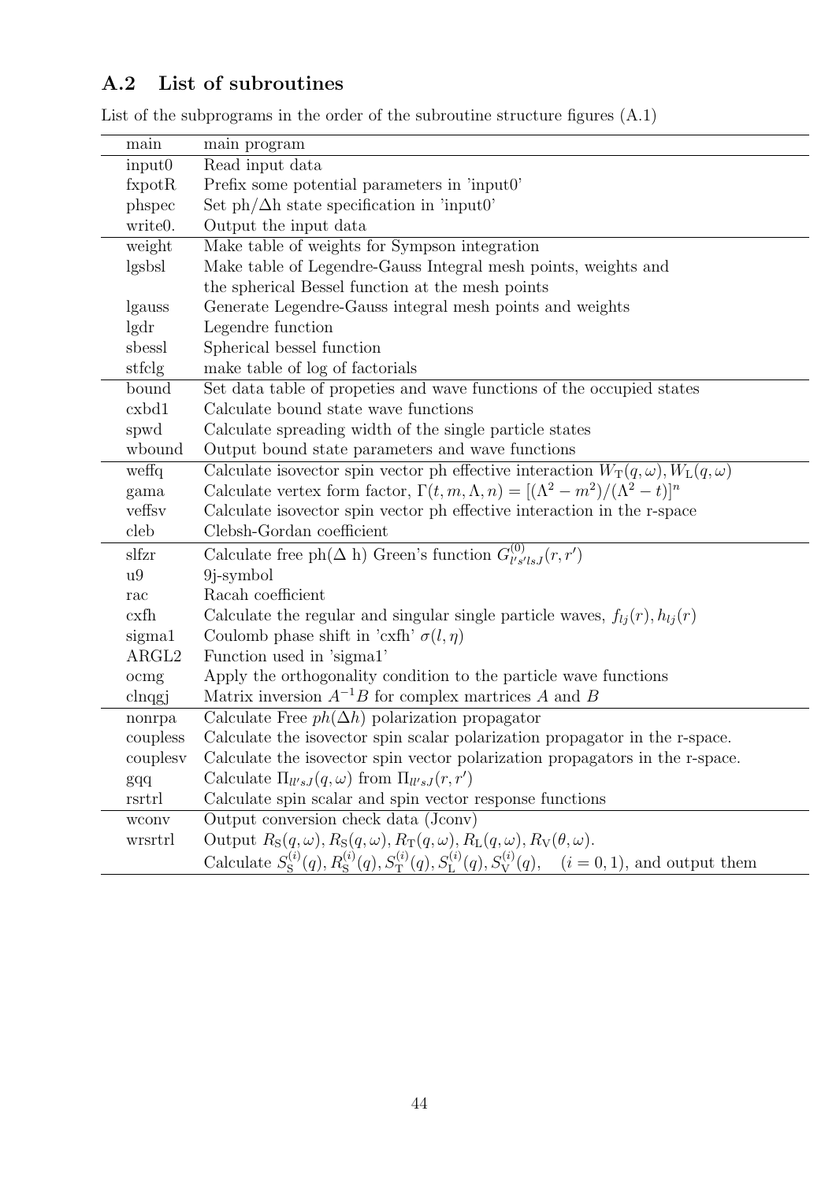## A.2 List of subroutines

List of the subprograms in the order of the subroutine structure figures (A.1)

| | |
|---|---|
| main | main program |
| input0 | Read input data |
| fxpotR | Prefix some potential parameters in 'input0' |
| phspec | Set ph/$\Delta$h state specification in 'input0' |
| write0. | Output the input data |
| weight | Make table of weights for Sympson integration |
| lgsbsl | Make table of Legendre-Gauss Integral mesh points, weights and the spherical Bessel function at the mesh points |
| lgauss | Generate Legendre-Gauss integral mesh points and weights |
| lgdr | Legendre function |
| sbessl | Spherical bessel function |
| stfclg | make table of log of factorials |
| bound | Set data table of propeties and wave functions of the occupied states |
| cxbd1 | Calculate bound state wave functions |
| spwd | Calculate spreading width of the single particle states |
| wbound | Output bound state parameters and wave functions |
| weffq | Calculate isovector spin vector ph effective interaction $W_{\rm T}(q,\omega), W_{\rm L}(q,\omega)$ |
| gama | Calculate vertex form factor, $\Gamma(t,m,\Lambda,n) = [(\Lambda^2 - m^2)/(\Lambda^2 - t)]^n$ |
| veffsv | Calculate isovector spin vector ph effective interaction in the r-space |
| cleb | Clebsh-Gordan coefficient |
| slfzr | Calculate free ph($\Delta$ h) Green's function $G^{(0)}_{l's'lsJ}(r,r')$ |
| u9 | 9j-symbol |
| rac | Racah coefficient |
| cxfh | Calculate the regular and singular single particle waves, $f_{lj}(r), h_{lj}(r)$ |
| sigma1 | Coulomb phase shift in 'cxfh' $\sigma(l,\eta)$ |
| ARGL2 | Function used in 'sigma1' |
| ocmg | Apply the orthogonality condition to the particle wave functions |
| clnqgj | Matrix inversion $A^{-1}B$ for complex martrices $A$ and $B$ |
| nonrpa | Calculate Free $ph(\Delta h)$ polarization propagator |
| coupless | Calculate the isovector spin scalar polarization propagator in the r-space. |
| couplesv | Calculate the isovector spin vector polarization propagators in the r-space. |
| gqq | Calculate $\Pi_{ll'sJ}(q,\omega)$ from $\Pi_{ll'sJ}(r,r')$ |
| rsrtrl | Calculate spin scalar and spin vector response functions |
| wconv | Output conversion check data (Jconv) |
| wrsrtrl | Output $R_{\rm S}(q,\omega), R_{\rm S}(q,\omega), R_{\rm T}(q,\omega), R_{\rm L}(q,\omega), R_{\rm V}(\theta,\omega)$. Calculate $S^{(i)}_{\rm S}(q), R^{(i)}_{\rm S}(q), S^{(i)}_{\rm T}(q), S^{(i)}_{\rm L}(q), S^{(i)}_{\rm V}(q), \quad (i=0,1)$, and output them |